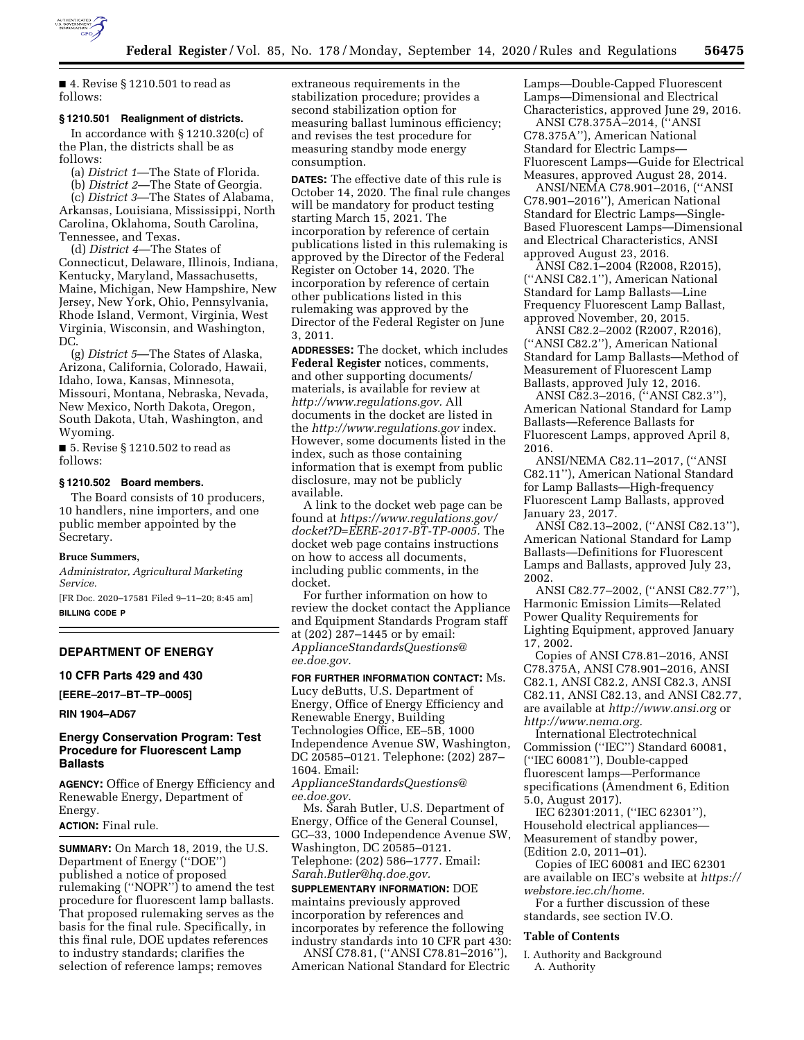■ 4. Revise § 1210.501 to read as follows:

**§ 1210.501 Realignment of districts.**

In accordance with § 1210.320(c) of the Plan, the districts shall be as follows:

(a) *District 1*—The State of Florida.

(b) *District 2*—The State of Georgia.

(c) *District 3*—The States of Alabama, Arkansas, Louisiana, Mississippi, North Carolina, Oklahoma, South Carolina, Tennessee, and Texas.

(d) *District 4*—The States of Connecticut, Delaware, Illinois, Indiana, Kentucky, Maryland, Massachusetts, Maine, Michigan, New Hampshire, New Jersey, New York, Ohio, Pennsylvania, Rhode Island, Vermont, Virginia, West Virginia, Wisconsin, and Washington, DC.

(g) *District 5*—The States of Alaska, Arizona, California, Colorado, Hawaii, Idaho, Iowa, Kansas, Minnesota, Missouri, Montana, Nebraska, Nevada, New Mexico, North Dakota, Oregon, South Dakota, Utah, Washington, and Wyoming.

■ 5. Revise § 1210.502 to read as follows:

**§ 1210.502 Board members.**

The Board consists of 10 producers, 10 handlers, nine importers, and one public member appointed by the Secretary.

**Bruce Summers,**

*Administrator, Agricultural Marketing Service.*

[FR Doc. 2020–17581 Filed 9–11–20; 8:45 am]

**BILLING CODE P**

---

## DEPARTMENT OF ENERGY

### 10 CFR Parts 429 and 430

**[EERE–2017–BT–TP–0005]**

**RIN 1904–AD67**

### Energy Conservation Program: Test Procedure for Fluorescent Lamp Ballasts

**AGENCY:** Office of Energy Efficiency and Renewable Energy, Department of Energy.

**ACTION:** Final rule.

**SUMMARY:** On March 18, 2019, the U.S. Department of Energy ("DOE") published a notice of proposed rulemaking ("NOPR") to amend the test procedure for fluorescent lamp ballasts. That proposed rulemaking serves as the basis for the final rule. Specifically, in this final rule, DOE updates references to industry standards; clarifies the selection of reference lamps; removes extraneous requirements in the stabilization procedure; provides a second stabilization option for measuring ballast luminous efficiency; and revises the test procedure for measuring standby mode energy consumption.

**DATES:** The effective date of this rule is October 14, 2020. The final rule changes will be mandatory for product testing starting March 15, 2021. The incorporation by reference of certain publications listed in this rulemaking is approved by the Director of the Federal Register on October 14, 2020. The incorporation by reference of certain other publications listed in this rulemaking was approved by the Director of the Federal Register on June 3, 2011.

**ADDRESSES:** The docket, which includes **Federal Register** notices, comments, and other supporting documents/materials, is available for review at *http://www.regulations.gov.* All documents in the docket are listed in the *http://www.regulations.gov* index. However, some documents listed in the index, such as those containing information that is exempt from public disclosure, may not be publicly available.

A link to the docket web page can be found at *https://www.regulations.gov/docket?D=EERE-2017-BT-TP-0005.* The docket web page contains instructions on how to access all documents, including public comments, in the docket.

For further information on how to review the docket contact the Appliance and Equipment Standards Program staff at (202) 287–1445 or by email: *ApplianceStandardsQuestions@ee.doe.gov.*

**FOR FURTHER INFORMATION CONTACT:** Ms. Lucy deButts, U.S. Department of Energy, Office of Energy Efficiency and Renewable Energy, Building Technologies Office, EE–5B, 1000 Independence Avenue SW, Washington, DC 20585–0121. Telephone: (202) 287–1604. Email: *ApplianceStandardsQuestions@ee.doe.gov.*

Ms. Sarah Butler, U.S. Department of Energy, Office of the General Counsel, GC–33, 1000 Independence Avenue SW, Washington, DC 20585–0121. Telephone: (202) 586–1777. Email: *Sarah.Butler@hq.doe.gov.*

**SUPPLEMENTARY INFORMATION:** DOE maintains previously approved incorporation by references and incorporates by reference the following industry standards into 10 CFR part 430:

ANSI C78.81, ("ANSI C78.81–2016"), American National Standard for Electric Lamps—Double-Capped Fluorescent Lamps—Dimensional and Electrical Characteristics, approved June 29, 2016.

ANSI C78.375A–2014, ("ANSI C78.375A"), American National Standard for Electric Lamps—Fluorescent Lamps—Guide for Electrical Measures, approved August 28, 2014.

ANSI/NEMA C78.901–2016, ("ANSI C78.901–2016"), American National Standard for Electric Lamps—Single-Based Fluorescent Lamps—Dimensional and Electrical Characteristics, ANSI approved August 23, 2016.

ANSI C82.1–2004 (R2008, R2015), ("ANSI C82.1"), American National Standard for Lamp Ballasts—Line Frequency Fluorescent Lamp Ballast, approved November, 20, 2015.

ANSI C82.2–2002 (R2007, R2016), ("ANSI C82.2"), American National Standard for Lamp Ballasts—Method of Measurement of Fluorescent Lamp Ballasts, approved July 12, 2016.

ANSI C82.3–2016, ("ANSI C82.3"), American National Standard for Lamp Ballasts—Reference Ballasts for Fluorescent Lamps, approved April 8, 2016.

ANSI/NEMA C82.11–2017, ("ANSI C82.11"), American National Standard for Lamp Ballasts—High-frequency Fluorescent Lamp Ballasts, approved January 23, 2017.

ANSI C82.13–2002, ("ANSI C82.13"), American National Standard for Lamp Ballasts—Definitions for Fluorescent Lamps and Ballasts, approved July 23, 2002.

ANSI C82.77–2002, ("ANSI C82.77"), Harmonic Emission Limits—Related Power Quality Requirements for Lighting Equipment, approved January 17, 2002.

Copies of ANSI C78.81–2016, ANSI C78.375A, ANSI C78.901–2016, ANSI C82.1, ANSI C82.2, ANSI C82.3, ANSI C82.11, ANSI C82.13, and ANSI C82.77, are available at *http://www.ansi.org* or *http://www.nema.org.*

International Electrotechnical Commission ("IEC") Standard 60081, ("IEC 60081"), Double-capped fluorescent lamps—Performance specifications (Amendment 6, Edition 5.0, August 2017).

IEC 62301:2011, ("IEC 62301"), Household electrical appliances—Measurement of standby power, (Edition 2.0, 2011–01).

Copies of IEC 60081 and IEC 62301 are available on IEC's website at *https://webstore.iec.ch/home.*

For a further discussion of these standards, see section IV.O.

**Table of Contents**

I. Authority and Background
  A. Authority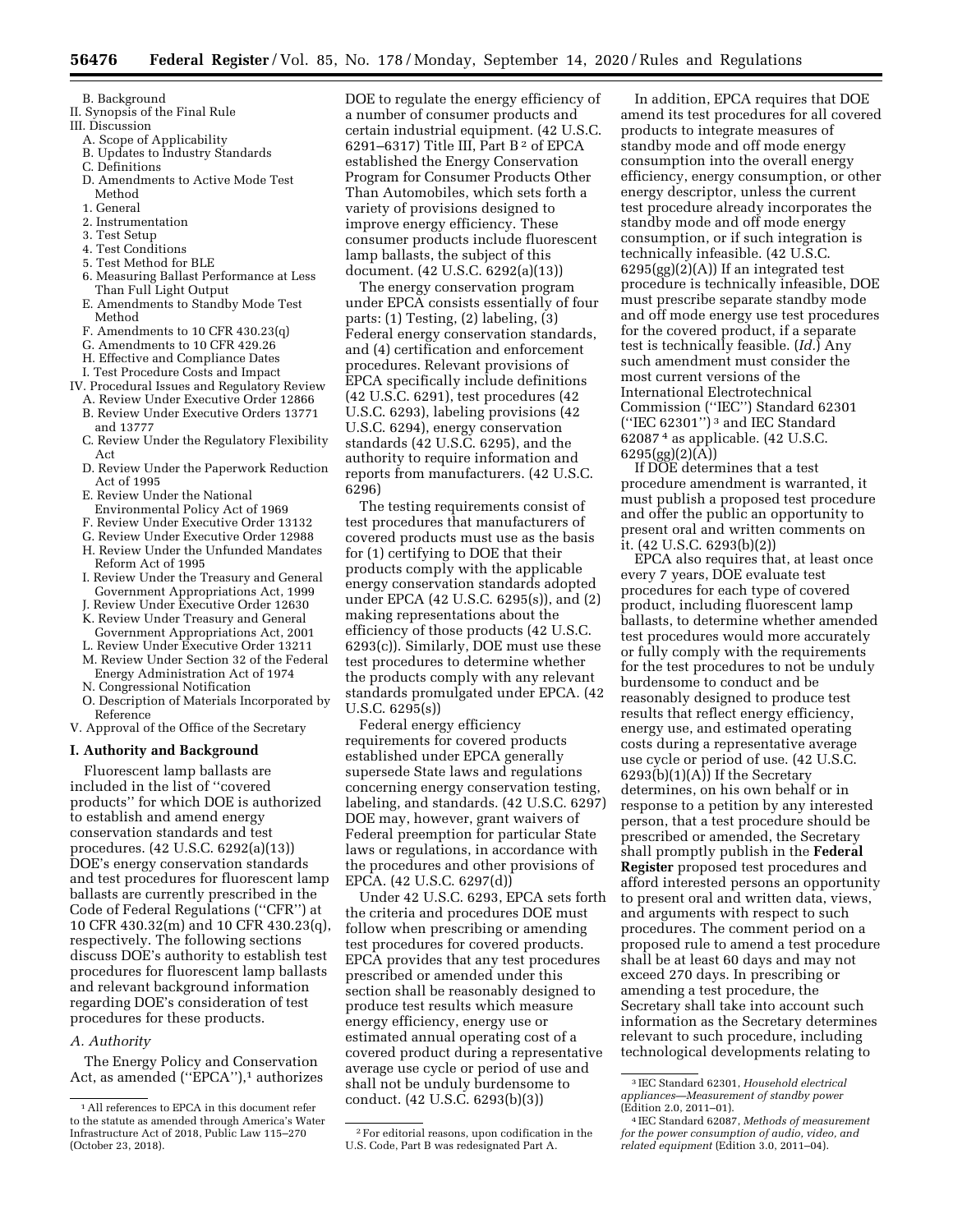B. Background
II. Synopsis of the Final Rule
III. Discussion
  A. Scope of Applicability
  B. Updates to Industry Standards
  C. Definitions
  D. Amendments to Active Mode Test Method
  1. General
  2. Instrumentation
  3. Test Setup
  4. Test Conditions
  5. Test Method for BLE
  6. Measuring Ballast Performance at Less Than Full Light Output
  E. Amendments to Standby Mode Test Method
  F. Amendments to 10 CFR 430.23(q)
  G. Amendments to 10 CFR 429.26
  H. Effective and Compliance Dates
  I. Test Procedure Costs and Impact
IV. Procedural Issues and Regulatory Review
  A. Review Under Executive Order 12866
  B. Review Under Executive Orders 13771 and 13777
  C. Review Under the Regulatory Flexibility Act
  D. Review Under the Paperwork Reduction Act of 1995
  E. Review Under the National Environmental Policy Act of 1969
  F. Review Under Executive Order 13132
  G. Review Under Executive Order 12988
  H. Review Under the Unfunded Mandates Reform Act of 1995
  I. Review Under the Treasury and General Government Appropriations Act, 1999
  J. Review Under Executive Order 12630
  K. Review Under Treasury and General Government Appropriations Act, 2001
  L. Review Under Executive Order 13211
  M. Review Under Section 32 of the Federal Energy Administration Act of 1974
  N. Congressional Notification
  O. Description of Materials Incorporated by Reference
V. Approval of the Office of the Secretary

## I. Authority and Background

Fluorescent lamp ballasts are included in the list of "covered products" for which DOE is authorized to establish and amend energy conservation standards and test procedures. (42 U.S.C. 6292(a)(13)) DOE's energy conservation standards and test procedures for fluorescent lamp ballasts are currently prescribed in the Code of Federal Regulations ("CFR") at 10 CFR 430.32(m) and 10 CFR 430.23(q), respectively. The following sections discuss DOE's authority to establish test procedures for fluorescent lamp ballasts and relevant background information regarding DOE's consideration of test procedures for these products.

### *A. Authority*

The Energy Policy and Conservation Act, as amended ("EPCA"),[1] authorizes DOE to regulate the energy efficiency of a number of consumer products and certain industrial equipment. (42 U.S.C. 6291–6317) Title III, Part B[2] of EPCA established the Energy Conservation Program for Consumer Products Other Than Automobiles, which sets forth a variety of provisions designed to improve energy efficiency. These consumer products include fluorescent lamp ballasts, the subject of this document. (42 U.S.C. 6292(a)(13))

The energy conservation program under EPCA consists essentially of four parts: (1) Testing, (2) labeling, (3) Federal energy conservation standards, and (4) certification and enforcement procedures. Relevant provisions of EPCA specifically include definitions (42 U.S.C. 6291), test procedures (42 U.S.C. 6293), labeling provisions (42 U.S.C. 6294), energy conservation standards (42 U.S.C. 6295), and the authority to require information and reports from manufacturers. (42 U.S.C. 6296)

The testing requirements consist of test procedures that manufacturers of covered products must use as the basis for (1) certifying to DOE that their products comply with the applicable energy conservation standards adopted under EPCA (42 U.S.C. 6295(s)), and (2) making representations about the efficiency of those products (42 U.S.C. 6293(c)). Similarly, DOE must use these test procedures to determine whether the products comply with any relevant standards promulgated under EPCA. (42 U.S.C. 6295(s))

Federal energy efficiency requirements for covered products established under EPCA generally supersede State laws and regulations concerning energy conservation testing, labeling, and standards. (42 U.S.C. 6297) DOE may, however, grant waivers of Federal preemption for particular State laws or regulations, in accordance with the procedures and other provisions of EPCA. (42 U.S.C. 6297(d))

Under 42 U.S.C. 6293, EPCA sets forth the criteria and procedures DOE must follow when prescribing or amending test procedures for covered products. EPCA provides that any test procedures prescribed or amended under this section shall be reasonably designed to produce test results which measure energy efficiency, energy use or estimated annual operating cost of a covered product during a representative average use cycle or period of use and shall not be unduly burdensome to conduct. (42 U.S.C. 6293(b)(3))

In addition, EPCA requires that DOE amend its test procedures for all covered products to integrate measures of standby mode and off mode energy consumption into the overall energy efficiency, energy consumption, or other energy descriptor, unless the current test procedure already incorporates the standby mode and off mode energy consumption, or if such integration is technically infeasible. (42 U.S.C. 6295(gg)(2)(A)) If an integrated test procedure is technically infeasible, DOE must prescribe separate standby mode and off mode energy use test procedures for the covered product, if a separate test is technically feasible. (*Id.*) Any such amendment must consider the most current versions of the International Electrotechnical Commission ("IEC") Standard 62301 ("IEC 62301")[3] and IEC Standard 62087[4] as applicable. (42 U.S.C. 6295(gg)(2)(A))

If DOE determines that a test procedure amendment is warranted, it must publish a proposed test procedure and offer the public an opportunity to present oral and written comments on it. (42 U.S.C. 6293(b)(2))

EPCA also requires that, at least once every 7 years, DOE evaluate test procedures for each type of covered product, including fluorescent lamp ballasts, to determine whether amended test procedures would more accurately or fully comply with the requirements for the test procedures to not be unduly burdensome to conduct and be reasonably designed to produce test results that reflect energy efficiency, energy use, and estimated operating costs during a representative average use cycle or period of use. (42 U.S.C. 6293(b)(1)(A)) If the Secretary determines, on his own behalf or in response to a petition by any interested person, that a test procedure should be prescribed or amended, the Secretary shall promptly publish in the **Federal Register** proposed test procedures and afford interested persons an opportunity to present oral and written data, views, and arguments with respect to such procedures. The comment period on a proposed rule to amend a test procedure shall be at least 60 days and may not exceed 270 days. In prescribing or amending a test procedure, the Secretary shall take into account such information as the Secretary determines relevant to such procedure, including technological developments relating to

---

[1] All references to EPCA in this document refer to the statute as amended through America's Water Infrastructure Act of 2018, Public Law 115–270 (October 23, 2018).

[2] For editorial reasons, upon codification in the U.S. Code, Part B was redesignated Part A.

[3] IEC Standard 62301, *Household electrical appliances—Measurement of standby power* (Edition 2.0, 2011–01).

[4] IEC Standard 62087, *Methods of measurement for the power consumption of audio, video, and related equipment* (Edition 3.0, 2011–04).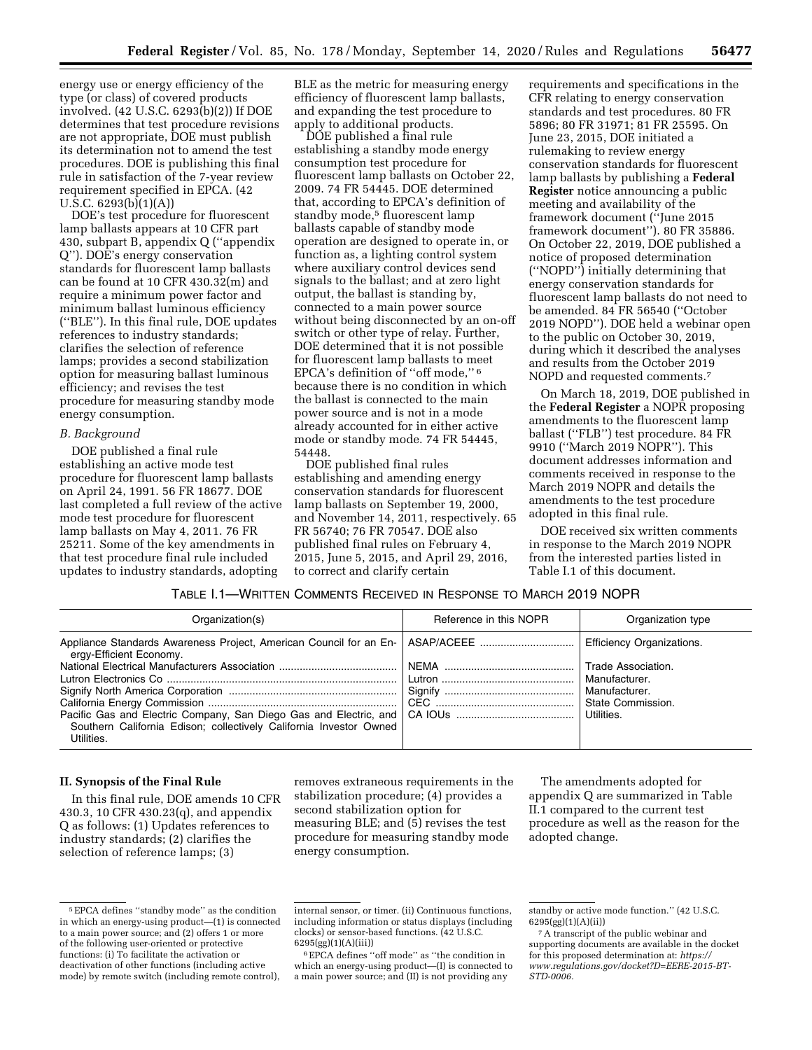energy use or energy efficiency of the type (or class) of covered products involved. (42 U.S.C. 6293(b)(2)) If DOE determines that test procedure revisions are not appropriate, DOE must publish its determination not to amend the test procedures. DOE is publishing this final rule in satisfaction of the 7-year review requirement specified in EPCA. (42 U.S.C. 6293(b)(1)(A))

DOE's test procedure for fluorescent lamp ballasts appears at 10 CFR part 430, subpart B, appendix Q (''appendix Q''). DOE's energy conservation standards for fluorescent lamp ballasts can be found at 10 CFR 430.32(m) and require a minimum power factor and minimum ballast luminous efficiency (''BLE''). In this final rule, DOE updates references to industry standards; clarifies the selection of reference lamps; provides a second stabilization option for measuring ballast luminous efficiency; and revises the test procedure for measuring standby mode energy consumption.

### *B. Background*

DOE published a final rule establishing an active mode test procedure for fluorescent lamp ballasts on April 24, 1991. 56 FR 18677. DOE last completed a full review of the active mode test procedure for fluorescent lamp ballasts on May 4, 2011. 76 FR 25211. Some of the key amendments in that test procedure final rule included updates to industry standards, adopting BLE as the metric for measuring energy efficiency of fluorescent lamp ballasts, and expanding the test procedure to apply to additional products.

DOE published a final rule establishing a standby mode energy consumption test procedure for fluorescent lamp ballasts on October 22, 2009. 74 FR 54445. DOE determined that, according to EPCA's definition of standby mode,[5] fluorescent lamp ballasts capable of standby mode operation are designed to operate in, or function as, a lighting control system where auxiliary control devices send signals to the ballast; and at zero light output, the ballast is standing by, connected to a main power source without being disconnected by an on-off switch or other type of relay. Further, DOE determined that it is not possible for fluorescent lamp ballasts to meet EPCA's definition of ''off mode,'' [6] because there is no condition in which the ballast is connected to the main power source and is not in a mode already accounted for in either active mode or standby mode. 74 FR 54445, 54448.

DOE published final rules establishing and amending energy conservation standards for fluorescent lamp ballasts on September 19, 2000, and November 14, 2011, respectively. 65 FR 56740; 76 FR 70547. DOE also published final rules on February 4, 2015, June 5, 2015, and April 29, 2016, to correct and clarify certain requirements and specifications in the CFR relating to energy conservation standards and test procedures. 80 FR 5896; 80 FR 31971; 81 FR 25595. On June 23, 2015, DOE initiated a rulemaking to review energy conservation standards for fluorescent lamp ballasts by publishing a **Federal Register** notice announcing a public meeting and availability of the framework document (''June 2015 framework document''). 80 FR 35886. On October 22, 2019, DOE published a notice of proposed determination (''NOPD'') initially determining that energy conservation standards for fluorescent lamp ballasts do not need to be amended. 84 FR 56540 (''October 2019 NOPD''). DOE held a webinar open to the public on October 30, 2019, during which it described the analyses and results from the October 2019 NOPD and requested comments.[7]

On March 18, 2019, DOE published in the **Federal Register** a NOPR proposing amendments to the fluorescent lamp ballast (''FLB'') test procedure. 84 FR 9910 (''March 2019 NOPR''). This document addresses information and comments received in response to the March 2019 NOPR and details the amendments to the test procedure adopted in this final rule.

DOE received six written comments in response to the March 2019 NOPR from the interested parties listed in Table I.1 of this document.

TABLE I.1—WRITTEN COMMENTS RECEIVED IN RESPONSE TO MARCH 2019 NOPR

| Organization(s) | Reference in this NOPR | Organization type |
|---|---|---|
| Appliance Standards Awareness Project, American Council for an Energy-Efficient Economy. | ASAP/ACEEE | Efficiency Organizations. |
| National Electrical Manufacturers Association | NEMA | Trade Association. |
| Lutron Electronics Co | Lutron | Manufacturer. |
| Signify North America Corporation | Signify | Manufacturer. |
| California Energy Commission | CEC | State Commission. |
| Pacific Gas and Electric Company, San Diego Gas and Electric, and Southern California Edison; collectively California Investor Owned Utilities. | CA IOUs | Utilities. |

## II. Synopsis of the Final Rule

In this final rule, DOE amends 10 CFR 430.3, 10 CFR 430.23(q), and appendix Q as follows: (1) Updates references to industry standards; (2) clarifies the selection of reference lamps; (3) removes extraneous requirements in the stabilization procedure; (4) provides a second stabilization option for measuring BLE; and (5) revises the test procedure for measuring standby mode energy consumption.

The amendments adopted for appendix Q are summarized in Table II.1 compared to the current test procedure as well as the reason for the adopted change.

---

[5] EPCA defines ''standby mode'' as the condition in which an energy-using product—(1) is connected to a main power source; and (2) offers 1 or more of the following user-oriented or protective functions: (i) To facilitate the activation or deactivation of other functions (including active mode) by remote switch (including remote control), internal sensor, or timer. (ii) Continuous functions, including information or status displays (including clocks) or sensor-based functions. (42 U.S.C. 6295(gg)(1)(A)(iii))

[6] EPCA defines ''off mode'' as ''the condition in which an energy-using product—(I) is connected to a main power source; and (II) is not providing any standby or active mode function.'' (42 U.S.C. 6295(gg)(1)(A)(ii))

[7] A transcript of the public webinar and supporting documents are available in the docket for this proposed determination at: *https://www.regulations.gov/docket?D=EERE-2015-BT-STD-0006*.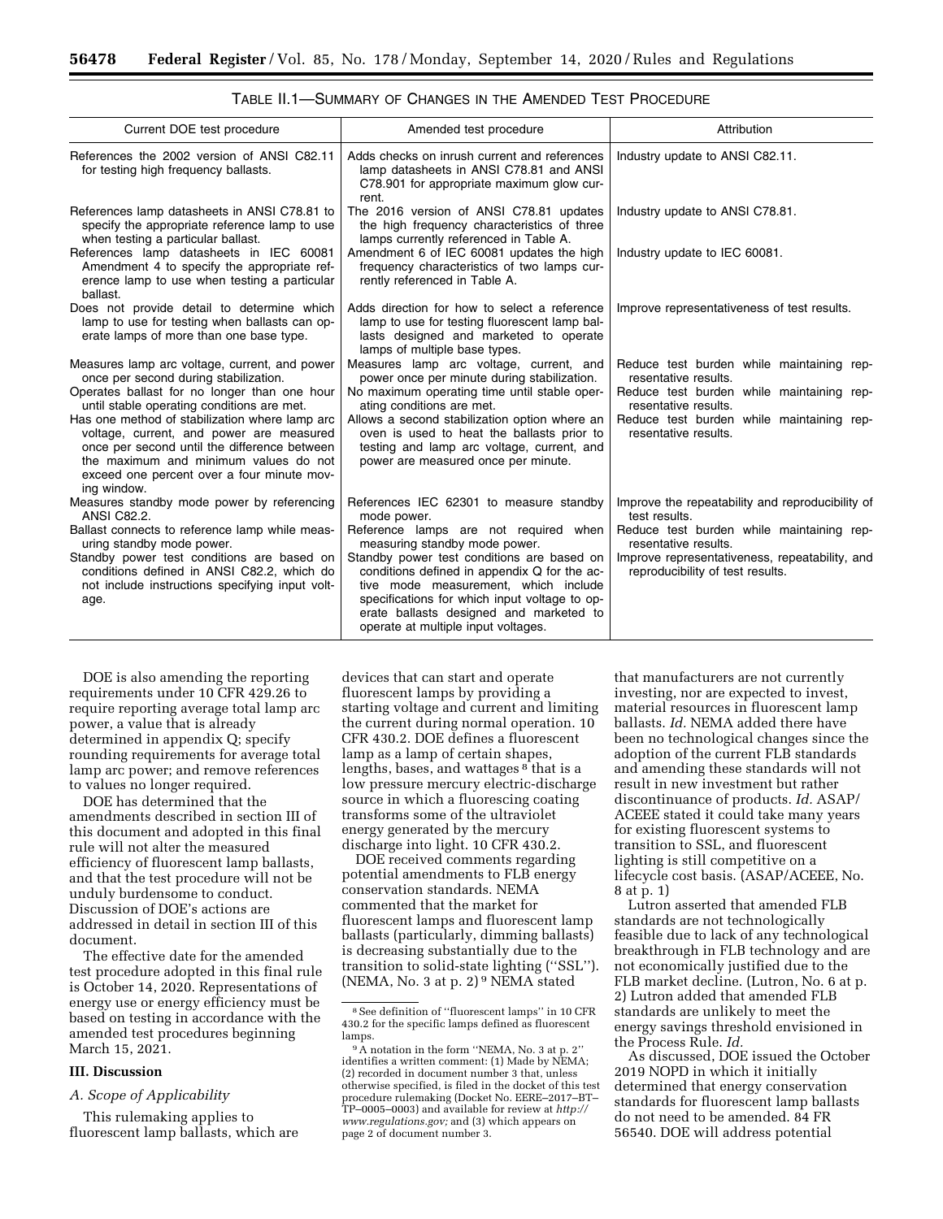TABLE II.1—SUMMARY OF CHANGES IN THE AMENDED TEST PROCEDURE

| Current DOE test procedure | Amended test procedure | Attribution |
|---|---|---|
| References the 2002 version of ANSI C82.11 for testing high frequency ballasts. | Adds checks on inrush current and references lamp datasheets in ANSI C78.81 and ANSI C78.901 for appropriate maximum glow current. | Industry update to ANSI C82.11. |
| References lamp datasheets in ANSI C78.81 to specify the appropriate reference lamp to use when testing a particular ballast. | The 2016 version of ANSI C78.81 updates the high frequency characteristics of three lamps currently referenced in Table A. | Industry update to ANSI C78.81. |
| References lamp datasheets in IEC 60081 Amendment 4 to specify the appropriate reference lamp to use when testing a particular ballast. | Amendment 6 of IEC 60081 updates the high frequency characteristics of two lamps currently referenced in Table A. | Industry update to IEC 60081. |
| Does not provide detail to determine which lamp to use for testing when ballasts can operate lamps of more than one base type. | Adds direction for how to select a reference lamp to use for testing fluorescent lamp ballasts designed and marketed to operate lamps of multiple base types. | Improve representativeness of test results. |
| Measures lamp arc voltage, current, and power once per second during stabilization. | Measures lamp arc voltage, current, and power once per minute during stabilization. | Reduce test burden while maintaining representative results. |
| Operates ballast for no longer than one hour until stable operating conditions are met. | No maximum operating time until stable operating conditions are met. | Reduce test burden while maintaining representative results. |
| Has one method of stabilization where lamp arc voltage, current, and power are measured once per second until the difference between the maximum and minimum values do not exceed one percent over a four minute moving window. | Allows a second stabilization option where an oven is used to heat the ballasts prior to testing and lamp arc voltage, current, and power are measured once per minute. | Reduce test burden while maintaining representative results. |
| Measures standby mode power by referencing ANSI C82.2. | References IEC 62301 to measure standby mode power. | Improve the repeatability and reproducibility of test results. |
| Ballast connects to reference lamp while measuring standby mode power. | Reference lamps are not required when measuring standby mode power. | Reduce test burden while maintaining representative results. |
| Standby power test conditions are based on conditions defined in ANSI C82.2, which do not include instructions specifying input voltage. | Standby power test conditions are based on conditions defined in appendix Q for the active mode measurement, which include specifications for which input voltage to operate ballasts designed and marketed to operate at multiple input voltages. | Improve representativeness, repeatability, and reproducibility of test results. |

DOE is also amending the reporting requirements under 10 CFR 429.26 to require reporting average total lamp arc power, a value that is already determined in appendix Q; specify rounding requirements for average total lamp arc power; and remove references to values no longer required.

DOE has determined that the amendments described in section III of this document and adopted in this final rule will not alter the measured efficiency of fluorescent lamp ballasts, and that the test procedure will not be unduly burdensome to conduct. Discussion of DOE's actions are addressed in detail in section III of this document.

The effective date for the amended test procedure adopted in this final rule is October 14, 2020. Representations of energy use or energy efficiency must be based on testing in accordance with the amended test procedures beginning March 15, 2021.

## III. Discussion

### A. Scope of Applicability

This rulemaking applies to fluorescent lamp ballasts, which are devices that can start and operate fluorescent lamps by providing a starting voltage and current and limiting the current during normal operation. 10 CFR 430.2. DOE defines a fluorescent lamp as a lamp of certain shapes, lengths, bases, and wattages [8] that is a low pressure mercury electric-discharge source in which a fluorescing coating transforms some of the ultraviolet energy generated by the mercury discharge into light. 10 CFR 430.2.

DOE received comments regarding potential amendments to FLB energy conservation standards. NEMA commented that the market for fluorescent lamps and fluorescent lamp ballasts (particularly, dimming ballasts) is decreasing substantially due to the transition to solid-state lighting ("SSL"). (NEMA, No. 3 at p. 2) [9] NEMA stated that manufacturers are not currently investing, nor are expected to invest, material resources in fluorescent lamp ballasts. *Id.* NEMA added there have been no technological changes since the adoption of the current FLB standards and amending these standards will not result in new investment but rather discontinuance of products. *Id.* ASAP/ACEEE stated it could take many years for existing fluorescent systems to transition to SSL, and fluorescent lighting is still competitive on a lifecycle cost basis. (ASAP/ACEEE, No. 8 at p. 1)

Lutron asserted that amended FLB standards are not technologically feasible due to lack of any technological breakthrough in FLB technology and are not economically justified due to the FLB market decline. (Lutron, No. 6 at p. 2) Lutron added that amended FLB standards are unlikely to meet the energy savings threshold envisioned in the Process Rule. *Id.*

As discussed, DOE issued the October 2019 NOPD in which it initially determined that energy conservation standards for fluorescent lamp ballasts do not need to be amended. 84 FR 56540. DOE will address potential

[8] See definition of "fluorescent lamps" in 10 CFR 430.2 for the specific lamps defined as fluorescent lamps.

[9] A notation in the form "NEMA, No. 3 at p. 2" identifies a written comment: (1) Made by NEMA; (2) recorded in document number 3 that, unless otherwise specified, is filed in the docket of this test procedure rulemaking (Docket No. EERE–2017–BT–TP–0005–0003) and available for review at *http://www.regulations.gov;* and (3) which appears on page 2 of document number 3.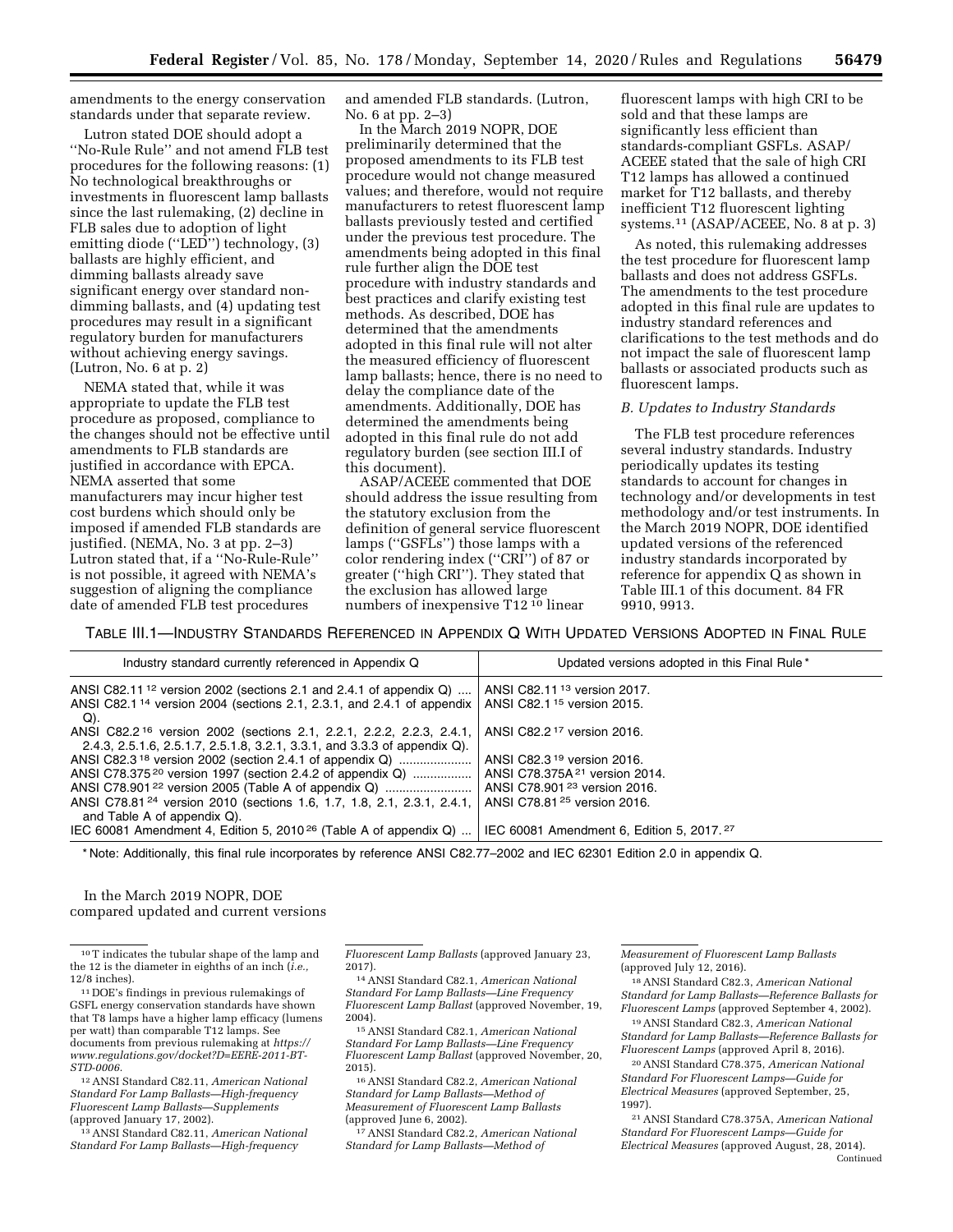amendments to the energy conservation standards under that separate review.

Lutron stated DOE should adopt a ''No-Rule Rule'' and not amend FLB test procedures for the following reasons: (1) No technological breakthroughs or investments in fluorescent lamp ballasts since the last rulemaking, (2) decline in FLB sales due to adoption of light emitting diode (''LED'') technology, (3) ballasts are highly efficient, and dimming ballasts already save significant energy over standard non-dimming ballasts, and (4) updating test procedures may result in a significant regulatory burden for manufacturers without achieving energy savings. (Lutron, No. 6 at p. 2)

NEMA stated that, while it was appropriate to update the FLB test procedure as proposed, compliance to the changes should not be effective until amendments to FLB standards are justified in accordance with EPCA. NEMA asserted that some manufacturers may incur higher test cost burdens which should only be imposed if amended FLB standards are justified. (NEMA, No. 3 at pp. 2–3) Lutron stated that, if a ''No-Rule-Rule'' is not possible, it agreed with NEMA's suggestion of aligning the compliance date of amended FLB test procedures and amended FLB standards. (Lutron, No. 6 at pp. 2–3)

In the March 2019 NOPR, DOE preliminarily determined that the proposed amendments to its FLB test procedure would not change measured values; and therefore, would not require manufacturers to retest fluorescent lamp ballasts previously tested and certified under the previous test procedure. The amendments being adopted in this final rule further align the DOE test procedure with industry standards and best practices and clarify existing test methods. As described, DOE has determined that the amendments adopted in this final rule will not alter the measured efficiency of fluorescent lamp ballasts; hence, there is no need to delay the compliance date of the amendments. Additionally, DOE has determined the amendments being adopted in this final rule do not add regulatory burden (see section III.I of this document).

ASAP/ACEEE commented that DOE should address the issue resulting from the statutory exclusion from the definition of general service fluorescent lamps (''GSFLs'') those lamps with a color rendering index (''CRI'') of 87 or greater (''high CRI''). They stated that the exclusion has allowed large numbers of inexpensive T12[10] linear fluorescent lamps with high CRI to be sold and that these lamps are significantly less efficient than standards-compliant GSFLs. ASAP/ACEEE stated that the sale of high CRI T12 lamps has allowed a continued market for T12 ballasts, and thereby inefficient T12 fluorescent lighting systems.[11] (ASAP/ACEEE, No. 8 at p. 3)

As noted, this rulemaking addresses the test procedure for fluorescent lamp ballasts and does not address GSFLs. The amendments to the test procedure adopted in this final rule are updates to industry standard references and clarifications to the test methods and do not impact the sale of fluorescent lamp ballasts or associated products such as fluorescent lamps.

### B. Updates to Industry Standards

The FLB test procedure references several industry standards. Industry periodically updates its testing standards to account for changes in technology and/or developments in test methodology and/or test instruments. In the March 2019 NOPR, DOE identified updated versions of the referenced industry standards incorporated by reference for appendix Q as shown in Table III.1 of this document. 84 FR 9910, 9913.

TABLE III.1—INDUSTRY STANDARDS REFERENCED IN APPENDIX Q WITH UPDATED VERSIONS ADOPTED IN FINAL RULE

| Industry standard currently referenced in Appendix Q | Updated versions adopted in this Final Rule * |
|---|---|
| ANSI C82.11[12] version 2002 (sections 2.1 and 2.4.1 of appendix Q) | ANSI C82.11[13] version 2017. |
| ANSI C82.1[14] version 2004 (sections 2.1, 2.3.1, and 2.4.1 of appendix Q). | ANSI C82.1[15] version 2015. |
| ANSI C82.2[16] version 2002 (sections 2.1, 2.2.1, 2.2.2, 2.2.3, 2.4.1, 2.4.3, 2.5.1.6, 2.5.1.7, 2.5.1.8, 3.2.1, 3.3.1, and 3.3.3 of appendix Q). | ANSI C82.2[17] version 2016. |
| ANSI C82.3[18] version 2002 (section 2.4.1 of appendix Q) | ANSI C82.3[19] version 2016. |
| ANSI C78.375[20] version 1997 (section 2.4.2 of appendix Q) | ANSI C78.375A[21] version 2014. |
| ANSI C78.901[22] version 2005 (Table A of appendix Q) | ANSI C78.901[23] version 2016. |
| ANSI C78.81[24] version 2010 (sections 1.6, 1.7, 1.8, 2.1, 2.3.1, 2.4.1, and Table A of appendix Q). | ANSI C78.81[25] version 2016. |
| IEC 60081 Amendment 4, Edition 5, 2010[26] (Table A of appendix Q) | IEC 60081 Amendment 6, Edition 5, 2017.[27] |

* Note: Additionally, this final rule incorporates by reference ANSI C82.77–2002 and IEC 62301 Edition 2.0 in appendix Q.

In the March 2019 NOPR, DOE compared updated and current versions

---

[10] T indicates the tubular shape of the lamp and the 12 is the diameter in eighths of an inch (*i.e.,* 12/8 inches).

[11] DOE's findings in previous rulemakings of GSFL energy conservation standards have shown that T8 lamps have a higher lamp efficacy (lumens per watt) than comparable T12 lamps. See documents from previous rulemaking at *https://www.regulations.gov/docket?D=EERE-2011-BT-STD-0006.*

[12] ANSI Standard C82.11, *American National Standard For Lamp Ballasts—High-frequency Fluorescent Lamp Ballasts—Supplements* (approved January 17, 2002).

[13] ANSI Standard C82.11, *American National Standard For Lamp Ballasts—High-frequency Fluorescent Lamp Ballasts* (approved January 23, 2017).

[14] ANSI Standard C82.1, *American National Standard For Lamp Ballasts—Line Frequency Fluorescent Lamp Ballast* (approved November, 19, 2004).

[15] ANSI Standard C82.1, *American National Standard For Lamp Ballasts—Line Frequency Fluorescent Lamp Ballast* (approved November, 20, 2015).

[16] ANSI Standard C82.2, *American National Standard for Lamp Ballasts—Method of Measurement of Fluorescent Lamp Ballasts* (approved June 6, 2002).

[17] ANSI Standard C82.2, *American National Standard for Lamp Ballasts—Method of Measurement of Fluorescent Lamp Ballasts* (approved July 12, 2016).

[18] ANSI Standard C82.3, *American National Standard for Lamp Ballasts—Reference Ballasts for Fluorescent Lamps* (approved September 4, 2002).

[19] ANSI Standard C82.3, *American National Standard for Lamp Ballasts—Reference Ballasts for Fluorescent Lamps* (approved April 8, 2016).

[20] ANSI Standard C78.375, *American National Standard For Fluorescent Lamps—Guide for Electrical Measures* (approved September, 25, 1997).

[21] ANSI Standard C78.375A, *American National Standard For Fluorescent Lamps—Guide for Electrical Measures* (approved August, 28, 2014). Continued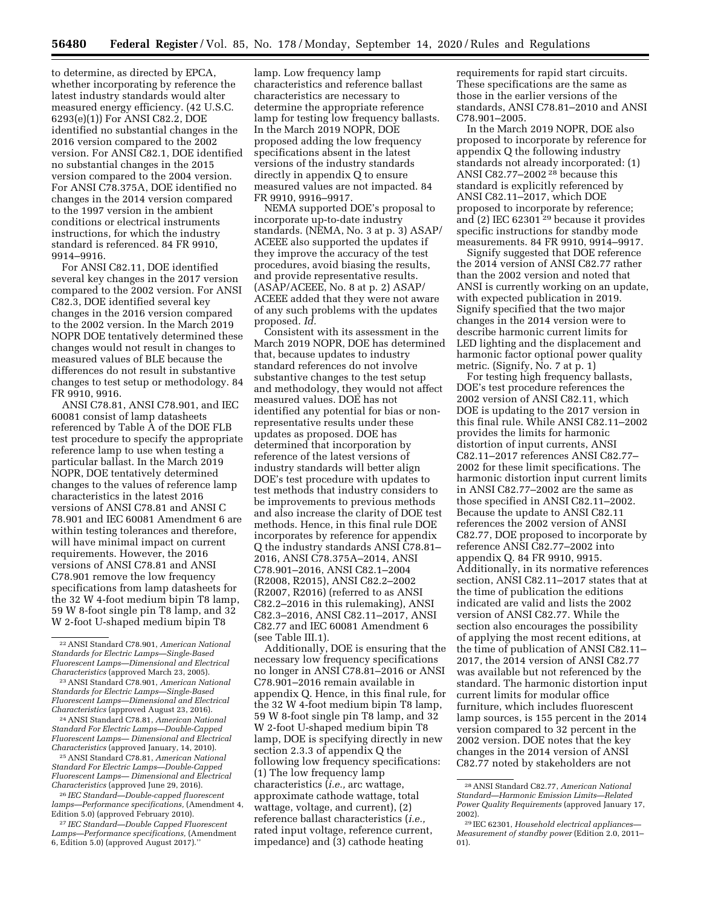to determine, as directed by EPCA, whether incorporating by reference the latest industry standards would alter measured energy efficiency. (42 U.S.C. 6293(e)(1)) For ANSI C82.2, DOE identified no substantial changes in the 2016 version compared to the 2002 version. For ANSI C82.1, DOE identified no substantial changes in the 2015 version compared to the 2004 version. For ANSI C78.375A, DOE identified no changes in the 2014 version compared to the 1997 version in the ambient conditions or electrical instruments instructions, for which the industry standard is referenced. 84 FR 9910, 9914–9916.

For ANSI C82.11, DOE identified several key changes in the 2017 version compared to the 2002 version. For ANSI C82.3, DOE identified several key changes in the 2016 version compared to the 2002 version. In the March 2019 NOPR DOE tentatively determined these changes would not result in changes to measured values of BLE because the differences do not result in substantive changes to test setup or methodology. 84 FR 9910, 9916.

ANSI C78.81, ANSI C78.901, and IEC 60081 consist of lamp datasheets referenced by Table A of the DOE FLB test procedure to specify the appropriate reference lamp to use when testing a particular ballast. In the March 2019 NOPR, DOE tentatively determined changes to the values of reference lamp characteristics in the latest 2016 versions of ANSI C78.81 and ANSI C 78.901 and IEC 60081 Amendment 6 are within testing tolerances and therefore, will have minimal impact on current requirements. However, the 2016 versions of ANSI C78.81 and ANSI C78.901 remove the low frequency specifications from lamp datasheets for the 32 W 4-foot medium bipin T8 lamp, 59 W 8-foot single pin T8 lamp, and 32 W 2-foot U-shaped medium bipin T8 lamp. Low frequency lamp characteristics and reference ballast characteristics are necessary to determine the appropriate reference lamp for testing low frequency ballasts. In the March 2019 NOPR, DOE proposed adding the low frequency specifications absent in the latest versions of the industry standards directly in appendix Q to ensure measured values are not impacted. 84 FR 9910, 9916–9917.

NEMA supported DOE's proposal to incorporate up-to-date industry standards. (NEMA, No. 3 at p. 3) ASAP/ACEEE also supported the updates if they improve the accuracy of the test procedures, avoid biasing the results, and provide representative results. (ASAP/ACEEE, No. 8 at p. 2) ASAP/ACEEE added that they were not aware of any such problems with the updates proposed. *Id.*

Consistent with its assessment in the March 2019 NOPR, DOE has determined that, because updates to industry standard references do not involve substantive changes to the test setup and methodology, they would not affect measured values. DOE has not identified any potential for bias or non-representative results under these updates as proposed. DOE has determined that incorporation by reference of the latest versions of industry standards will better align DOE's test procedure with updates to test methods that industry considers to be improvements to previous methods and also increase the clarity of DOE test methods. Hence, in this final rule DOE incorporates by reference for appendix Q the industry standards ANSI C78.81–2016, ANSI C78.375A–2014, ANSI C78.901–2016, ANSI C82.1–2004 (R2008, R2015), ANSI C82.2–2002 (R2007, R2016) (referred to as ANSI C82.2–2016 in this rulemaking), ANSI C82.3–2016, ANSI C82.11–2017, ANSI C82.77 and IEC 60081 Amendment 6 (see Table III.1).

Additionally, DOE is ensuring that the necessary low frequency specifications no longer in ANSI C78.81–2016 or ANSI C78.901–2016 remain available in appendix Q. Hence, in this final rule, for the 32 W 4-foot medium bipin T8 lamp, 59 W 8-foot single pin T8 lamp, and 32 W 2-foot U-shaped medium bipin T8 lamp, DOE is specifying directly in new section 2.3.3 of appendix Q the following low frequency specifications: (1) The low frequency lamp characteristics (*i.e.,* arc wattage, approximate cathode wattage, total wattage, voltage, and current), (2) reference ballast characteristics (*i.e.,* rated input voltage, reference current, impedance) and (3) cathode heating requirements for rapid start circuits. These specifications are the same as those in the earlier versions of the standards, ANSI C78.81–2010 and ANSI C78.901–2005.

In the March 2019 NOPR, DOE also proposed to incorporate by reference for appendix Q the following industry standards not already incorporated: (1) ANSI C82.77–2002 [28] because this standard is explicitly referenced by ANSI C82.11–2017, which DOE proposed to incorporate by reference; and (2) IEC 62301 [29] because it provides specific instructions for standby mode measurements. 84 FR 9910, 9914–9917.

Signify suggested that DOE reference the 2014 version of ANSI C82.77 rather than the 2002 version and noted that ANSI is currently working on an update, with expected publication in 2019. Signify specified that the two major changes in the 2014 version were to describe harmonic current limits for LED lighting and the displacement and harmonic factor optional power quality metric. (Signify, No. 7 at p. 1)

For testing high frequency ballasts, DOE's test procedure references the 2002 version of ANSI C82.11, which DOE is updating to the 2017 version in this final rule. While ANSI C82.11–2002 provides the limits for harmonic distortion of input currents, ANSI C82.11–2017 references ANSI C82.77–2002 for these limit specifications. The harmonic distortion input current limits in ANSI C82.77–2002 are the same as those specified in ANSI C82.11–2002. Because the update to ANSI C82.11 references the 2002 version of ANSI C82.77, DOE proposed to incorporate by reference ANSI C82.77–2002 into appendix Q. 84 FR 9910, 9915. Additionally, in its normative references section, ANSI C82.11–2017 states that at the time of publication the editions indicated are valid and lists the 2002 version of ANSI C82.77. While the section also encourages the possibility of applying the most recent editions, at the time of publication of ANSI C82.11–2017, the 2014 version of ANSI C82.77 was available but not referenced by the standard. The harmonic distortion input current limits for modular office furniture, which includes fluorescent lamp sources, is 155 percent in the 2014 version compared to 32 percent in the 2002 version. DOE notes that the key changes in the 2014 version of ANSI C82.77 noted by stakeholders are not

---

[22] ANSI Standard C78.901, *American National Standards for Electric Lamps—Single-Based Fluorescent Lamps—Dimensional and Electrical Characteristics* (approved March 23, 2005).

[23] ANSI Standard C78.901, *American National Standards for Electric Lamps—Single-Based Fluorescent Lamps—Dimensional and Electrical Characteristics* (approved August 23, 2016).

[24] ANSI Standard C78.81, *American National Standard For Electric Lamps—Double-Capped Fluorescent Lamps— Dimensional and Electrical Characteristics* (approved January, 14, 2010).

[25] ANSI Standard C78.81, *American National Standard For Electric Lamps—Double-Capped Fluorescent Lamps— Dimensional and Electrical Characteristics* (approved June 29, 2016).

[26] *IEC Standard—Double-capped fluorescent lamps—Performance specifications,* (Amendment 4, Edition 5.0) (approved February 2010).

[27] *IEC Standard—Double Capped Fluorescent Lamps—Performance specifications,* (Amendment 6, Edition 5.0) (approved August 2017).''

[28] ANSI Standard C82.77, *American National Standard—Harmonic Emission Limits—Related Power Quality Requirements* (approved January 17, 2002).

[29] IEC 62301, *Household electrical appliances—Measurement of standby power* (Edition 2.0, 2011–01).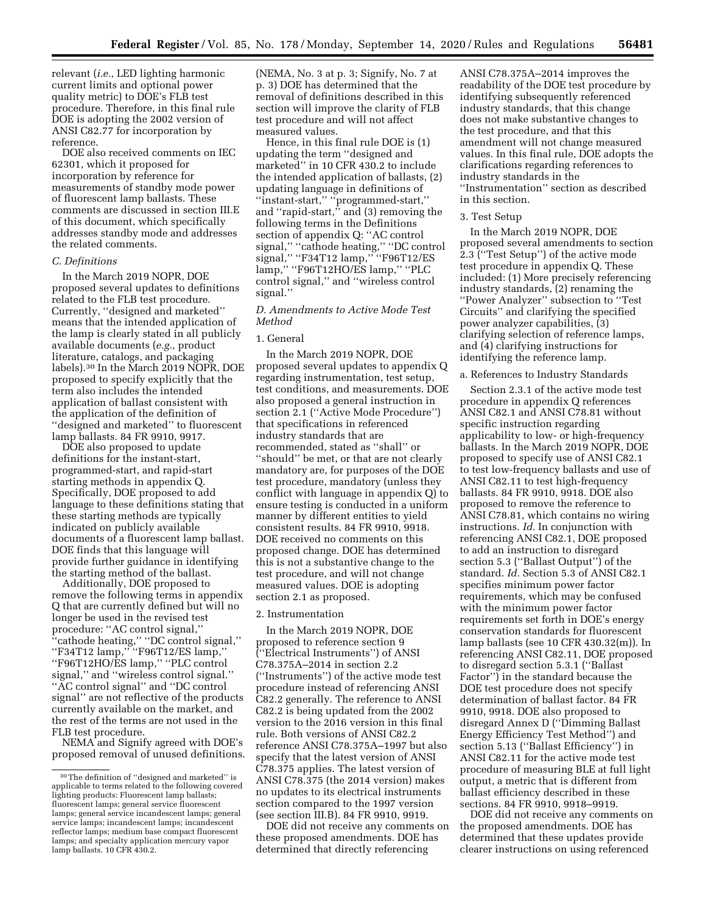relevant (*i.e.,* LED lighting harmonic current limits and optional power quality metric) to DOE's FLB test procedure. Therefore, in this final rule DOE is adopting the 2002 version of ANSI C82.77 for incorporation by reference.

DOE also received comments on IEC 62301, which it proposed for incorporation by reference for measurements of standby mode power of fluorescent lamp ballasts. These comments are discussed in section III.E of this document, which specifically addresses standby mode and addresses the related comments.

### C. Definitions

In the March 2019 NOPR, DOE proposed several updates to definitions related to the FLB test procedure. Currently, ''designed and marketed'' means that the intended application of the lamp is clearly stated in all publicly available documents (*e.g.,* product literature, catalogs, and packaging labels).[30] In the March 2019 NOPR, DOE proposed to specify explicitly that the term also includes the intended application of ballast consistent with the application of the definition of ''designed and marketed'' to fluorescent lamp ballasts. 84 FR 9910, 9917.

DOE also proposed to update definitions for the instant-start, programmed-start, and rapid-start starting methods in appendix Q. Specifically, DOE proposed to add language to these definitions stating that these starting methods are typically indicated on publicly available documents of a fluorescent lamp ballast. DOE finds that this language will provide further guidance in identifying the starting method of the ballast.

Additionally, DOE proposed to remove the following terms in appendix Q that are currently defined but will no longer be used in the revised test procedure: ''AC control signal,'' ''cathode heating,'' ''DC control signal,'' ''F34T12 lamp,'' ''F96T12/ES lamp,'' ''F96T12HO/ES lamp,'' ''PLC control signal,'' and ''wireless control signal.'' ''AC control signal'' and ''DC control signal'' are not reflective of the products currently available on the market, and the rest of the terms are not used in the FLB test procedure.

NEMA and Signify agreed with DOE's proposed removal of unused definitions. (NEMA, No. 3 at p. 3; Signify, No. 7 at p. 3) DOE has determined that the removal of definitions described in this section will improve the clarity of FLB test procedure and will not affect measured values.

Hence, in this final rule DOE is (1) updating the term ''designed and marketed'' in 10 CFR 430.2 to include the intended application of ballasts, (2) updating language in definitions of ''instant-start,'' ''programmed-start,'' and ''rapid-start,'' and (3) removing the following terms in the Definitions section of appendix Q: ''AC control signal,'' ''cathode heating,'' ''DC control signal,'' ''F34T12 lamp,'' ''F96T12/ES lamp,'' ''F96T12HO/ES lamp,'' ''PLC control signal,'' and ''wireless control signal.''

### D. Amendments to Active Mode Test Method

#### 1. General

In the March 2019 NOPR, DOE proposed several updates to appendix Q regarding instrumentation, test setup, test conditions, and measurements. DOE also proposed a general instruction in section 2.1 (''Active Mode Procedure'') that specifications in referenced industry standards that are recommended, stated as ''shall'' or ''should'' be met, or that are not clearly mandatory are, for purposes of the DOE test procedure, mandatory (unless they conflict with language in appendix Q) to ensure testing is conducted in a uniform manner by different entities to yield consistent results. 84 FR 9910, 9918. DOE received no comments on this proposed change. DOE has determined this is not a substantive change to the test procedure, and will not change measured values. DOE is adopting section 2.1 as proposed.

#### 2. Instrumentation

In the March 2019 NOPR, DOE proposed to reference section 9 (''Electrical Instruments'') of ANSI C78.375A–2014 in section 2.2 (''Instruments'') of the active mode test procedure instead of referencing ANSI C82.2 generally. The reference to ANSI C82.2 is being updated from the 2002 version to the 2016 version in this final rule. Both versions of ANSI C82.2 reference ANSI C78.375A–1997 but also specify that the latest version of ANSI C78.375 applies. The latest version of ANSI C78.375 (the 2014 version) makes no updates to its electrical instruments section compared to the 1997 version (see section III.B). 84 FR 9910, 9919.

DOE did not receive any comments on these proposed amendments. DOE has determined that directly referencing ANSI C78.375A–2014 improves the readability of the DOE test procedure by identifying subsequently referenced industry standards, that this change does not make substantive changes to the test procedure, and that this amendment will not change measured values. In this final rule, DOE adopts the clarifications regarding references to industry standards in the ''Instrumentation'' section as described in this section.

#### 3. Test Setup

In the March 2019 NOPR, DOE proposed several amendments to section 2.3 (''Test Setup'') of the active mode test procedure in appendix Q. These included: (1) More precisely referencing industry standards, (2) renaming the ''Power Analyzer'' subsection to ''Test Circuits'' and clarifying the specified power analyzer capabilities, (3) clarifying selection of reference lamps, and (4) clarifying instructions for identifying the reference lamp.

##### a. References to Industry Standards

Section 2.3.1 of the active mode test procedure in appendix Q references ANSI C82.1 and ANSI C78.81 without specific instruction regarding applicability to low- or high-frequency ballasts. In the March 2019 NOPR, DOE proposed to specify use of ANSI C82.1 to test low-frequency ballasts and use of ANSI C82.11 to test high-frequency ballasts. 84 FR 9910, 9918. DOE also proposed to remove the reference to ANSI C78.81, which contains no wiring instructions. *Id.* In conjunction with referencing ANSI C82.1, DOE proposed to add an instruction to disregard section 5.3 (''Ballast Output'') of the standard. *Id.* Section 5.3 of ANSI C82.1 specifies minimum power factor requirements, which may be confused with the minimum power factor requirements set forth in DOE's energy conservation standards for fluorescent lamp ballasts (see 10 CFR 430.32(m)). In referencing ANSI C82.11, DOE proposed to disregard section 5.3.1 (''Ballast Factor'') in the standard because the DOE test procedure does not specify determination of ballast factor. 84 FR 9910, 9918. DOE also proposed to disregard Annex D (''Dimming Ballast Energy Efficiency Test Method'') and section 5.13 (''Ballast Efficiency'') in ANSI C82.11 for the active mode test procedure of measuring BLE at full light output, a metric that is different from ballast efficiency described in these sections. 84 FR 9910, 9918–9919.

DOE did not receive any comments on the proposed amendments. DOE has determined that these updates provide clearer instructions on using referenced

---

[30] The definition of ''designed and marketed'' is applicable to terms related to the following covered lighting products: Fluorescent lamp ballasts; fluorescent lamps; general service fluorescent lamps; general service incandescent lamps; general service lamps; incandescent lamps; incandescent reflector lamps; medium base compact fluorescent lamps; and specialty application mercury vapor lamp ballasts. 10 CFR 430.2.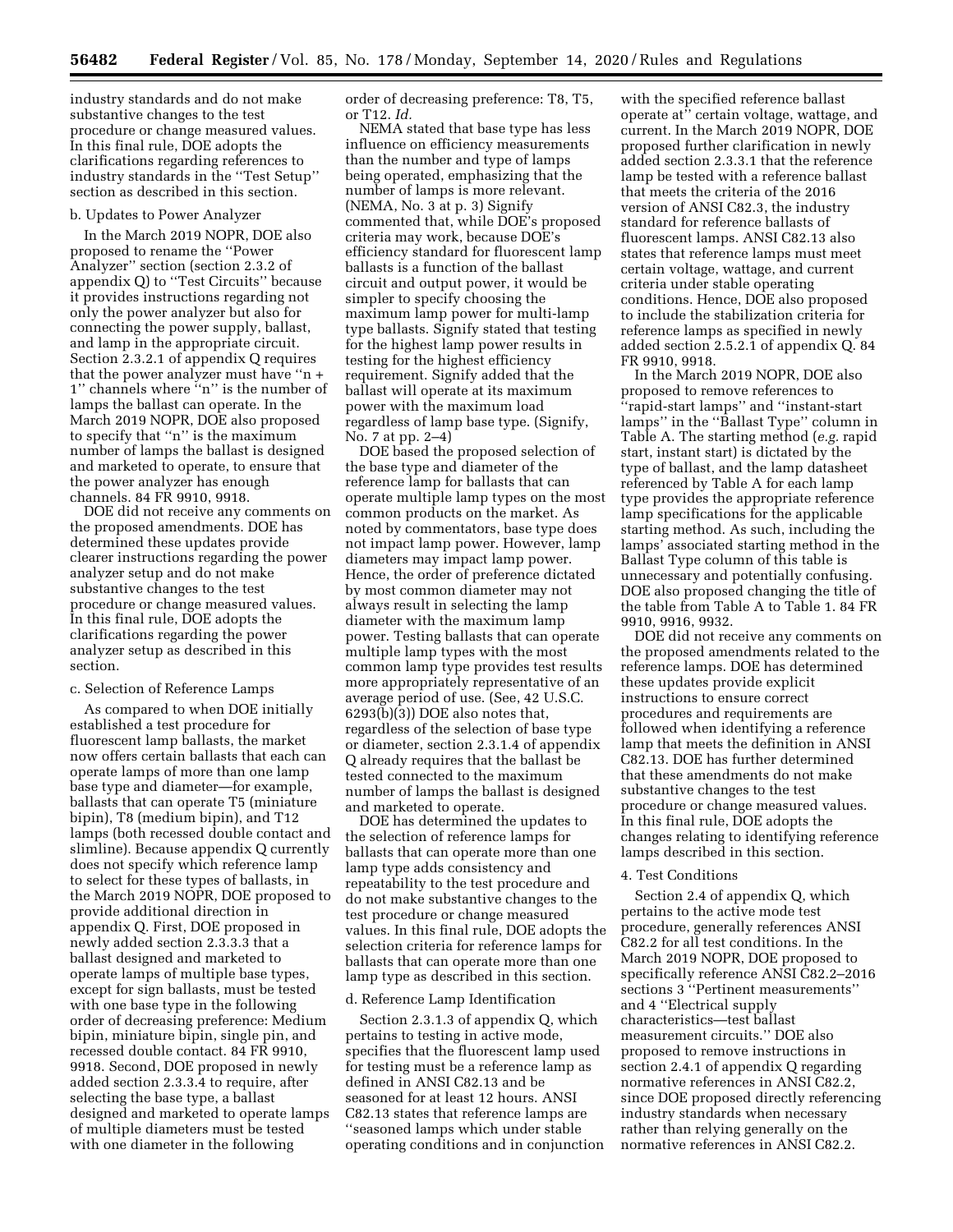industry standards and do not make substantive changes to the test procedure or change measured values. In this final rule, DOE adopts the clarifications regarding references to industry standards in the ''Test Setup'' section as described in this section.

b. Updates to Power Analyzer

In the March 2019 NOPR, DOE also proposed to rename the ''Power Analyzer'' section (section 2.3.2 of appendix Q) to ''Test Circuits'' because it provides instructions regarding not only the power analyzer but also for connecting the power supply, ballast, and lamp in the appropriate circuit. Section 2.3.2.1 of appendix Q requires that the power analyzer must have ''n + 1'' channels where ''n'' is the number of lamps the ballast can operate. In the March 2019 NOPR, DOE also proposed to specify that ''n'' is the maximum number of lamps the ballast is designed and marketed to operate, to ensure that the power analyzer has enough channels. 84 FR 9910, 9918.

DOE did not receive any comments on the proposed amendments. DOE has determined these updates provide clearer instructions regarding the power analyzer setup and do not make substantive changes to the test procedure or change measured values. In this final rule, DOE adopts the clarifications regarding the power analyzer setup as described in this section.

c. Selection of Reference Lamps

As compared to when DOE initially established a test procedure for fluorescent lamp ballasts, the market now offers certain ballasts that each can operate lamps of more than one lamp base type and diameter—for example, ballasts that can operate T5 (miniature bipin), T8 (medium bipin), and T12 lamps (both recessed double contact and slimline). Because appendix Q currently does not specify which reference lamp to select for these types of ballasts, in the March 2019 NOPR, DOE proposed to provide additional direction in appendix Q. First, DOE proposed in newly added section 2.3.3.3 that a ballast designed and marketed to operate lamps of multiple base types, except for sign ballasts, must be tested with one base type in the following order of decreasing preference: Medium bipin, miniature bipin, single pin, and recessed double contact. 84 FR 9910, 9918. Second, DOE proposed in newly added section 2.3.3.4 to require, after selecting the base type, a ballast designed and marketed to operate lamps of multiple diameters must be tested with one diameter in the following order of decreasing preference: T8, T5, or T12. *Id.*

NEMA stated that base type has less influence on efficiency measurements than the number and type of lamps being operated, emphasizing that the number of lamps is more relevant. (NEMA, No. 3 at p. 3) Signify commented that, while DOE's proposed criteria may work, because DOE's efficiency standard for fluorescent lamp ballasts is a function of the ballast circuit and output power, it would be simpler to specify choosing the maximum lamp power for multi-lamp type ballasts. Signify stated that testing for the highest lamp power results in testing for the highest efficiency requirement. Signify added that the ballast will operate at its maximum power with the maximum load regardless of lamp base type. (Signify, No. 7 at pp. 2–4)

DOE based the proposed selection of the base type and diameter of the reference lamp for ballasts that can operate multiple lamp types on the most common products on the market. As noted by commentators, base type does not impact lamp power. However, lamp diameters may impact lamp power. Hence, the order of preference dictated by most common diameter may not always result in selecting the lamp diameter with the maximum lamp power. Testing ballasts that can operate multiple lamp types with the most common lamp type provides test results more appropriately representative of an average period of use. (See, 42 U.S.C. 6293(b)(3)) DOE also notes that, regardless of the selection of base type or diameter, section 2.3.1.4 of appendix Q already requires that the ballast be tested connected to the maximum number of lamps the ballast is designed and marketed to operate.

DOE has determined the updates to the selection of reference lamps for ballasts that can operate more than one lamp type adds consistency and repeatability to the test procedure and do not make substantive changes to the test procedure or change measured values. In this final rule, DOE adopts the selection criteria for reference lamps for ballasts that can operate more than one lamp type as described in this section.

d. Reference Lamp Identification

Section 2.3.1.3 of appendix Q, which pertains to testing in active mode, specifies that the fluorescent lamp used for testing must be a reference lamp as defined in ANSI C82.13 and be seasoned for at least 12 hours. ANSI C82.13 states that reference lamps are ''seasoned lamps which under stable operating conditions and in conjunction with the specified reference ballast operate at'' certain voltage, wattage, and current. In the March 2019 NOPR, DOE proposed further clarification in newly added section 2.3.3.1 that the reference lamp be tested with a reference ballast that meets the criteria of the 2016 version of ANSI C82.3, the industry standard for reference ballasts of fluorescent lamps. ANSI C82.13 also states that reference lamps must meet certain voltage, wattage, and current criteria under stable operating conditions. Hence, DOE also proposed to include the stabilization criteria for reference lamps as specified in newly added section 2.5.2.1 of appendix Q. 84 FR 9910, 9918.

In the March 2019 NOPR, DOE also proposed to remove references to ''rapid-start lamps'' and ''instant-start lamps'' in the ''Ballast Type'' column in Table A. The starting method (*e.g.* rapid start, instant start) is dictated by the type of ballast, and the lamp datasheet referenced by Table A for each lamp type provides the appropriate reference lamp specifications for the applicable starting method. As such, including the lamps' associated starting method in the Ballast Type column of this table is unnecessary and potentially confusing. DOE also proposed changing the title of the table from Table A to Table 1. 84 FR 9910, 9916, 9932.

DOE did not receive any comments on the proposed amendments related to the reference lamps. DOE has determined these updates provide explicit instructions to ensure correct procedures and requirements are followed when identifying a reference lamp that meets the definition in ANSI C82.13. DOE has further determined that these amendments do not make substantive changes to the test procedure or change measured values. In this final rule, DOE adopts the changes relating to identifying reference lamps described in this section.

4. Test Conditions

Section 2.4 of appendix Q, which pertains to the active mode test procedure, generally references ANSI C82.2 for all test conditions. In the March 2019 NOPR, DOE proposed to specifically reference ANSI C82.2–2016 sections 3 ''Pertinent measurements'' and 4 ''Electrical supply characteristics—test ballast measurement circuits.'' DOE also proposed to remove instructions in section 2.4.1 of appendix Q regarding normative references in ANSI C82.2, since DOE proposed directly referencing industry standards when necessary rather than relying generally on the normative references in ANSI C82.2.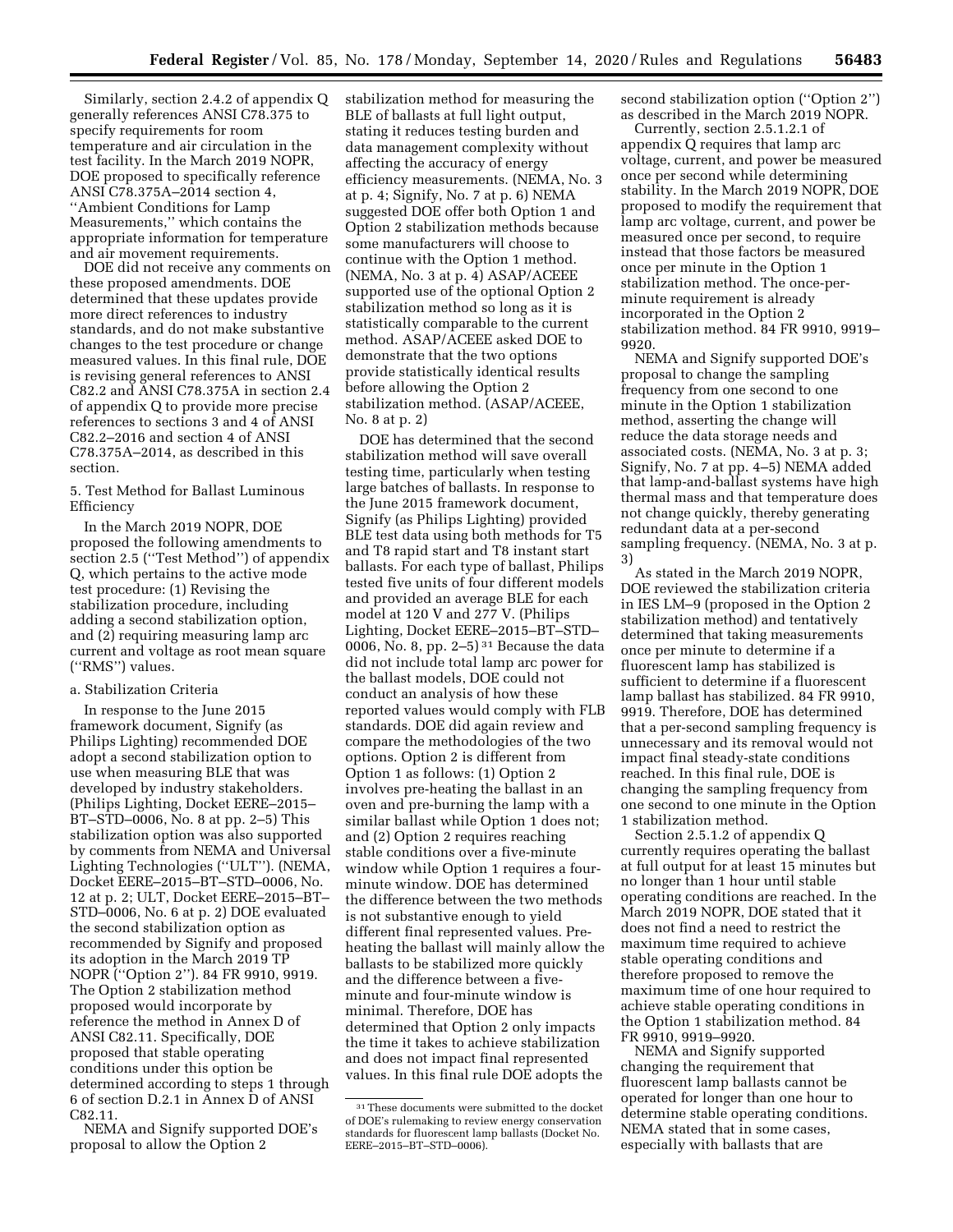Similarly, section 2.4.2 of appendix Q generally references ANSI C78.375 to specify requirements for room temperature and air circulation in the test facility. In the March 2019 NOPR, DOE proposed to specifically reference ANSI C78.375A–2014 section 4, ''Ambient Conditions for Lamp Measurements,'' which contains the appropriate information for temperature and air movement requirements.

DOE did not receive any comments on these proposed amendments. DOE determined that these updates provide more direct references to industry standards, and do not make substantive changes to the test procedure or change measured values. In this final rule, DOE is revising general references to ANSI C82.2 and ANSI C78.375A in section 2.4 of appendix Q to provide more precise references to sections 3 and 4 of ANSI C82.2–2016 and section 4 of ANSI C78.375A–2014, as described in this section.

5. Test Method for Ballast Luminous Efficiency

In the March 2019 NOPR, DOE proposed the following amendments to section 2.5 (''Test Method'') of appendix Q, which pertains to the active mode test procedure: (1) Revising the stabilization procedure, including adding a second stabilization option, and (2) requiring measuring lamp arc current and voltage as root mean square (''RMS'') values.

a. Stabilization Criteria

In response to the June 2015 framework document, Signify (as Philips Lighting) recommended DOE adopt a second stabilization option to use when measuring BLE that was developed by industry stakeholders. (Philips Lighting, Docket EERE–2015–BT–STD–0006, No. 8 at pp. 2–5) This stabilization option was also supported by comments from NEMA and Universal Lighting Technologies (''ULT''). (NEMA, Docket EERE–2015–BT–STD–0006, No. 12 at p. 2; ULT, Docket EERE–2015–BT–STD–0006, No. 6 at p. 2) DOE evaluated the second stabilization option as recommended by Signify and proposed its adoption in the March 2019 TP NOPR (''Option 2''). 84 FR 9910, 9919. The Option 2 stabilization method proposed would incorporate by reference the method in Annex D of ANSI C82.11. Specifically, DOE proposed that stable operating conditions under this option be determined according to steps 1 through 6 of section D.2.1 in Annex D of ANSI C82.11.

NEMA and Signify supported DOE's proposal to allow the Option 2 stabilization method for measuring the BLE of ballasts at full light output, stating it reduces testing burden and data management complexity without affecting the accuracy of energy efficiency measurements. (NEMA, No. 3 at p. 4; Signify, No. 7 at p. 6) NEMA suggested DOE offer both Option 1 and Option 2 stabilization methods because some manufacturers will choose to continue with the Option 1 method. (NEMA, No. 3 at p. 4) ASAP/ACEEE supported use of the optional Option 2 stabilization method so long as it is statistically comparable to the current method. ASAP/ACEEE asked DOE to demonstrate that the two options provide statistically identical results before allowing the Option 2 stabilization method. (ASAP/ACEEE, No. 8 at p. 2)

DOE has determined that the second stabilization method will save overall testing time, particularly when testing large batches of ballasts. In response to the June 2015 framework document, Signify (as Philips Lighting) provided BLE test data using both methods for T5 and T8 rapid start and T8 instant start ballasts. For each type of ballast, Philips tested five units of four different models and provided an average BLE for each model at 120 V and 277 V. (Philips Lighting, Docket EERE–2015–BT–STD–0006, No. 8, pp. 2–5)[31] Because the data did not include total lamp arc power for the ballast models, DOE could not conduct an analysis of how these reported values would comply with FLB standards. DOE did again review and compare the methodologies of the two options. Option 2 is different from Option 1 as follows: (1) Option 2 involves pre-heating the ballast in an oven and pre-burning the lamp with a similar ballast while Option 1 does not; and (2) Option 2 requires reaching stable conditions over a five-minute window while Option 1 requires a four-minute window. DOE has determined the difference between the two methods is not substantive enough to yield different final represented values. Pre-heating the ballast will mainly allow the ballasts to be stabilized more quickly and the difference between a five-minute and four-minute window is minimal. Therefore, DOE has determined that Option 2 only impacts the time it takes to achieve stabilization and does not impact final represented values. In this final rule DOE adopts the second stabilization option (''Option 2'') as described in the March 2019 NOPR.

Currently, section 2.5.1.2.1 of appendix Q requires that lamp arc voltage, current, and power be measured once per second while determining stability. In the March 2019 NOPR, DOE proposed to modify the requirement that lamp arc voltage, current, and power be measured once per second, to require instead that those factors be measured once per minute in the Option 1 stabilization method. The once-per-minute requirement is already incorporated in the Option 2 stabilization method. 84 FR 9910, 9919–9920.

NEMA and Signify supported DOE's proposal to change the sampling frequency from one second to one minute in the Option 1 stabilization method, asserting the change will reduce the data storage needs and associated costs. (NEMA, No. 3 at p. 3; Signify, No. 7 at pp. 4–5) NEMA added that lamp-and-ballast systems have high thermal mass and that temperature does not change quickly, thereby generating redundant data at a per-second sampling frequency. (NEMA, No. 3 at p. 3)

As stated in the March 2019 NOPR, DOE reviewed the stabilization criteria in IES LM–9 (proposed in the Option 2 stabilization method) and tentatively determined that taking measurements once per minute to determine if a fluorescent lamp has stabilized is sufficient to determine if a fluorescent lamp ballast has stabilized. 84 FR 9910, 9919. Therefore, DOE has determined that a per-second sampling frequency is unnecessary and its removal would not impact final steady-state conditions reached. In this final rule, DOE is changing the sampling frequency from one second to one minute in the Option 1 stabilization method.

Section 2.5.1.2 of appendix Q currently requires operating the ballast at full output for at least 15 minutes but no longer than 1 hour until stable operating conditions are reached. In the March 2019 NOPR, DOE stated that it does not find a need to restrict the maximum time required to achieve stable operating conditions and therefore proposed to remove the maximum time of one hour required to achieve stable operating conditions in the Option 1 stabilization method. 84 FR 9910, 9919–9920.

NEMA and Signify supported changing the requirement that fluorescent lamp ballasts cannot be operated for longer than one hour to determine stable operating conditions. NEMA stated that in some cases, especially with ballasts that are

[31] These documents were submitted to the docket of DOE's rulemaking to review energy conservation standards for fluorescent lamp ballasts (Docket No. EERE–2015–BT–STD–0006).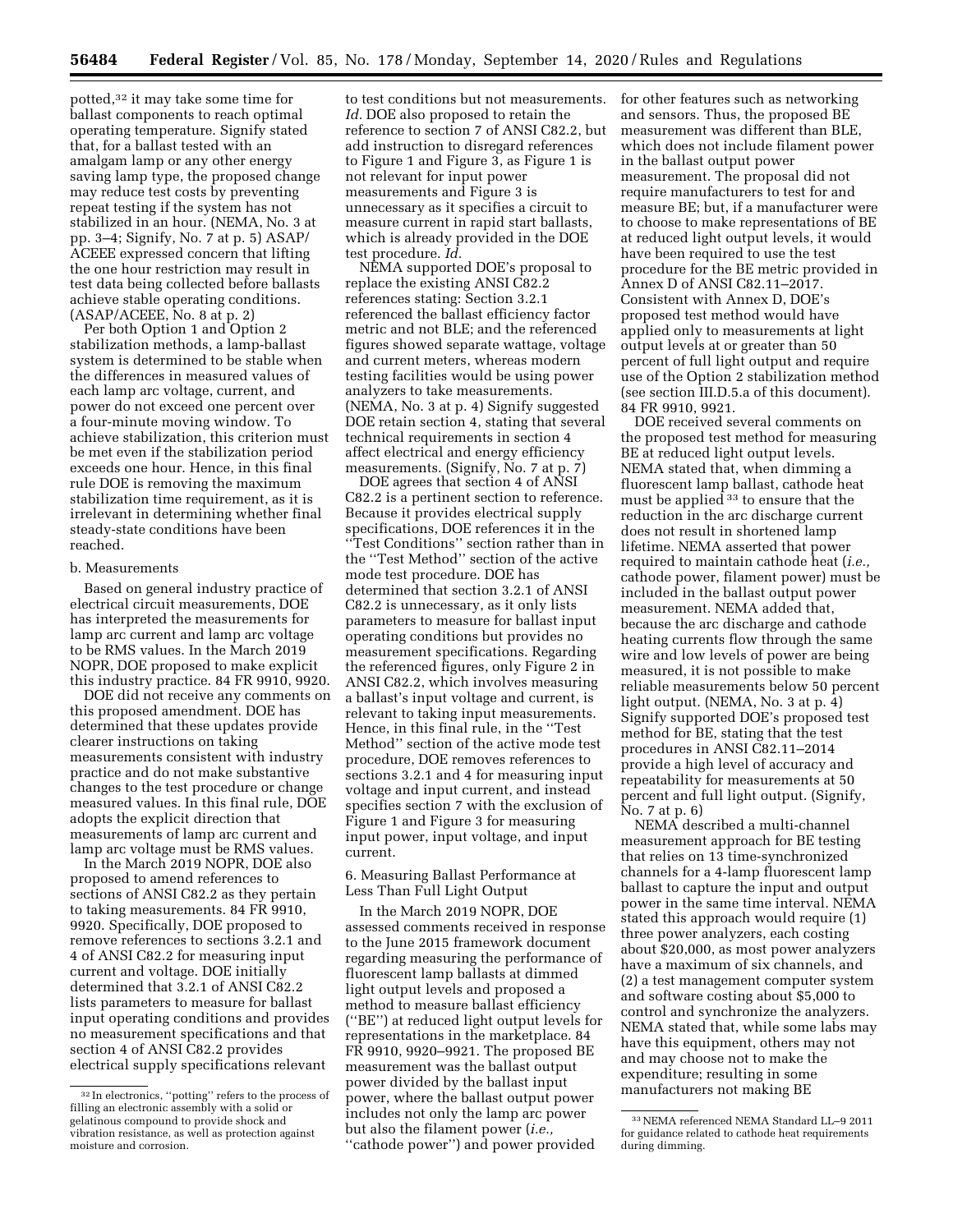potted,[32] it may take some time for ballast components to reach optimal operating temperature. Signify stated that, for a ballast tested with an amalgam lamp or any other energy saving lamp type, the proposed change may reduce test costs by preventing repeat testing if the system has not stabilized in an hour. (NEMA, No. 3 at pp. 3–4; Signify, No. 7 at p. 5) ASAP/ACEEE expressed concern that lifting the one hour restriction may result in test data being collected before ballasts achieve stable operating conditions. (ASAP/ACEEE, No. 8 at p. 2)

Per both Option 1 and Option 2 stabilization methods, a lamp-ballast system is determined to be stable when the differences in measured values of each lamp arc voltage, current, and power do not exceed one percent over a four-minute moving window. To achieve stabilization, this criterion must be met even if the stabilization period exceeds one hour. Hence, in this final rule DOE is removing the maximum stabilization time requirement, as it is irrelevant in determining whether final steady-state conditions have been reached.

b. Measurements

Based on general industry practice of electrical circuit measurements, DOE has interpreted the measurements for lamp arc current and lamp arc voltage to be RMS values. In the March 2019 NOPR, DOE proposed to make explicit this industry practice. 84 FR 9910, 9920.

DOE did not receive any comments on this proposed amendment. DOE has determined that these updates provide clearer instructions on taking measurements consistent with industry practice and do not make substantive changes to the test procedure or change measured values. In this final rule, DOE adopts the explicit direction that measurements of lamp arc current and lamp arc voltage must be RMS values.

In the March 2019 NOPR, DOE also proposed to amend references to sections of ANSI C82.2 as they pertain to taking measurements. 84 FR 9910, 9920. Specifically, DOE proposed to remove references to sections 3.2.1 and 4 of ANSI C82.2 for measuring input current and voltage. DOE initially determined that 3.2.1 of ANSI C82.2 lists parameters to measure for ballast input operating conditions and provides no measurement specifications and that section 4 of ANSI C82.2 provides electrical supply specifications relevant to test conditions but not measurements. *Id.* DOE also proposed to retain the reference to section 7 of ANSI C82.2, but add instruction to disregard references to Figure 1 and Figure 3, as Figure 1 is not relevant for input power measurements and Figure 3 is unnecessary as it specifies a circuit to measure current in rapid start ballasts, which is already provided in the DOE test procedure. *Id.*

NEMA supported DOE's proposal to replace the existing ANSI C82.2 references stating: Section 3.2.1 referenced the ballast efficiency factor metric and not BLE; and the referenced figures showed separate wattage, voltage and current meters, whereas modern testing facilities would be using power analyzers to take measurements. (NEMA, No. 3 at p. 4) Signify suggested DOE retain section 4, stating that several technical requirements in section 4 affect electrical and energy efficiency measurements. (Signify, No. 7 at p. 7)

DOE agrees that section 4 of ANSI C82.2 is a pertinent section to reference. Because it provides electrical supply specifications, DOE references it in the "Test Conditions" section rather than in the "Test Method" section of the active mode test procedure. DOE has determined that section 3.2.1 of ANSI C82.2 is unnecessary, as it only lists parameters to measure for ballast input operating conditions but provides no measurement specifications. Regarding the referenced figures, only Figure 2 in ANSI C82.2, which involves measuring a ballast's input voltage and current, is relevant to taking input measurements. Hence, in this final rule, in the "Test Method" section of the active mode test procedure, DOE removes references to sections 3.2.1 and 4 for measuring input voltage and input current, and instead specifies section 7 with the exclusion of Figure 1 and Figure 3 for measuring input power, input voltage, and input current.

6. Measuring Ballast Performance at Less Than Full Light Output

In the March 2019 NOPR, DOE assessed comments received in response to the June 2015 framework document regarding measuring the performance of fluorescent lamp ballasts at dimmed light output levels and proposed a method to measure ballast efficiency ("BE") at reduced light output levels for representations in the marketplace. 84 FR 9910, 9920–9921. The proposed BE measurement was the ballast output power divided by the ballast input power, where the ballast output power includes not only the lamp arc power but also the filament power (*i.e.,* "cathode power") and power provided for other features such as networking and sensors. Thus, the proposed BE measurement was different than BLE, which does not include filament power in the ballast output power measurement. The proposal did not require manufacturers to test for and measure BE; but, if a manufacturer were to choose to make representations of BE at reduced light output levels, it would have been required to use the test procedure for the BE metric provided in Annex D of ANSI C82.11–2017. Consistent with Annex D, DOE's proposed test method would have applied only to measurements at light output levels at or greater than 50 percent of full light output and require use of the Option 2 stabilization method (see section III.D.5.a of this document). 84 FR 9910, 9921.

DOE received several comments on the proposed test method for measuring BE at reduced light output levels. NEMA stated that, when dimming a fluorescent lamp ballast, cathode heat must be applied[33] to ensure that the reduction in the arc discharge current does not result in shortened lamp lifetime. NEMA asserted that power required to maintain cathode heat (*i.e.,* cathode power, filament power) must be included in the ballast output power measurement. NEMA added that, because the arc discharge and cathode heating currents flow through the same wire and low levels of power are being measured, it is not possible to make reliable measurements below 50 percent light output. (NEMA, No. 3 at p. 4) Signify supported DOE's proposed test method for BE, stating that the test procedures in ANSI C82.11–2014 provide a high level of accuracy and repeatability for measurements at 50 percent and full light output. (Signify, No. 7 at p. 6)

NEMA described a multi-channel measurement approach for BE testing that relies on 13 time-synchronized channels for a 4-lamp fluorescent lamp ballast to capture the input and output power in the same time interval. NEMA stated this approach would require (1) three power analyzers, each costing about $20,000, as most power analyzers have a maximum of six channels, and (2) a test management computer system and software costing about $5,000 to control and synchronize the analyzers. NEMA stated that, while some labs may have this equipment, others may not and may choose not to make the expenditure; resulting in some manufacturers not making BE

[32] In electronics, "potting" refers to the process of filling an electronic assembly with a solid or gelatinous compound to provide shock and vibration resistance, as well as protection against moisture and corrosion.

[33] NEMA referenced NEMA Standard LL–9 2011 for guidance related to cathode heat requirements during dimming.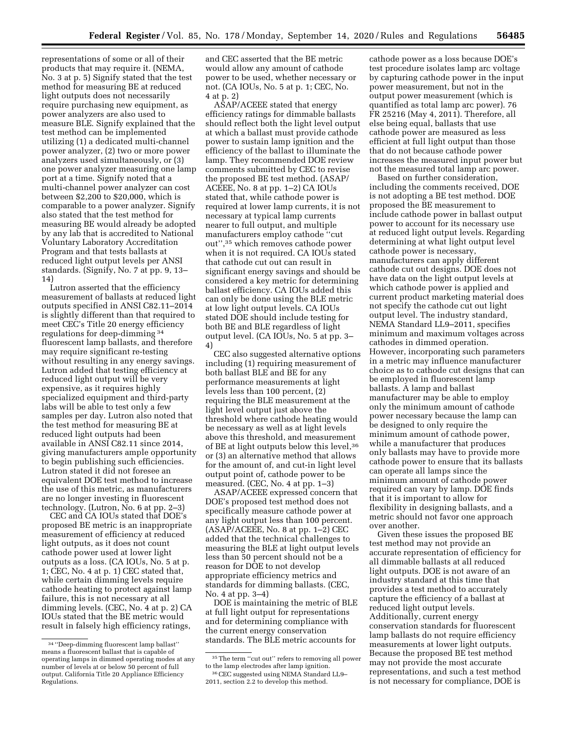representations of some or all of their products that may require it. (NEMA, No. 3 at p. 5) Signify stated that the test method for measuring BE at reduced light outputs does not necessarily require purchasing new equipment, as power analyzers are also used to measure BLE. Signify explained that the test method can be implemented utilizing (1) a dedicated multi-channel power analyzer, (2) two or more power analyzers used simultaneously, or (3) one power analyzer measuring one lamp port at a time. Signify noted that a multi-channel power analyzer can cost between $2,200 to $20,000, which is comparable to a power analyzer. Signify also stated that the test method for measuring BE would already be adopted by any lab that is accredited to National Voluntary Laboratory Accreditation Program and that tests ballasts at reduced light output levels per ANSI standards. (Signify, No. 7 at pp. 9, 13–14)

Lutron asserted that the efficiency measurement of ballasts at reduced light outputs specified in ANSI C82.11–2014 is slightly different than that required to meet CEC's Title 20 energy efficiency regulations for deep-dimming [34] fluorescent lamp ballasts, and therefore may require significant re-testing without resulting in any energy savings. Lutron added that testing efficiency at reduced light output will be very expensive, as it requires highly specialized equipment and third-party labs will be able to test only a few samples per day. Lutron also noted that the test method for measuring BE at reduced light outputs had been available in ANSI C82.11 since 2014, giving manufacturers ample opportunity to begin publishing such efficiencies. Lutron stated it did not foresee an equivalent DOE test method to increase the use of this metric, as manufacturers are no longer investing in fluorescent technology. (Lutron, No. 6 at pp. 2–3)

CEC and CA IOUs stated that DOE's proposed BE metric is an inappropriate measurement of efficiency at reduced light outputs, as it does not count cathode power used at lower light outputs as a loss. (CA IOUs, No. 5 at p. 1; CEC, No. 4 at p. 1) CEC stated that, while certain dimming levels require cathode heating to protect against lamp failure, this is not necessary at all dimming levels. (CEC, No. 4 at p. 2) CA IOUs stated that the BE metric would result in falsely high efficiency ratings, and CEC asserted that the BE metric would allow any amount of cathode power to be used, whether necessary or not. (CA IOUs, No. 5 at p. 1; CEC, No. 4 at p. 2)

ASAP/ACEEE stated that energy efficiency ratings for dimmable ballasts should reflect both the light level output at which a ballast must provide cathode power to sustain lamp ignition and the efficiency of the ballast to illuminate the lamp. They recommended DOE review comments submitted by CEC to revise the proposed BE test method. (ASAP/ACEEE, No. 8 at pp. 1–2) CA IOUs stated that, while cathode power is required at lower lamp currents, it is not necessary at typical lamp currents nearer to full output, and multiple manufacturers employ cathode "cut out",[35] which removes cathode power when it is not required. CA IOUs stated that cathode cut out can result in significant energy savings and should be considered a key metric for determining ballast efficiency. CA IOUs added this can only be done using the BLE metric at low light output levels. CA IOUs stated DOE should include testing for both BE and BLE regardless of light output level. (CA IOUs, No. 5 at pp. 3–4)

CEC also suggested alternative options including (1) requiring measurement of both ballast BLE and BE for any performance measurements at light levels less than 100 percent, (2) requiring the BLE measurement at the light level output just above the threshold where cathode heating would be necessary as well as at light levels above this threshold, and measurement of BE at light outputs below this level,[36] or (3) an alternative method that allows for the amount of, and cut-in light level output point of, cathode power to be measured. (CEC, No. 4 at pp. 1–3)

ASAP/ACEEE expressed concern that DOE's proposed test method does not specifically measure cathode power at any light output less than 100 percent. (ASAP/ACEEE, No. 8 at pp. 1–2) CEC added that the technical challenges to measuring the BLE at light output levels less than 50 percent should not be a reason for DOE to not develop appropriate efficiency metrics and standards for dimming ballasts. (CEC, No. 4 at pp. 3–4)

DOE is maintaining the metric of BLE at full light output for representations and for determining compliance with the current energy conservation standards. The BLE metric accounts for cathode power as a loss because DOE's test procedure isolates lamp arc voltage by capturing cathode power in the input power measurement, but not in the output power measurement (which is quantified as total lamp arc power). 76 FR 25216 (May 4, 2011). Therefore, all else being equal, ballasts that use cathode power are measured as less efficient at full light output than those that do not because cathode power increases the measured input power but not the measured total lamp arc power.

Based on further consideration, including the comments received, DOE is not adopting a BE test method. DOE proposed the BE measurement to include cathode power in ballast output power to account for its necessary use at reduced light output levels. Regarding determining at what light output level cathode power is necessary, manufacturers can apply different cathode cut out designs. DOE does not have data on the light output levels at which cathode power is applied and current product marketing material does not specify the cathode cut out light output level. The industry standard, NEMA Standard LL9–2011, specifies minimum and maximum voltages across cathodes in dimmed operation. However, incorporating such parameters in a metric may influence manufacturer choice as to cathode cut designs that can be employed in fluorescent lamp ballasts. A lamp and ballast manufacturer may be able to employ only the minimum amount of cathode power necessary because the lamp can be designed to only require the minimum amount of cathode power, while a manufacturer that produces only ballasts may have to provide more cathode power to ensure that its ballasts can operate all lamps since the minimum amount of cathode power required can vary by lamp. DOE finds that it is important to allow for flexibility in designing ballasts, and a metric should not favor one approach over another.

Given these issues the proposed BE test method may not provide an accurate representation of efficiency for all dimmable ballasts at all reduced light outputs. DOE is not aware of an industry standard at this time that provides a test method to accurately capture the efficiency of a ballast at reduced light output levels. Additionally, current energy conservation standards for fluorescent lamp ballasts do not require efficiency measurements at lower light outputs. Because the proposed BE test method may not provide the most accurate representations, and such a test method is not necessary for compliance, DOE is

---

[34] "Deep-dimming fluorescent lamp ballast" means a fluorescent ballast that is capable of operating lamps in dimmed operating modes at any number of levels at or below 50 percent of full output. California Title 20 Appliance Efficiency Regulations.

[35] The term "cut out" refers to removing all power to the lamp electrodes after lamp ignition.

[36] CEC suggested using NEMA Standard LL9–2011, section 2.2 to develop this method.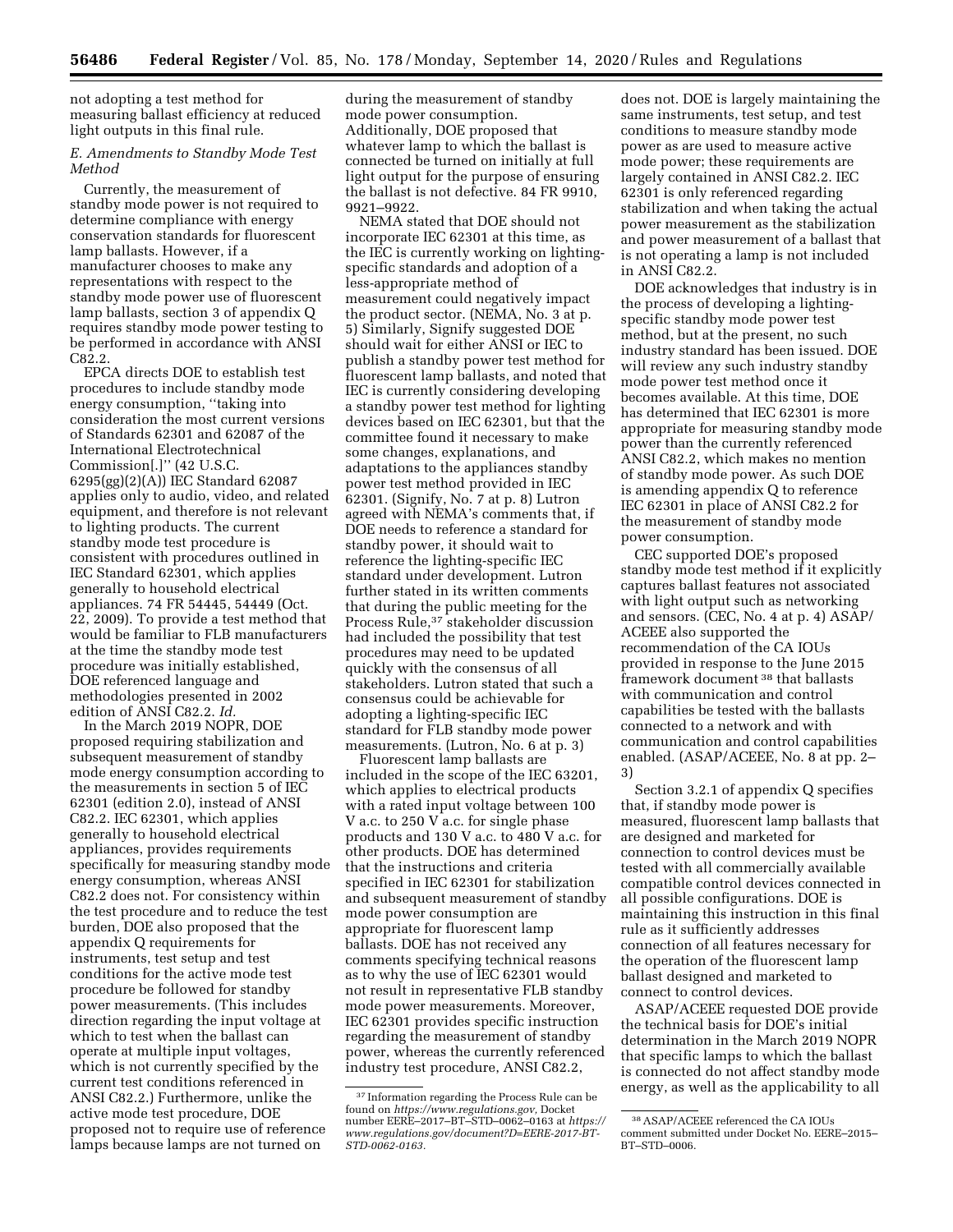not adopting a test method for measuring ballast efficiency at reduced light outputs in this final rule.

### E. Amendments to Standby Mode Test Method

Currently, the measurement of standby mode power is not required to determine compliance with energy conservation standards for fluorescent lamp ballasts. However, if a manufacturer chooses to make any representations with respect to the standby mode power use of fluorescent lamp ballasts, section 3 of appendix Q requires standby mode power testing to be performed in accordance with ANSI C82.2.

EPCA directs DOE to establish test procedures to include standby mode energy consumption, "taking into consideration the most current versions of Standards 62301 and 62087 of the International Electrotechnical Commission[.]" (42 U.S.C. 6295(gg)(2)(A)) IEC Standard 62087 applies only to audio, video, and related equipment, and therefore is not relevant to lighting products. The current standby mode test procedure is consistent with procedures outlined in IEC Standard 62301, which applies generally to household electrical appliances. 74 FR 54445, 54449 (Oct. 22, 2009). To provide a test method that would be familiar to FLB manufacturers at the time the standby mode test procedure was initially established, DOE referenced language and methodologies presented in 2002 edition of ANSI C82.2. *Id.*

In the March 2019 NOPR, DOE proposed requiring stabilization and subsequent measurement of standby mode energy consumption according to the measurements in section 5 of IEC 62301 (edition 2.0), instead of ANSI C82.2. IEC 62301, which applies generally to household electrical appliances, provides requirements specifically for measuring standby mode energy consumption, whereas ANSI C82.2 does not. For consistency within the test procedure and to reduce the test burden, DOE also proposed that the appendix Q requirements for instruments, test setup and test conditions for the active mode test procedure be followed for standby power measurements. (This includes direction regarding the input voltage at which to test when the ballast can operate at multiple input voltages, which is not currently specified by the current test conditions referenced in ANSI C82.2.) Furthermore, unlike the active mode test procedure, DOE proposed not to require use of reference lamps because lamps are not turned on during the measurement of standby mode power consumption. Additionally, DOE proposed that whatever lamp to which the ballast is connected be turned on initially at full light output for the purpose of ensuring the ballast is not defective. 84 FR 9910, 9921–9922.

NEMA stated that DOE should not incorporate IEC 62301 at this time, as the IEC is currently working on lighting-specific standards and adoption of a less-appropriate method of measurement could negatively impact the product sector. (NEMA, No. 3 at p. 5) Similarly, Signify suggested DOE should wait for either ANSI or IEC to publish a standby power test method for fluorescent lamp ballasts, and noted that IEC is currently considering developing a standby power test method for lighting devices based on IEC 62301, but that the committee found it necessary to make some changes, explanations, and adaptations to the appliances standby power test method provided in IEC 62301. (Signify, No. 7 at p. 8) Lutron agreed with NEMA's comments that, if DOE needs to reference a standard for standby power, it should wait to reference the lighting-specific IEC standard under development. Lutron further stated in its written comments that during the public meeting for the Process Rule,[37] stakeholder discussion had included the possibility that test procedures may need to be updated quickly with the consensus of all stakeholders. Lutron stated that such a consensus could be achievable for adopting a lighting-specific IEC standard for FLB standby mode power measurements. (Lutron, No. 6 at p. 3)

Fluorescent lamp ballasts are included in the scope of the IEC 63201, which applies to electrical products with a rated input voltage between 100 V a.c. to 250 V a.c. for single phase products and 130 V a.c. to 480 V a.c. for other products. DOE has determined that the instructions and criteria specified in IEC 62301 for stabilization and subsequent measurement of standby mode power consumption are appropriate for fluorescent lamp ballasts. DOE has not received any comments specifying technical reasons as to why the use of IEC 62301 would not result in representative FLB standby mode power measurements. Moreover, IEC 62301 provides specific instruction regarding the measurement of standby power, whereas the currently referenced industry test procedure, ANSI C82.2, does not. DOE is largely maintaining the same instruments, test setup, and test conditions to measure standby mode power as are used to measure active mode power; these requirements are largely contained in ANSI C82.2. IEC 62301 is only referenced regarding stabilization and when taking the actual power measurement as the stabilization and power measurement of a ballast that is not operating a lamp is not included in ANSI C82.2.

DOE acknowledges that industry is in the process of developing a lighting-specific standby mode power test method, but at the present, no such industry standard has been issued. DOE will review any such industry standby mode power test method once it becomes available. At this time, DOE has determined that IEC 62301 is more appropriate for measuring standby mode power than the currently referenced ANSI C82.2, which makes no mention of standby mode power. As such DOE is amending appendix Q to reference IEC 62301 in place of ANSI C82.2 for the measurement of standby mode power consumption.

CEC supported DOE's proposed standby mode test method if it explicitly captures ballast features not associated with light output such as networking and sensors. (CEC, No. 4 at p. 4) ASAP/ACEEE also supported the recommendation of the CA IOUs provided in response to the June 2015 framework document[38] that ballasts with communication and control capabilities be tested with the ballasts connected to a network and with communication and control capabilities enabled. (ASAP/ACEEE, No. 8 at pp. 2–3)

Section 3.2.1 of appendix Q specifies that, if standby mode power is measured, fluorescent lamp ballasts that are designed and marketed for connection to control devices must be tested with all commercially available compatible control devices connected in all possible configurations. DOE is maintaining this instruction in this final rule as it sufficiently addresses connection of all features necessary for the operation of the fluorescent lamp ballast designed and marketed to connect to control devices.

ASAP/ACEEE requested DOE provide the technical basis for DOE's initial determination in the March 2019 NOPR that specific lamps to which the ballast is connected do not affect standby mode energy, as well as the applicability to all

---

[37] Information regarding the Process Rule can be found on *https://www.regulations.gov,* Docket number EERE–2017–BT–STD–0062–0163 at *https://www.regulations.gov/document?D=EERE-2017-BT-STD-0062-0163.*

[38] ASAP/ACEEE referenced the CA IOUs comment submitted under Docket No. EERE–2015–BT–STD–0006.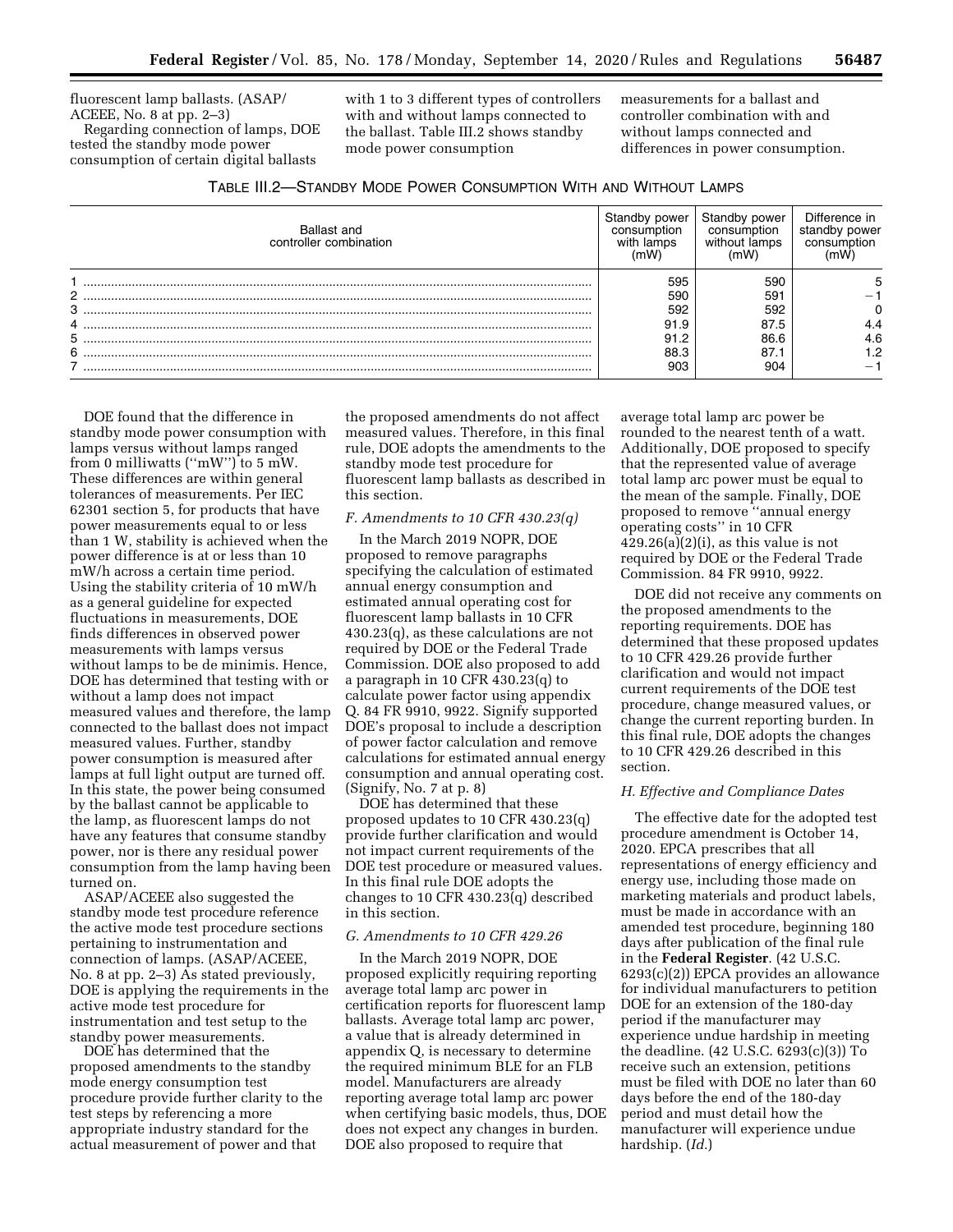fluorescent lamp ballasts. (ASAP/ACEEE, No. 8 at pp. 2–3)

Regarding connection of lamps, DOE tested the standby mode power consumption of certain digital ballasts with 1 to 3 different types of controllers with and without lamps connected to the ballast. Table III.2 shows standby mode power consumption measurements for a ballast and controller combination with and without lamps connected and differences in power consumption.

TABLE III.2—STANDBY MODE POWER CONSUMPTION WITH AND WITHOUT LAMPS

| Ballast and controller combination | Standby power consumption with lamps (mW) | Standby power consumption without lamps (mW) | Difference in standby power consumption (mW) |
|---|---|---|---|
| 1 | 595 | 590 | 5 |
| 2 | 590 | 591 | −1 |
| 3 | 592 | 592 | 0 |
| 4 | 91.9 | 87.5 | 4.4 |
| 5 | 91.2 | 86.6 | 4.6 |
| 6 | 88.3 | 87.1 | 1.2 |
| 7 | 903 | 904 | −1 |

DOE found that the difference in standby mode power consumption with lamps versus without lamps ranged from 0 milliwatts (''mW'') to 5 mW. These differences are within general tolerances of measurements. Per IEC 62301 section 5, for products that have power measurements equal to or less than 1 W, stability is achieved when the power difference is at or less than 10 mW/h across a certain time period. Using the stability criteria of 10 mW/h as a general guideline for expected fluctuations in measurements, DOE finds differences in observed power measurements with lamps versus without lamps to be de minimis. Hence, DOE has determined that testing with or without a lamp does not impact measured values and therefore, the lamp connected to the ballast does not impact measured values. Further, standby power consumption is measured after lamps at full light output are turned off. In this state, the power being consumed by the ballast cannot be applicable to the lamp, as fluorescent lamps do not have any features that consume standby power, nor is there any residual power consumption from the lamp having been turned on.

ASAP/ACEEE also suggested the standby mode test procedure reference the active mode test procedure sections pertaining to instrumentation and connection of lamps. (ASAP/ACEEE, No. 8 at pp. 2–3) As stated previously, DOE is applying the requirements in the active mode test procedure for instrumentation and test setup to the standby power measurements.

DOE has determined that the proposed amendments to the standby mode energy consumption test procedure provide further clarity to the test steps by referencing a more appropriate industry standard for the actual measurement of power and that the proposed amendments do not affect measured values. Therefore, in this final rule, DOE adopts the amendments to the standby mode test procedure for fluorescent lamp ballasts as described in this section.

### *F. Amendments to 10 CFR 430.23(q)*

In the March 2019 NOPR, DOE proposed to remove paragraphs specifying the calculation of estimated annual energy consumption and estimated annual operating cost for fluorescent lamp ballasts in 10 CFR 430.23(q), as these calculations are not required by DOE or the Federal Trade Commission. DOE also proposed to add a paragraph in 10 CFR 430.23(q) to calculate power factor using appendix Q. 84 FR 9910, 9922. Signify supported DOE's proposal to include a description of power factor calculation and remove calculations for estimated annual energy consumption and annual operating cost. (Signify, No. 7 at p. 8)

DOE has determined that these proposed updates to 10 CFR 430.23(q) provide further clarification and would not impact current requirements of the DOE test procedure or measured values. In this final rule DOE adopts the changes to 10 CFR 430.23(q) described in this section.

### *G. Amendments to 10 CFR 429.26*

In the March 2019 NOPR, DOE proposed explicitly requiring reporting average total lamp arc power in certification reports for fluorescent lamp ballasts. Average total lamp arc power, a value that is already determined in appendix Q, is necessary to determine the required minimum BLE for an FLB model. Manufacturers are already reporting average total lamp arc power when certifying basic models, thus, DOE does not expect any changes in burden. DOE also proposed to require that average total lamp arc power be rounded to the nearest tenth of a watt. Additionally, DOE proposed to specify that the represented value of average total lamp arc power must be equal to the mean of the sample. Finally, DOE proposed to remove ''annual energy operating costs'' in 10 CFR 429.26(a)(2)(i), as this value is not required by DOE or the Federal Trade Commission. 84 FR 9910, 9922.

DOE did not receive any comments on the proposed amendments to the reporting requirements. DOE has determined that these proposed updates to 10 CFR 429.26 provide further clarification and would not impact current requirements of the DOE test procedure, change measured values, or change the current reporting burden. In this final rule, DOE adopts the changes to 10 CFR 429.26 described in this section.

### *H. Effective and Compliance Dates*

The effective date for the adopted test procedure amendment is October 14, 2020. EPCA prescribes that all representations of energy efficiency and energy use, including those made on marketing materials and product labels, must be made in accordance with an amended test procedure, beginning 180 days after publication of the final rule in the **Federal Register**. (42 U.S.C. 6293(c)(2)) EPCA provides an allowance for individual manufacturers to petition DOE for an extension of the 180-day period if the manufacturer may experience undue hardship in meeting the deadline. (42 U.S.C. 6293(c)(3)) To receive such an extension, petitions must be filed with DOE no later than 60 days before the end of the 180-day period and must detail how the manufacturer will experience undue hardship. (*Id.*)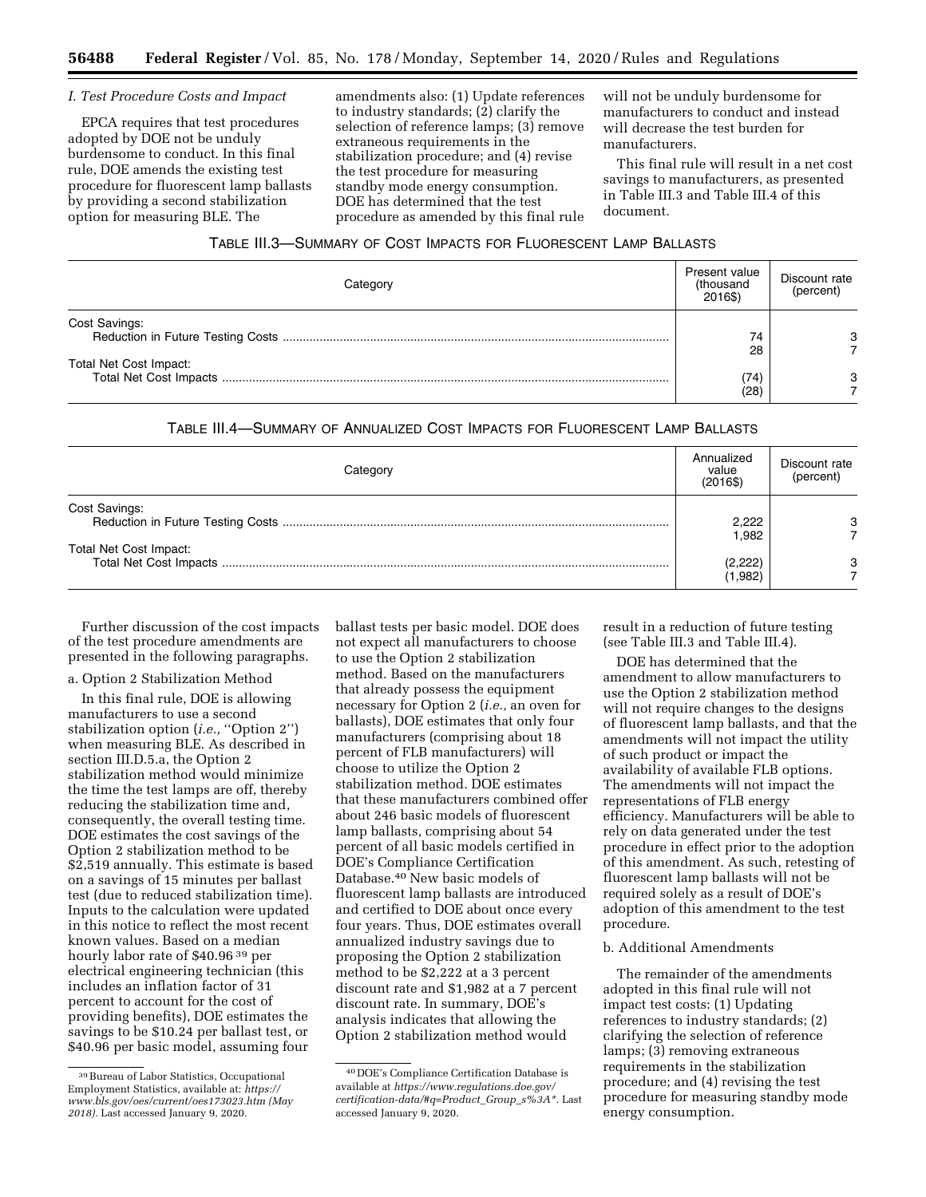### I. Test Procedure Costs and Impact

EPCA requires that test procedures adopted by DOE not be unduly burdensome to conduct. In this final rule, DOE amends the existing test procedure for fluorescent lamp ballasts by providing a second stabilization option for measuring BLE. The amendments also: (1) Update references to industry standards; (2) clarify the selection of reference lamps; (3) remove extraneous requirements in the stabilization procedure; and (4) revise the test procedure for measuring standby mode energy consumption. DOE has determined that the test procedure as amended by this final rule will not be unduly burdensome for manufacturers to conduct and instead will decrease the test burden for manufacturers.

This final rule will result in a net cost savings to manufacturers, as presented in Table III.3 and Table III.4 of this document.

TABLE III.3—SUMMARY OF COST IMPACTS FOR FLUORESCENT LAMP BALLASTS

| Category | Present value (thousand 2016$) | Discount rate (percent) |
|---|---|---|
| Cost Savings: | | |
| Reduction in Future Testing Costs | 74 | 3 |
| | 28 | 7 |
| Total Net Cost Impact: | | |
| Total Net Cost Impacts | (74) | 3 |
| | (28) | 7 |

TABLE III.4—SUMMARY OF ANNUALIZED COST IMPACTS FOR FLUORESCENT LAMP BALLASTS

| Category | Annualized value (2016$) | Discount rate (percent) |
|---|---|---|
| Cost Savings: | | |
| Reduction in Future Testing Costs | 2,222 | 3 |
| | 1,982 | 7 |
| Total Net Cost Impact: | | |
| Total Net Cost Impacts | (2,222) | 3 |
| | (1,982) | 7 |

Further discussion of the cost impacts of the test procedure amendments are presented in the following paragraphs.

a. Option 2 Stabilization Method

In this final rule, DOE is allowing manufacturers to use a second stabilization option (*i.e.,* "Option 2") when measuring BLE. As described in section III.D.5.a, the Option 2 stabilization method would minimize the time the test lamps are off, thereby reducing the stabilization time and, consequently, the overall testing time. DOE estimates the cost savings of the Option 2 stabilization method to be $2,519 annually. This estimate is based on a savings of 15 minutes per ballast test (due to reduced stabilization time). Inputs to the calculation were updated in this notice to reflect the most recent known values. Based on a median hourly labor rate of $40.96 [39] per electrical engineering technician (this includes an inflation factor of 31 percent to account for the cost of providing benefits), DOE estimates the savings to be $10.24 per ballast test, or $40.96 per basic model, assuming four ballast tests per basic model. DOE does not expect all manufacturers to choose to use the Option 2 stabilization method. Based on the manufacturers that already possess the equipment necessary for Option 2 (*i.e.,* an oven for ballasts), DOE estimates that only four manufacturers (comprising about 18 percent of FLB manufacturers) will choose to utilize the Option 2 stabilization method. DOE estimates that these manufacturers combined offer about 246 basic models of fluorescent lamp ballasts, comprising about 54 percent of all basic models certified in DOE's Compliance Certification Database.[40] New basic models of fluorescent lamp ballasts are introduced and certified to DOE about once every four years. Thus, DOE estimates overall annualized industry savings due to proposing the Option 2 stabilization method to be $2,222 at a 3 percent discount rate and $1,982 at a 7 percent discount rate. In summary, DOE's analysis indicates that allowing the Option 2 stabilization method would result in a reduction of future testing (see Table III.3 and Table III.4).

DOE has determined that the amendment to allow manufacturers to use the Option 2 stabilization method will not require changes to the designs of fluorescent lamp ballasts, and that the amendments will not impact the utility of such product or impact the availability of available FLB options. The amendments will not impact the representations of FLB energy efficiency. Manufacturers will be able to rely on data generated under the test procedure in effect prior to the adoption of this amendment. As such, retesting of fluorescent lamp ballasts will not be required solely as a result of DOE's adoption of this amendment to the test procedure.

b. Additional Amendments

The remainder of the amendments adopted in this final rule will not impact test costs: (1) Updating references to industry standards; (2) clarifying the selection of reference lamps; (3) removing extraneous requirements in the stabilization procedure; and (4) revising the test procedure for measuring standby mode energy consumption.

[39] Bureau of Labor Statistics, Occupational Employment Statistics, available at: *https://www.bls.gov/oes/current/oes173023.htm (May 2018).* Last accessed January 9, 2020.

[40] DOE's Compliance Certification Database is available at *https://www.regulations.doe.gov/certification-data/#q=Product_Group_s%3A\**. Last accessed January 9, 2020.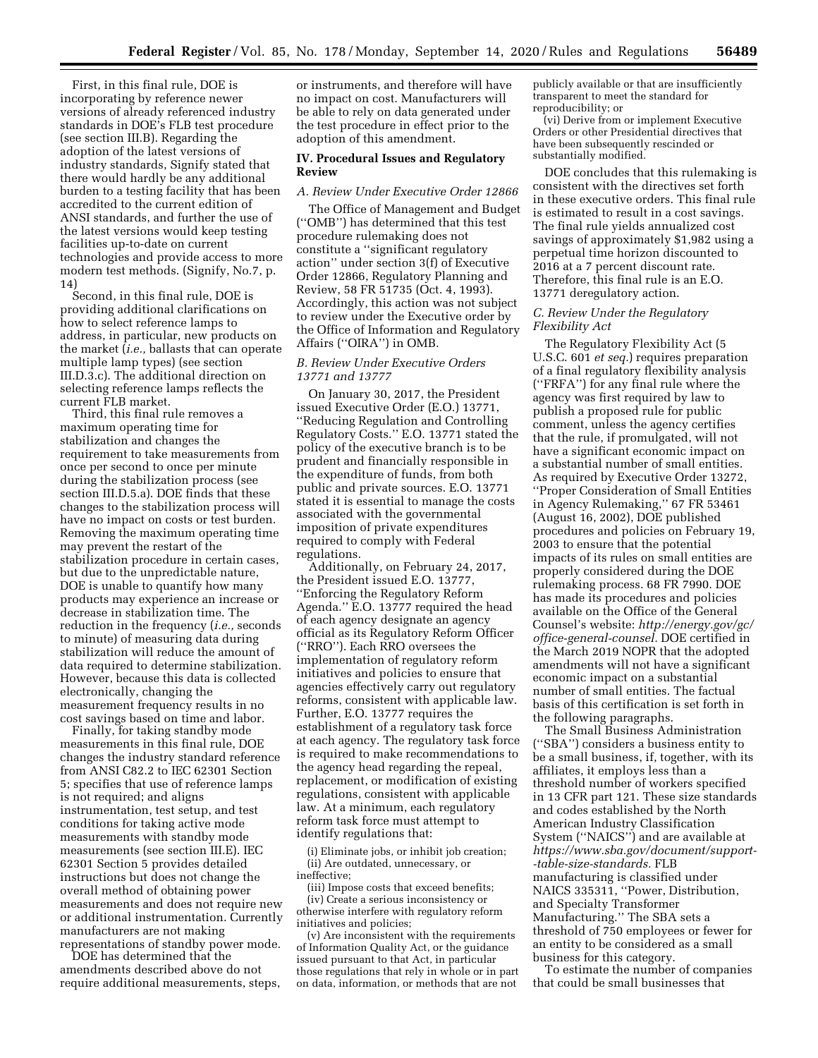First, in this final rule, DOE is incorporating by reference newer versions of already referenced industry standards in DOE's FLB test procedure (see section III.B). Regarding the adoption of the latest versions of industry standards, Signify stated that there would hardly be any additional burden to a testing facility that has been accredited to the current edition of ANSI standards, and further the use of the latest versions would keep testing facilities up-to-date on current technologies and provide access to more modern test methods. (Signify, No.7, p. 14)

Second, in this final rule, DOE is providing additional clarifications on how to select reference lamps to address, in particular, new products on the market (*i.e.,* ballasts that can operate multiple lamp types) (see section III.D.3.c). The additional direction on selecting reference lamps reflects the current FLB market.

Third, this final rule removes a maximum operating time for stabilization and changes the requirement to take measurements from once per second to once per minute during the stabilization process (see section III.D.5.a). DOE finds that these changes to the stabilization process will have no impact on costs or test burden. Removing the maximum operating time may prevent the restart of the stabilization procedure in certain cases, but due to the unpredictable nature, DOE is unable to quantify how many products may experience an increase or decrease in stabilization time. The reduction in the frequency (*i.e.,* seconds to minute) of measuring data during stabilization will reduce the amount of data required to determine stabilization. However, because this data is collected electronically, changing the measurement frequency results in no cost savings based on time and labor.

Finally, for taking standby mode measurements in this final rule, DOE changes the industry standard reference from ANSI C82.2 to IEC 62301 Section 5; specifies that use of reference lamps is not required; and aligns instrumentation, test setup, and test conditions for taking active mode measurements with standby mode measurements (see section III.E). IEC 62301 Section 5 provides detailed instructions but does not change the overall method of obtaining power measurements and does not require new or additional instrumentation. Currently manufacturers are not making representations of standby power mode.

DOE has determined that the amendments described above do not require additional measurements, steps, or instruments, and therefore will have no impact on cost. Manufacturers will be able to rely on data generated under the test procedure in effect prior to the adoption of this amendment.

## IV. Procedural Issues and Regulatory Review

### A. Review Under Executive Order 12866

The Office of Management and Budget (''OMB'') has determined that this test procedure rulemaking does not constitute a ''significant regulatory action'' under section 3(f) of Executive Order 12866, Regulatory Planning and Review, 58 FR 51735 (Oct. 4, 1993). Accordingly, this action was not subject to review under the Executive order by the Office of Information and Regulatory Affairs (''OIRA'') in OMB.

### B. Review Under Executive Orders 13771 and 13777

On January 30, 2017, the President issued Executive Order (E.O.) 13771, ''Reducing Regulation and Controlling Regulatory Costs.'' E.O. 13771 stated the policy of the executive branch is to be prudent and financially responsible in the expenditure of funds, from both public and private sources. E.O. 13771 stated it is essential to manage the costs associated with the governmental imposition of private expenditures required to comply with Federal regulations.

Additionally, on February 24, 2017, the President issued E.O. 13777, ''Enforcing the Regulatory Reform Agenda.'' E.O. 13777 required the head of each agency designate an agency official as its Regulatory Reform Officer (''RRO''). Each RRO oversees the implementation of regulatory reform initiatives and policies to ensure that agencies effectively carry out regulatory reforms, consistent with applicable law. Further, E.O. 13777 requires the establishment of a regulatory task force at each agency. The regulatory task force is required to make recommendations to the agency head regarding the repeal, replacement, or modification of existing regulations, consistent with applicable law. At a minimum, each regulatory reform task force must attempt to identify regulations that:

(i) Eliminate jobs, or inhibit job creation;
(ii) Are outdated, unnecessary, or ineffective;
(iii) Impose costs that exceed benefits;
(iv) Create a serious inconsistency or otherwise interfere with regulatory reform initiatives and policies;
(v) Are inconsistent with the requirements of Information Quality Act, or the guidance issued pursuant to that Act, in particular those regulations that rely in whole or in part on data, information, or methods that are not publicly available or that are insufficiently transparent to meet the standard for reproducibility; or
(vi) Derive from or implement Executive Orders or other Presidential directives that have been subsequently rescinded or substantially modified.

DOE concludes that this rulemaking is consistent with the directives set forth in these executive orders. This final rule is estimated to result in a cost savings. The final rule yields annualized cost savings of approximately $1,982 using a perpetual time horizon discounted to 2016 at a 7 percent discount rate. Therefore, this final rule is an E.O. 13771 deregulatory action.

### C. Review Under the Regulatory Flexibility Act

The Regulatory Flexibility Act (5 U.S.C. 601 *et seq.*) requires preparation of a final regulatory flexibility analysis (''FRFA'') for any final rule where the agency was first required by law to publish a proposed rule for public comment, unless the agency certifies that the rule, if promulgated, will not have a significant economic impact on a substantial number of small entities. As required by Executive Order 13272, ''Proper Consideration of Small Entities in Agency Rulemaking,'' 67 FR 53461 (August 16, 2002), DOE published procedures and policies on February 19, 2003 to ensure that the potential impacts of its rules on small entities are properly considered during the DOE rulemaking process. 68 FR 7990. DOE has made its procedures and policies available on the Office of the General Counsel's website: *http://energy.gov/gc/office-general-counsel.* DOE certified in the March 2019 NOPR that the adopted amendments will not have a significant economic impact on a substantial number of small entities. The factual basis of this certification is set forth in the following paragraphs.

The Small Business Administration (''SBA'') considers a business entity to be a small business, if, together, with its affiliates, it employs less than a threshold number of workers specified in 13 CFR part 121. These size standards and codes established by the North American Industry Classification System (''NAICS'') and are available at *https://www.sba.gov/document/support--table-size-standards.* FLB manufacturing is classified under NAICS 335311, ''Power, Distribution, and Specialty Transformer Manufacturing.'' The SBA sets a threshold of 750 employees or fewer for an entity to be considered as a small business for this category.

To estimate the number of companies that could be small businesses that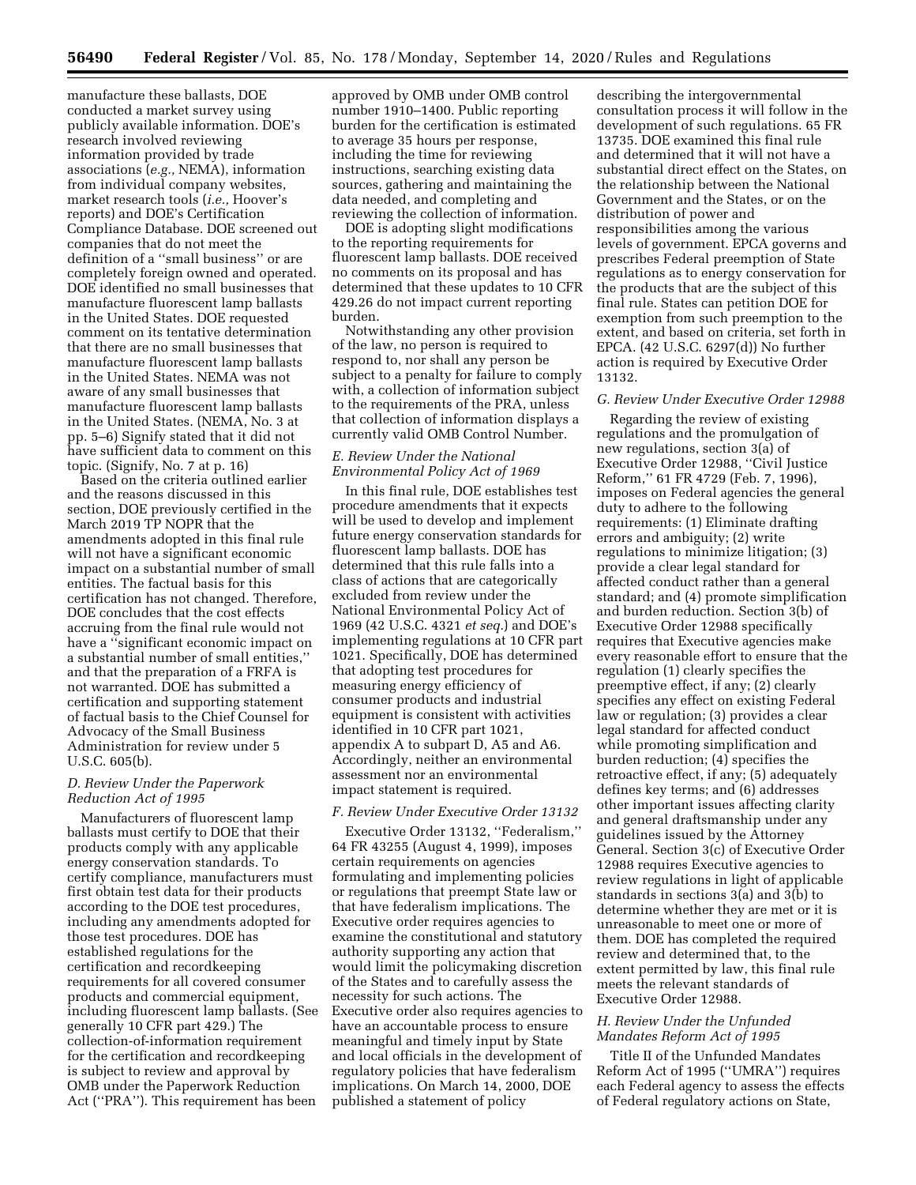manufacture these ballasts, DOE conducted a market survey using publicly available information. DOE's research involved reviewing information provided by trade associations (*e.g.,* NEMA), information from individual company websites, market research tools (*i.e.,* Hoover's reports) and DOE's Certification Compliance Database. DOE screened out companies that do not meet the definition of a ''small business'' or are completely foreign owned and operated. DOE identified no small businesses that manufacture fluorescent lamp ballasts in the United States. DOE requested comment on its tentative determination that there are no small businesses that manufacture fluorescent lamp ballasts in the United States. NEMA was not aware of any small businesses that manufacture fluorescent lamp ballasts in the United States. (NEMA, No. 3 at pp. 5–6) Signify stated that it did not have sufficient data to comment on this topic. (Signify, No. 7 at p. 16)

Based on the criteria outlined earlier and the reasons discussed in this section, DOE previously certified in the March 2019 TP NOPR that the amendments adopted in this final rule will not have a significant economic impact on a substantial number of small entities. The factual basis for this certification has not changed. Therefore, DOE concludes that the cost effects accruing from the final rule would not have a ''significant economic impact on a substantial number of small entities,'' and that the preparation of a FRFA is not warranted. DOE has submitted a certification and supporting statement of factual basis to the Chief Counsel for Advocacy of the Small Business Administration for review under 5 U.S.C. 605(b).

### *D. Review Under the Paperwork Reduction Act of 1995*

Manufacturers of fluorescent lamp ballasts must certify to DOE that their products comply with any applicable energy conservation standards. To certify compliance, manufacturers must first obtain test data for their products according to the DOE test procedures, including any amendments adopted for those test procedures. DOE has established regulations for the certification and recordkeeping requirements for all covered consumer products and commercial equipment, including fluorescent lamp ballasts. (See generally 10 CFR part 429.) The collection-of-information requirement for the certification and recordkeeping is subject to review and approval by OMB under the Paperwork Reduction Act (''PRA''). This requirement has been approved by OMB under OMB control number 1910–1400. Public reporting burden for the certification is estimated to average 35 hours per response, including the time for reviewing instructions, searching existing data sources, gathering and maintaining the data needed, and completing and reviewing the collection of information.

DOE is adopting slight modifications to the reporting requirements for fluorescent lamp ballasts. DOE received no comments on its proposal and has determined that these updates to 10 CFR 429.26 do not impact current reporting burden.

Notwithstanding any other provision of the law, no person is required to respond to, nor shall any person be subject to a penalty for failure to comply with, a collection of information subject to the requirements of the PRA, unless that collection of information displays a currently valid OMB Control Number.

### *E. Review Under the National Environmental Policy Act of 1969*

In this final rule, DOE establishes test procedure amendments that it expects will be used to develop and implement future energy conservation standards for fluorescent lamp ballasts. DOE has determined that this rule falls into a class of actions that are categorically excluded from review under the National Environmental Policy Act of 1969 (42 U.S.C. 4321 *et seq.*) and DOE's implementing regulations at 10 CFR part 1021. Specifically, DOE has determined that adopting test procedures for measuring energy efficiency of consumer products and industrial equipment is consistent with activities identified in 10 CFR part 1021, appendix A to subpart D, A5 and A6. Accordingly, neither an environmental assessment nor an environmental impact statement is required.

### *F. Review Under Executive Order 13132*

Executive Order 13132, ''Federalism,'' 64 FR 43255 (August 4, 1999), imposes certain requirements on agencies formulating and implementing policies or regulations that preempt State law or that have federalism implications. The Executive order requires agencies to examine the constitutional and statutory authority supporting any action that would limit the policymaking discretion of the States and to carefully assess the necessity for such actions. The Executive order also requires agencies to have an accountable process to ensure meaningful and timely input by State and local officials in the development of regulatory policies that have federalism implications. On March 14, 2000, DOE published a statement of policy describing the intergovernmental consultation process it will follow in the development of such regulations. 65 FR 13735. DOE examined this final rule and determined that it will not have a substantial direct effect on the States, on the relationship between the National Government and the States, or on the distribution of power and responsibilities among the various levels of government. EPCA governs and prescribes Federal preemption of State regulations as to energy conservation for the products that are the subject of this final rule. States can petition DOE for exemption from such preemption to the extent, and based on criteria, set forth in EPCA. (42 U.S.C. 6297(d)) No further action is required by Executive Order 13132.

### *G. Review Under Executive Order 12988*

Regarding the review of existing regulations and the promulgation of new regulations, section 3(a) of Executive Order 12988, ''Civil Justice Reform,'' 61 FR 4729 (Feb. 7, 1996), imposes on Federal agencies the general duty to adhere to the following requirements: (1) Eliminate drafting errors and ambiguity; (2) write regulations to minimize litigation; (3) provide a clear legal standard for affected conduct rather than a general standard; and (4) promote simplification and burden reduction. Section 3(b) of Executive Order 12988 specifically requires that Executive agencies make every reasonable effort to ensure that the regulation (1) clearly specifies the preemptive effect, if any; (2) clearly specifies any effect on existing Federal law or regulation; (3) provides a clear legal standard for affected conduct while promoting simplification and burden reduction; (4) specifies the retroactive effect, if any; (5) adequately defines key terms; and (6) addresses other important issues affecting clarity and general draftsmanship under any guidelines issued by the Attorney General. Section 3(c) of Executive Order 12988 requires Executive agencies to review regulations in light of applicable standards in sections 3(a) and 3(b) to determine whether they are met or it is unreasonable to meet one or more of them. DOE has completed the required review and determined that, to the extent permitted by law, this final rule meets the relevant standards of Executive Order 12988.

### *H. Review Under the Unfunded Mandates Reform Act of 1995*

Title II of the Unfunded Mandates Reform Act of 1995 (''UMRA'') requires each Federal agency to assess the effects of Federal regulatory actions on State,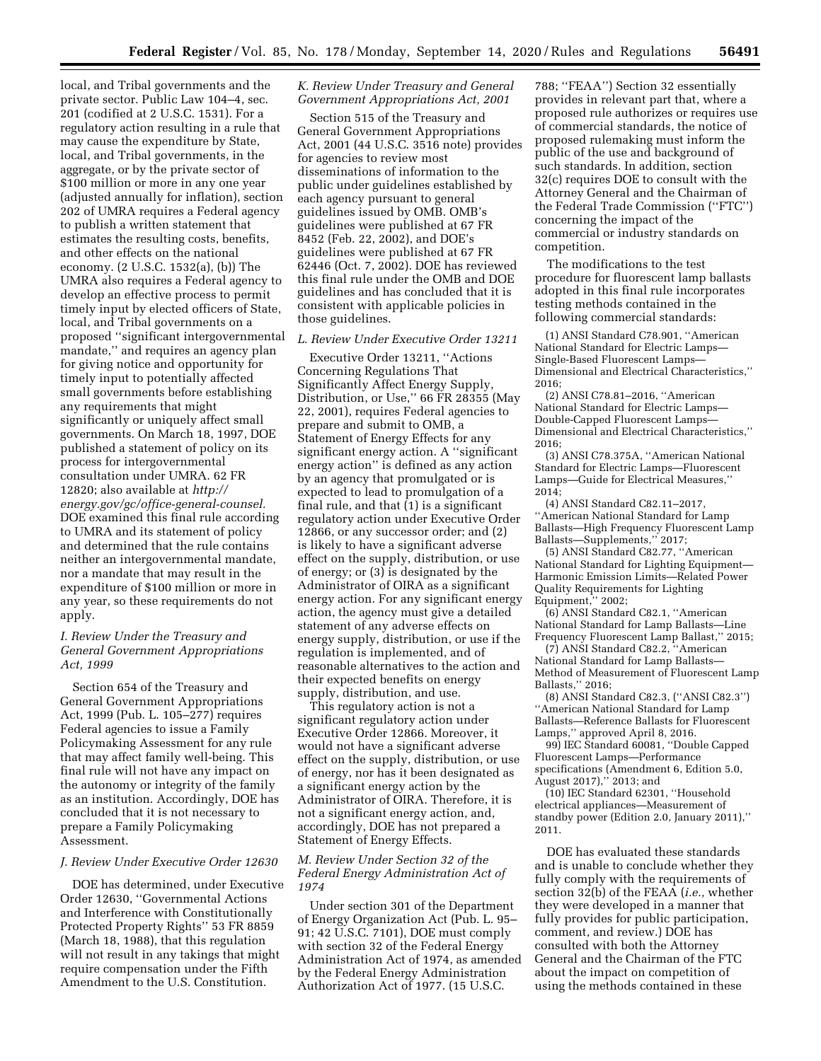local, and Tribal governments and the private sector. Public Law 104–4, sec. 201 (codified at 2 U.S.C. 1531). For a regulatory action resulting in a rule that may cause the expenditure by State, local, and Tribal governments, in the aggregate, or by the private sector of $100 million or more in any one year (adjusted annually for inflation), section 202 of UMRA requires a Federal agency to publish a written statement that estimates the resulting costs, benefits, and other effects on the national economy. (2 U.S.C. 1532(a), (b)) The UMRA also requires a Federal agency to develop an effective process to permit timely input by elected officers of State, local, and Tribal governments on a proposed ''significant intergovernmental mandate,'' and requires an agency plan for giving notice and opportunity for timely input to potentially affected small governments before establishing any requirements that might significantly or uniquely affect small governments. On March 18, 1997, DOE published a statement of policy on its process for intergovernmental consultation under UMRA. 62 FR 12820; also available at *http://energy.gov/gc/office-general-counsel.* DOE examined this final rule according to UMRA and its statement of policy and determined that the rule contains neither an intergovernmental mandate, nor a mandate that may result in the expenditure of $100 million or more in any year, so these requirements do not apply.

### *I. Review Under the Treasury and General Government Appropriations Act, 1999*

Section 654 of the Treasury and General Government Appropriations Act, 1999 (Pub. L. 105–277) requires Federal agencies to issue a Family Policymaking Assessment for any rule that may affect family well-being. This final rule will not have any impact on the autonomy or integrity of the family as an institution. Accordingly, DOE has concluded that it is not necessary to prepare a Family Policymaking Assessment.

### *J. Review Under Executive Order 12630*

DOE has determined, under Executive Order 12630, ''Governmental Actions and Interference with Constitutionally Protected Property Rights'' 53 FR 8859 (March 18, 1988), that this regulation will not result in any takings that might require compensation under the Fifth Amendment to the U.S. Constitution.

### *K. Review Under Treasury and General Government Appropriations Act, 2001*

Section 515 of the Treasury and General Government Appropriations Act, 2001 (44 U.S.C. 3516 note) provides for agencies to review most disseminations of information to the public under guidelines established by each agency pursuant to general guidelines issued by OMB. OMB's guidelines were published at 67 FR 8452 (Feb. 22, 2002), and DOE's guidelines were published at 67 FR 62446 (Oct. 7, 2002). DOE has reviewed this final rule under the OMB and DOE guidelines and has concluded that it is consistent with applicable policies in those guidelines.

### *L. Review Under Executive Order 13211*

Executive Order 13211, ''Actions Concerning Regulations That Significantly Affect Energy Supply, Distribution, or Use,'' 66 FR 28355 (May 22, 2001), requires Federal agencies to prepare and submit to OMB, a Statement of Energy Effects for any significant energy action. A ''significant energy action'' is defined as any action by an agency that promulgated or is expected to lead to promulgation of a final rule, and that (1) is a significant regulatory action under Executive Order 12866, or any successor order; and (2) is likely to have a significant adverse effect on the supply, distribution, or use of energy; or (3) is designated by the Administrator of OIRA as a significant energy action. For any significant energy action, the agency must give a detailed statement of any adverse effects on energy supply, distribution, or use if the regulation is implemented, and of reasonable alternatives to the action and their expected benefits on energy supply, distribution, and use.

This regulatory action is not a significant regulatory action under Executive Order 12866. Moreover, it would not have a significant adverse effect on the supply, distribution, or use of energy, nor has it been designated as a significant energy action by the Administrator of OIRA. Therefore, it is not a significant energy action, and, accordingly, DOE has not prepared a Statement of Energy Effects.

### *M. Review Under Section 32 of the Federal Energy Administration Act of 1974*

Under section 301 of the Department of Energy Organization Act (Pub. L. 95–91; 42 U.S.C. 7101), DOE must comply with section 32 of the Federal Energy Administration Act of 1974, as amended by the Federal Energy Administration Authorization Act of 1977. (15 U.S.C. 788; ''FEAA'') Section 32 essentially provides in relevant part that, where a proposed rule authorizes or requires use of commercial standards, the notice of proposed rulemaking must inform the public of the use and background of such standards. In addition, section 32(c) requires DOE to consult with the Attorney General and the Chairman of the Federal Trade Commission (''FTC'') concerning the impact of the commercial or industry standards on competition.

The modifications to the test procedure for fluorescent lamp ballasts adopted in this final rule incorporates testing methods contained in the following commercial standards:

(1) ANSI Standard C78.901, ''American National Standard for Electric Lamps—Single-Based Fluorescent Lamps—Dimensional and Electrical Characteristics,'' 2016;

(2) ANSI C78.81–2016, ''American National Standard for Electric Lamps—Double-Capped Fluorescent Lamps—Dimensional and Electrical Characteristics,'' 2016;

(3) ANSI C78.375A, ''American National Standard for Electric Lamps—Fluorescent Lamps—Guide for Electrical Measures,'' 2014;

(4) ANSI Standard C82.11–2017, ''American National Standard for Lamp Ballasts—High Frequency Fluorescent Lamp Ballasts—Supplements,'' 2017;

(5) ANSI Standard C82.77, ''American National Standard for Lighting Equipment—Harmonic Emission Limits—Related Power Quality Requirements for Lighting Equipment,'' 2002;

(6) ANSI Standard C82.1, ''American National Standard for Lamp Ballasts—Line Frequency Fluorescent Lamp Ballast,'' 2015;

(7) ANSI Standard C82.2, ''American National Standard for Lamp Ballasts—Method of Measurement of Fluorescent Lamp Ballasts,'' 2016;

(8) ANSI Standard C82.3, (''ANSI C82.3'') ''American National Standard for Lamp Ballasts—Reference Ballasts for Fluorescent Lamps,'' approved April 8, 2016.

99) IEC Standard 60081, ''Double Capped Fluorescent Lamps—Performance specifications (Amendment 6, Edition 5.0, August 2017),'' 2013; and

(10) IEC Standard 62301, ''Household electrical appliances—Measurement of standby power (Edition 2.0, January 2011),'' 2011.

DOE has evaluated these standards and is unable to conclude whether they fully comply with the requirements of section 32(b) of the FEAA (*i.e.,* whether they were developed in a manner that fully provides for public participation, comment, and review.) DOE has consulted with both the Attorney General and the Chairman of the FTC about the impact on competition of using the methods contained in these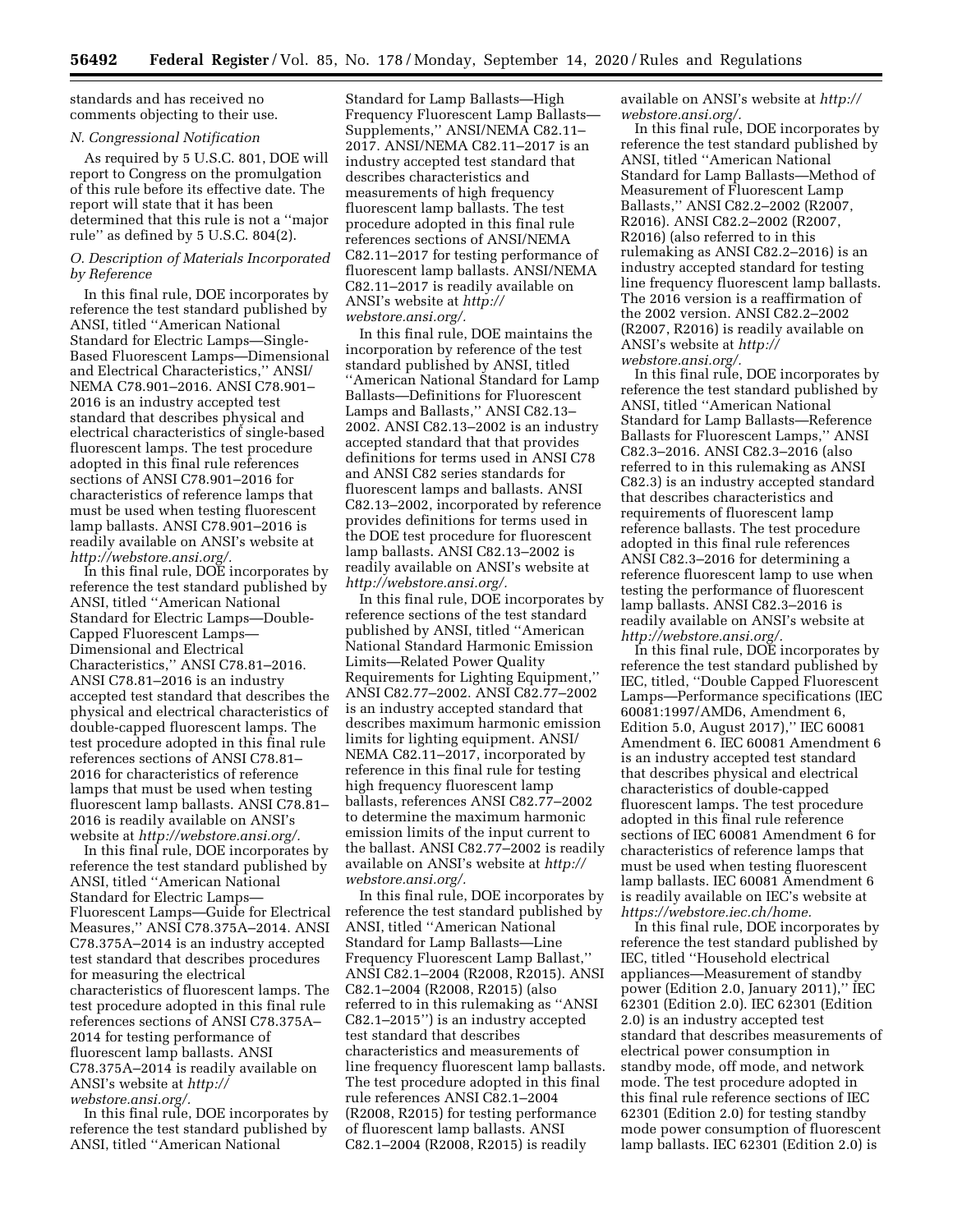standards and has received no comments objecting to their use.

### N. Congressional Notification

As required by 5 U.S.C. 801, DOE will report to Congress on the promulgation of this rule before its effective date. The report will state that it has been determined that this rule is not a ''major rule'' as defined by 5 U.S.C. 804(2).

### O. Description of Materials Incorporated by Reference

In this final rule, DOE incorporates by reference the test standard published by ANSI, titled ''American National Standard for Electric Lamps—Single-Based Fluorescent Lamps—Dimensional and Electrical Characteristics,'' ANSI/NEMA C78.901–2016. ANSI C78.901–2016 is an industry accepted test standard that describes physical and electrical characteristics of single-based fluorescent lamps. The test procedure adopted in this final rule references sections of ANSI C78.901–2016 for characteristics of reference lamps that must be used when testing fluorescent lamp ballasts. ANSI C78.901–2016 is readily available on ANSI's website at *http://webstore.ansi.org/.*

In this final rule, DOE incorporates by reference the test standard published by ANSI, titled ''American National Standard for Electric Lamps—Double-Capped Fluorescent Lamps—Dimensional and Electrical Characteristics,'' ANSI C78.81–2016. ANSI C78.81–2016 is an industry accepted test standard that describes the physical and electrical characteristics of double-capped fluorescent lamps. The test procedure adopted in this final rule references sections of ANSI C78.81–2016 for characteristics of reference lamps that must be used when testing fluorescent lamp ballasts. ANSI C78.81–2016 is readily available on ANSI's website at *http://webstore.ansi.org/.*

In this final rule, DOE incorporates by reference the test standard published by ANSI, titled ''American National Standard for Electric Lamps—Fluorescent Lamps—Guide for Electrical Measures,'' ANSI C78.375A–2014. ANSI C78.375A–2014 is an industry accepted test standard that describes procedures for measuring the electrical characteristics of fluorescent lamps. The test procedure adopted in this final rule references sections of ANSI C78.375A–2014 for testing performance of fluorescent lamp ballasts. ANSI C78.375A–2014 is readily available on ANSI's website at *http://webstore.ansi.org/.*

In this final rule, DOE incorporates by reference the test standard published by ANSI, titled ''American National Standard for Lamp Ballasts—High Frequency Fluorescent Lamp Ballasts—Supplements,'' ANSI/NEMA C82.11–2017. ANSI/NEMA C82.11–2017 is an industry accepted test standard that describes characteristics and measurements of high frequency fluorescent lamp ballasts. The test procedure adopted in this final rule references sections of ANSI/NEMA C82.11–2017 for testing performance of fluorescent lamp ballasts. ANSI/NEMA C82.11–2017 is readily available on ANSI's website at *http://webstore.ansi.org/.*

In this final rule, DOE maintains the incorporation by reference of the test standard published by ANSI, titled ''American National Standard for Lamp Ballasts—Definitions for Fluorescent Lamps and Ballasts,'' ANSI C82.13–2002. ANSI C82.13–2002 is an industry accepted standard that that provides definitions for terms used in ANSI C78 and ANSI C82 series standards for fluorescent lamps and ballasts. ANSI C82.13–2002, incorporated by reference provides definitions for terms used in the DOE test procedure for fluorescent lamp ballasts. ANSI C82.13–2002 is readily available on ANSI's website at *http://webstore.ansi.org/.*

In this final rule, DOE incorporates by reference sections of the test standard published by ANSI, titled ''American National Standard Harmonic Emission Limits—Related Power Quality Requirements for Lighting Equipment,'' ANSI C82.77–2002. ANSI C82.77–2002 is an industry accepted standard that describes maximum harmonic emission limits for lighting equipment. ANSI/NEMA C82.11–2017, incorporated by reference in this final rule for testing high frequency fluorescent lamp ballasts, references ANSI C82.77–2002 to determine the maximum harmonic emission limits of the input current to the ballast. ANSI C82.77–2002 is readily available on ANSI's website at *http://webstore.ansi.org/.*

In this final rule, DOE incorporates by reference the test standard published by ANSI, titled ''American National Standard for Lamp Ballasts—Line Frequency Fluorescent Lamp Ballast,'' ANSI C82.1–2004 (R2008, R2015). ANSI C82.1–2004 (R2008, R2015) (also referred to in this rulemaking as ''ANSI C82.1–2015'') is an industry accepted test standard that describes characteristics and measurements of line frequency fluorescent lamp ballasts. The test procedure adopted in this final rule references ANSI C82.1–2004 (R2008, R2015) for testing performance of fluorescent lamp ballasts. ANSI C82.1–2004 (R2008, R2015) is readily available on ANSI's website at *http://webstore.ansi.org/.*

In this final rule, DOE incorporates by reference the test standard published by ANSI, titled ''American National Standard for Lamp Ballasts—Method of Measurement of Fluorescent Lamp Ballasts,'' ANSI C82.2–2002 (R2007, R2016). ANSI C82.2–2002 (R2007, R2016) (also referred to in this rulemaking as ANSI C82.2–2016) is an industry accepted standard for testing line frequency fluorescent lamp ballasts. The 2016 version is a reaffirmation of the 2002 version. ANSI C82.2–2002 (R2007, R2016) is readily available on ANSI's website at *http://webstore.ansi.org/.*

In this final rule, DOE incorporates by reference the test standard published by ANSI, titled ''American National Standard for Lamp Ballasts—Reference Ballasts for Fluorescent Lamps,'' ANSI C82.3–2016. ANSI C82.3–2016 (also referred to in this rulemaking as ANSI C82.3) is an industry accepted standard that describes characteristics and requirements of fluorescent lamp reference ballasts. The test procedure adopted in this final rule references ANSI C82.3–2016 for determining a reference fluorescent lamp to use when testing the performance of fluorescent lamp ballasts. ANSI C82.3–2016 is readily available on ANSI's website at *http://webstore.ansi.org/.*

In this final rule, DOE incorporates by reference the test standard published by IEC, titled, ''Double Capped Fluorescent Lamps—Performance specifications (IEC 60081:1997/AMD6, Amendment 6, Edition 5.0, August 2017),'' IEC 60081 Amendment 6. IEC 60081 Amendment 6 is an industry accepted test standard that describes physical and electrical characteristics of double-capped fluorescent lamps. The test procedure adopted in this final rule reference sections of IEC 60081 Amendment 6 for characteristics of reference lamps that must be used when testing fluorescent lamp ballasts. IEC 60081 Amendment 6 is readily available on IEC's website at *https://webstore.iec.ch/home.*

In this final rule, DOE incorporates by reference the test standard published by IEC, titled ''Household electrical appliances—Measurement of standby power (Edition 2.0, January 2011),'' IEC 62301 (Edition 2.0). IEC 62301 (Edition 2.0) is an industry accepted test standard that describes measurements of electrical power consumption in standby mode, off mode, and network mode. The test procedure adopted in this final rule reference sections of IEC 62301 (Edition 2.0) for testing standby mode power consumption of fluorescent lamp ballasts. IEC 62301 (Edition 2.0) is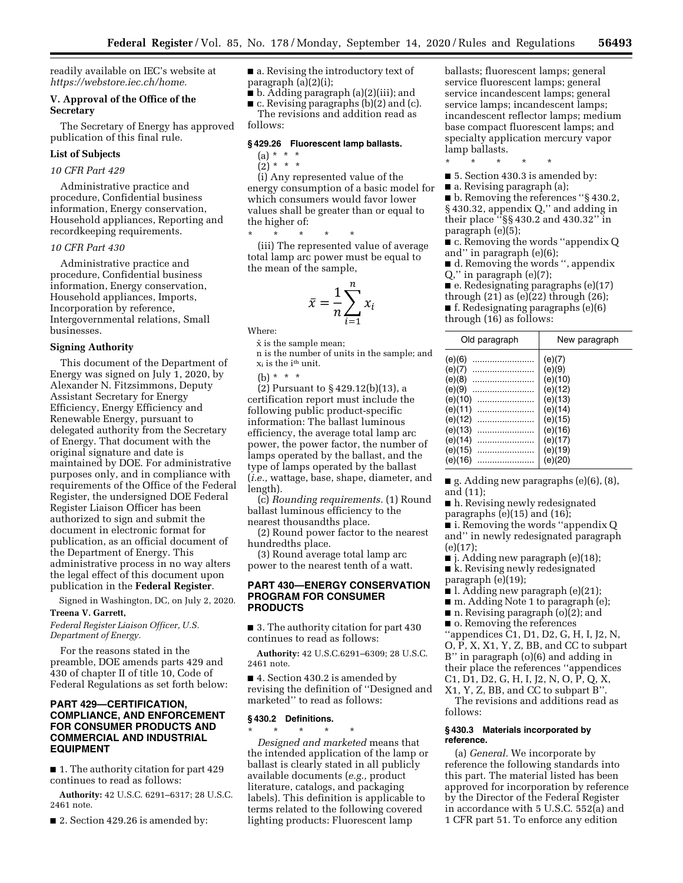readily available on IEC's website at *https://webstore.iec.ch/home.*

### V. Approval of the Office of the Secretary

The Secretary of Energy has approved publication of this final rule.

### List of Subjects

*10 CFR Part 429*

Administrative practice and procedure, Confidential business information, Energy conservation, Household appliances, Reporting and recordkeeping requirements.

*10 CFR Part 430*

Administrative practice and procedure, Confidential business information, Energy conservation, Household appliances, Imports, Incorporation by reference, Intergovernmental relations, Small businesses.

### Signing Authority

This document of the Department of Energy was signed on July 1, 2020, by Alexander N. Fitzsimmons, Deputy Assistant Secretary for Energy Efficiency, Energy Efficiency and Renewable Energy, pursuant to delegated authority from the Secretary of Energy. That document with the original signature and date is maintained by DOE. For administrative purposes only, and in compliance with requirements of the Office of the Federal Register, the undersigned DOE Federal Register Liaison Officer has been authorized to sign and submit the document in electronic format for publication, as an official document of the Department of Energy. This administrative process in no way alters the legal effect of this document upon publication in the **Federal Register**.

Signed in Washington, DC, on July 2, 2020.

**Treena V. Garrett,**

*Federal Register Liaison Officer, U.S. Department of Energy.*

For the reasons stated in the preamble, DOE amends parts 429 and 430 of chapter II of title 10, Code of Federal Regulations as set forth below:

## PART 429—CERTIFICATION, COMPLIANCE, AND ENFORCEMENT FOR CONSUMER PRODUCTS AND COMMERCIAL AND INDUSTRIAL EQUIPMENT

■ 1. The authority citation for part 429 continues to read as follows:

**Authority:** 42 U.S.C. 6291–6317; 28 U.S.C. 2461 note.

■ 2. Section 429.26 is amended by:

■ a. Revising the introductory text of paragraph (a)(2)(i);

■ b. Adding paragraph (a)(2)(iii); and

■ c. Revising paragraphs (b)(2) and (c).

The revisions and addition read as follows:

### § 429.26 Fluorescent lamp ballasts.

(a) * * *

(2) * * *

(i) Any represented value of the energy consumption of a basic model for which consumers would favor lower values shall be greater than or equal to the higher of:

\* \* \* \* \*

(iii) The represented value of average total lamp arc power must be equal to the mean of the sample,

$$\bar{x} = \frac{1}{n}\sum_{i=1}^{n} x_i$$

Where:

$\bar{x}$ is the sample mean;
n is the number of units in the sample; and
$x_i$ is the i^th unit.

(b) * * *

(2) Pursuant to § 429.12(b)(13), a certification report must include the following public product-specific information: The ballast luminous efficiency, the average total lamp arc power, the power factor, the number of lamps operated by the ballast, and the type of lamps operated by the ballast (*i.e.,* wattage, base, shape, diameter, and length).

(c) *Rounding requirements.* (1) Round ballast luminous efficiency to the nearest thousandths place.

(2) Round power factor to the nearest hundredths place.

(3) Round average total lamp arc power to the nearest tenth of a watt.

## PART 430—ENERGY CONSERVATION PROGRAM FOR CONSUMER PRODUCTS

■ 3. The authority citation for part 430 continues to read as follows:

**Authority:** 42 U.S.C.6291–6309; 28 U.S.C. 2461 note.

■ 4. Section 430.2 is amended by revising the definition of "Designed and marketed" to read as follows:

### § 430.2 Definitions.

\* \* \* \* \*

*Designed and marketed* means that the intended application of the lamp or ballast is clearly stated in all publicly available documents (*e.g.,* product literature, catalogs, and packaging labels). This definition is applicable to terms related to the following covered lighting products: Fluorescent lamp ballasts; fluorescent lamps; general service fluorescent lamps; general service incandescent lamps; general service lamps; incandescent lamps; incandescent reflector lamps; medium base compact fluorescent lamps; and specialty application mercury vapor lamp ballasts.

\* \* \* \* \*

■ 5. Section 430.3 is amended by:

■ a. Revising paragraph (a);

■ b. Removing the references "§ 430.2, § 430.32, appendix Q," and adding in their place "§§ 430.2 and 430.32" in paragraph (e)(5);

■ c. Removing the words "appendix Q and" in paragraph (e)(6);

■ d. Removing the words ", appendix Q," in paragraph (e)(7);

■ e. Redesignating paragraphs (e)(17) through (21) as (e)(22) through (26);

■ f. Redesignating paragraphs (e)(6) through (16) as follows:

| Old paragraph | New paragraph |
|---|---|
| (e)(6) | (e)(7) |
| (e)(7) | (e)(9) |
| (e)(8) | (e)(10) |
| (e)(9) | (e)(12) |
| (e)(10) | (e)(13) |
| (e)(11) | (e)(14) |
| (e)(12) | (e)(15) |
| (e)(13) | (e)(16) |
| (e)(14) | (e)(17) |
| (e)(15) | (e)(19) |
| (e)(16) | (e)(20) |

■ g. Adding new paragraphs (e)(6), (8), and (11);

■ h. Revising newly redesignated paragraphs (e)(15) and (16);

■ i. Removing the words "appendix Q and" in newly redesignated paragraph (e)(17);

■ j. Adding new paragraph (e)(18);

■ k. Revising newly redesignated paragraph (e)(19);

■ l. Adding new paragraph (e)(21);

■ m. Adding Note 1 to paragraph (e);

■ n. Revising paragraph (o)(2); and

■ o. Removing the references "appendices C1, D1, D2, G, H, I, J2, N, O, P, X, X1, Y, Z, BB, and CC to subpart B" in paragraph (o)(6) and adding in their place the references "appendices C1, D1, D2, G, H, I, J2, N, O, P, Q, X, X1, Y, Z, BB, and CC to subpart B".

The revisions and additions read as follows:

### § 430.3 Materials incorporated by reference.

(a) *General.* We incorporate by reference the following standards into this part. The material listed has been approved for incorporation by reference by the Director of the Federal Register in accordance with 5 U.S.C. 552(a) and 1 CFR part 51. To enforce any edition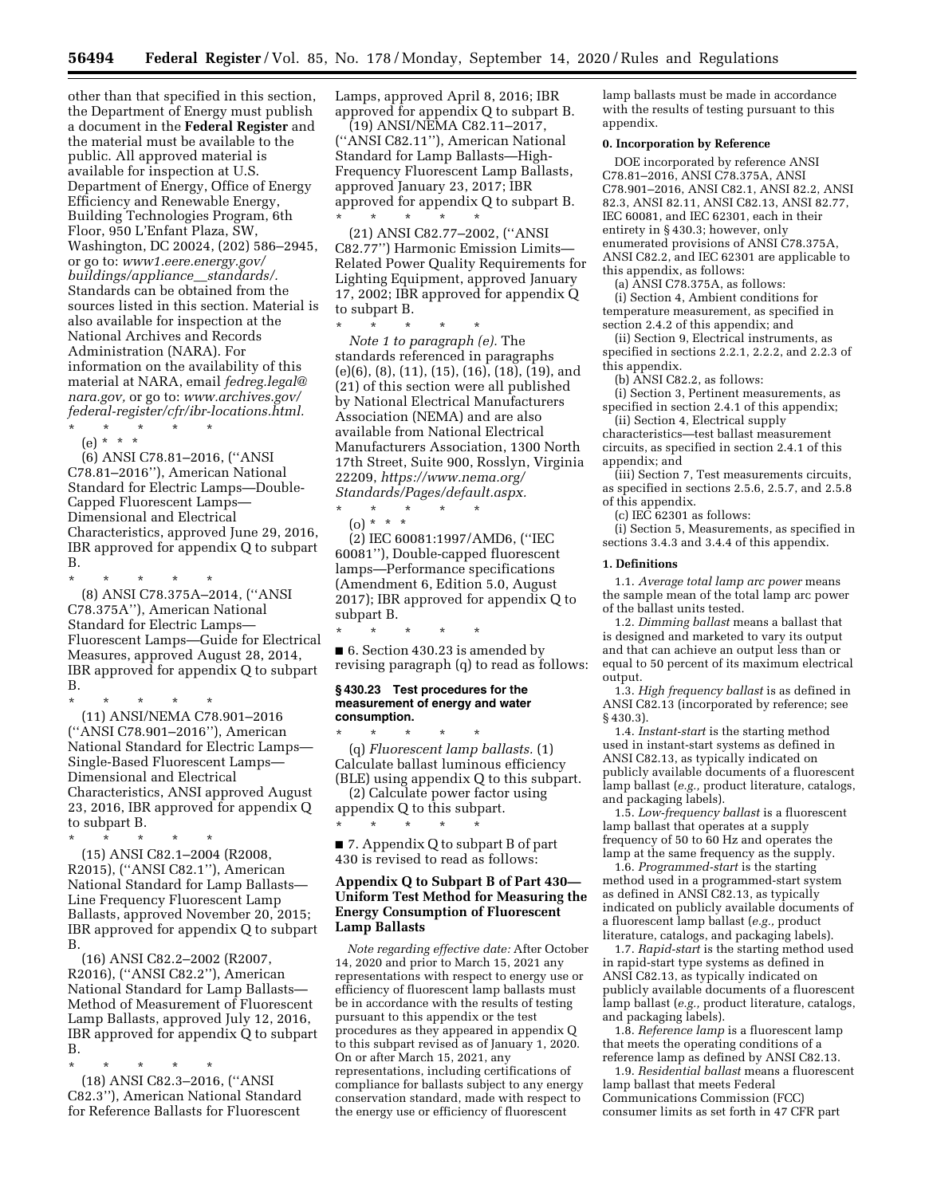other than that specified in this section, the Department of Energy must publish a document in the **Federal Register** and the material must be available to the public. All approved material is available for inspection at U.S. Department of Energy, Office of Energy Efficiency and Renewable Energy, Building Technologies Program, 6th Floor, 950 L'Enfant Plaza, SW, Washington, DC 20024, (202) 586–2945, or go to: *www1.eere.energy.gov/buildings/appliance_standards/.* Standards can be obtained from the sources listed in this section. Material is also available for inspection at the National Archives and Records Administration (NARA). For information on the availability of this material at NARA, email *fedreg.legal@nara.gov,* or go to: *www.archives.gov/federal-register/cfr/ibr-locations.html.*

\* \* \* \* \*

(e) \* \* \*

(6) ANSI C78.81–2016, (''ANSI C78.81–2016''), American National Standard for Electric Lamps—Double-Capped Fluorescent Lamps—Dimensional and Electrical Characteristics, approved June 29, 2016, IBR approved for appendix Q to subpart B.

\* \* \* \* \*

(8) ANSI C78.375A–2014, (''ANSI C78.375A''), American National Standard for Electric Lamps—Fluorescent Lamps—Guide for Electrical Measures, approved August 28, 2014, IBR approved for appendix Q to subpart B.

\* \* \* \* \*

(11) ANSI/NEMA C78.901–2016 (''ANSI C78.901–2016''), American National Standard for Electric Lamps—Single-Based Fluorescent Lamps—Dimensional and Electrical Characteristics, ANSI approved August 23, 2016, IBR approved for appendix Q to subpart B.

\* \* \* \* \*

(15) ANSI C82.1–2004 (R2008, R2015), (''ANSI C82.1''), American National Standard for Lamp Ballasts—Line Frequency Fluorescent Lamp Ballasts, approved November 20, 2015; IBR approved for appendix Q to subpart B.

(16) ANSI C82.2–2002 (R2007, R2016), (''ANSI C82.2''), American National Standard for Lamp Ballasts—Method of Measurement of Fluorescent Lamp Ballasts, approved July 12, 2016, IBR approved for appendix Q to subpart B.

\* \* \* \* \*

(18) ANSI C82.3–2016, (''ANSI C82.3''), American National Standard for Reference Ballasts for Fluorescent Lamps, approved April 8, 2016; IBR approved for appendix Q to subpart B.

(19) ANSI/NEMA C82.11–2017, (''ANSI C82.11''), American National Standard for Lamp Ballasts—High-Frequency Fluorescent Lamp Ballasts, approved January 23, 2017; IBR approved for appendix Q to subpart B.

\* \* \* \* \*

(21) ANSI C82.77–2002, (''ANSI C82.77'') Harmonic Emission Limits—Related Power Quality Requirements for Lighting Equipment, approved January 17, 2002; IBR approved for appendix Q to subpart B.

\* \* \* \* \*

*Note 1 to paragraph (e).* The standards referenced in paragraphs (e)(6), (8), (11), (15), (16), (18), (19), and (21) of this section were all published by National Electrical Manufacturers Association (NEMA) and are also available from National Electrical Manufacturers Association, 1300 North 17th Street, Suite 900, Rosslyn, Virginia 22209, *https://www.nema.org/Standards/Pages/default.aspx.*

\* \* \* \* \*

(o) \* \* \*

(2) IEC 60081:1997/AMD6, (''IEC 60081''), Double-capped fluorescent lamps—Performance specifications (Amendment 6, Edition 5.0, August 2017); IBR approved for appendix Q to subpart B.

\* \* \* \* \*

■ 6. Section 430.23 is amended by revising paragraph (q) to read as follows:

**§ 430.23 Test procedures for the measurement of energy and water consumption.**

\* \* \* \* \*

(q) *Fluorescent lamp ballasts.* (1) Calculate ballast luminous efficiency (BLE) using appendix Q to this subpart.

(2) Calculate power factor using appendix Q to this subpart.

\* \* \* \* \*

■ 7. Appendix Q to subpart B of part 430 is revised to read as follows:

## Appendix Q to Subpart B of Part 430—Uniform Test Method for Measuring the Energy Consumption of Fluorescent Lamp Ballasts

*Note regarding effective date:* After October 14, 2020 and prior to March 15, 2021 any representations with respect to energy use or efficiency of fluorescent lamp ballasts must be in accordance with the results of testing pursuant to this appendix or the test procedures as they appeared in appendix Q to this subpart revised as of January 1, 2020. On or after March 15, 2021, any representations, including certifications of compliance for ballasts subject to any energy conservation standard, made with respect to the energy use or efficiency of fluorescent lamp ballasts must be made in accordance with the results of testing pursuant to this appendix.

**0. Incorporation by Reference**

DOE incorporated by reference ANSI C78.81–2016, ANSI C78.375A, ANSI C78.901–2016, ANSI C82.1, ANSI 82.2, ANSI 82.3, ANSI 82.11, ANSI C82.13, ANSI 82.77, IEC 60081, and IEC 62301, each in their entirety in § 430.3; however, only enumerated provisions of ANSI C78.375A, ANSI C82.2, and IEC 62301 are applicable to this appendix, as follows:

(a) ANSI C78.375A, as follows:

(i) Section 4, Ambient conditions for temperature measurement, as specified in section 2.4.2 of this appendix; and

(ii) Section 9, Electrical instruments, as specified in sections 2.2.1, 2.2.2, and 2.2.3 of this appendix.

(b) ANSI C82.2, as follows:

(i) Section 3, Pertinent measurements, as specified in section 2.4.1 of this appendix;

(ii) Section 4, Electrical supply characteristics—test ballast measurement circuits, as specified in section 2.4.1 of this appendix; and

(iii) Section 7, Test measurements circuits, as specified in sections 2.5.6, 2.5.7, and 2.5.8 of this appendix.

(c) IEC 62301 as follows:

(i) Section 5, Measurements, as specified in sections 3.4.3 and 3.4.4 of this appendix.

**1. Definitions**

1.1. *Average total lamp arc power* means the sample mean of the total lamp arc power of the ballast units tested.

1.2. *Dimming ballast* means a ballast that is designed and marketed to vary its output and that can achieve an output less than or equal to 50 percent of its maximum electrical output.

1.3. *High frequency ballast* is as defined in ANSI C82.13 (incorporated by reference; see § 430.3).

1.4. *Instant-start* is the starting method used in instant-start systems as defined in ANSI C82.13, as typically indicated on publicly available documents of a fluorescent lamp ballast (*e.g.,* product literature, catalogs, and packaging labels).

1.5. *Low-frequency ballast* is a fluorescent lamp ballast that operates at a supply frequency of 50 to 60 Hz and operates the lamp at the same frequency as the supply.

1.6. *Programmed-start* is the starting method used in a programmed-start system as defined in ANSI C82.13, as typically indicated on publicly available documents of a fluorescent lamp ballast (*e.g.,* product literature, catalogs, and packaging labels).

1.7. *Rapid-start* is the starting method used in rapid-start type systems as defined in ANSI C82.13, as typically indicated on publicly available documents of a fluorescent lamp ballast (*e.g.,* product literature, catalogs, and packaging labels).

1.8. *Reference lamp* is a fluorescent lamp that meets the operating conditions of a reference lamp as defined by ANSI C82.13.

1.9. *Residential ballast* means a fluorescent lamp ballast that meets Federal Communications Commission (FCC) consumer limits as set forth in 47 CFR part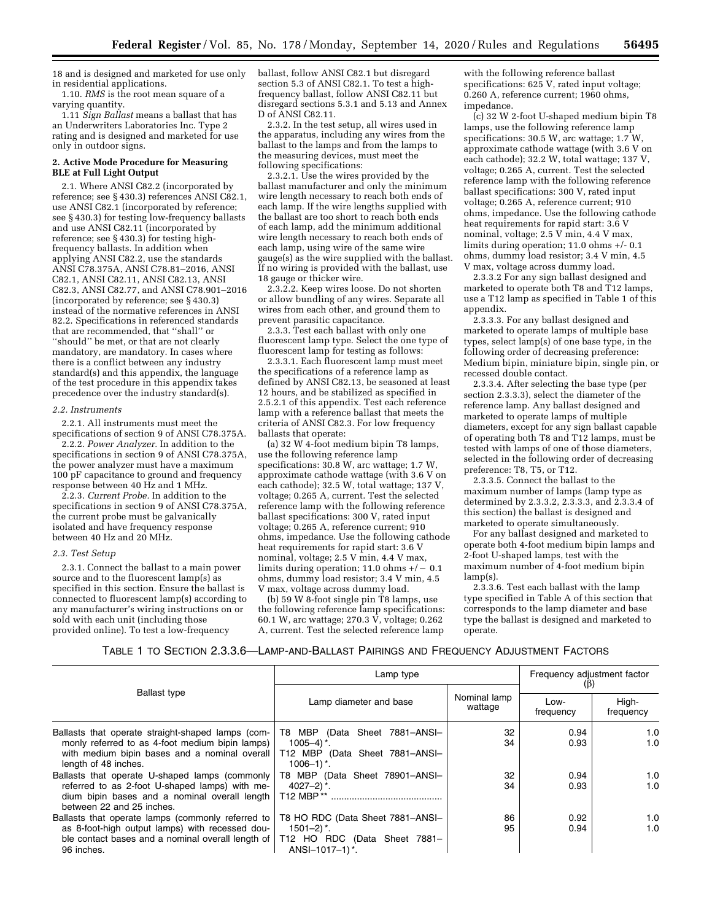18 and is designed and marketed for use only in residential applications.

1.10. *RMS* is the root mean square of a varying quantity.

1.11 *Sign Ballast* means a ballast that has an Underwriters Laboratories Inc. Type 2 rating and is designed and marketed for use only in outdoor signs.

**2. Active Mode Procedure for Measuring BLE at Full Light Output**

2.1. Where ANSI C82.2 (incorporated by reference; see § 430.3) references ANSI C82.1, use ANSI C82.1 (incorporated by reference; see § 430.3) for testing low-frequency ballasts and use ANSI C82.11 (incorporated by reference; see § 430.3) for testing high-frequency ballasts. In addition when applying ANSI C82.2, use the standards ANSI C78.375A, ANSI C78.81–2016, ANSI C82.1, ANSI C82.11, ANSI C82.13, ANSI C82.3, ANSI C82.77, and ANSI C78.901–2016 (incorporated by reference; see § 430.3) instead of the normative references in ANSI 82.2. Specifications in referenced standards that are recommended, that ''shall'' or ''should'' be met, or that are not clearly mandatory, are mandatory. In cases where there is a conflict between any industry standard(s) and this appendix, the language of the test procedure in this appendix takes precedence over the industry standard(s).

*2.2. Instruments*

2.2.1. All instruments must meet the specifications of section 9 of ANSI C78.375A.

2.2.2. *Power Analyzer.* In addition to the specifications in section 9 of ANSI C78.375A, the power analyzer must have a maximum 100 pF capacitance to ground and frequency response between 40 Hz and 1 MHz.

2.2.3. *Current Probe.* In addition to the specifications in section 9 of ANSI C78.375A, the current probe must be galvanically isolated and have frequency response between 40 Hz and 20 MHz.

*2.3. Test Setup*

2.3.1. Connect the ballast to a main power source and to the fluorescent lamp(s) as specified in this section. Ensure the ballast is connected to fluorescent lamp(s) according to any manufacturer's wiring instructions on or sold with each unit (including those provided online). To test a low-frequency ballast, follow ANSI C82.1 but disregard section 5.3 of ANSI C82.1. To test a high-frequency ballast, follow ANSI C82.11 but disregard sections 5.3.1 and 5.13 and Annex D of ANSI C82.11.

2.3.2. In the test setup, all wires used in the apparatus, including any wires from the ballast to the lamps and from the lamps to the measuring devices, must meet the following specifications:

2.3.2.1. Use the wires provided by the ballast manufacturer and only the minimum wire length necessary to reach both ends of each lamp. If the wire lengths supplied with the ballast are too short to reach both ends of each lamp, add the minimum additional wire length necessary to reach both ends of each lamp, using wire of the same wire gauge(s) as the wire supplied with the ballast. If no wiring is provided with the ballast, use 18 gauge or thicker wire.

2.3.2.2. Keep wires loose. Do not shorten or allow bundling of any wires. Separate all wires from each other, and ground them to prevent parasitic capacitance.

2.3.3. Test each ballast with only one fluorescent lamp type. Select the one type of fluorescent lamp for testing as follows:

2.3.3.1. Each fluorescent lamp must meet the specifications of a reference lamp as defined by ANSI C82.13, be seasoned at least 12 hours, and be stabilized as specified in 2.5.2.1 of this appendix. Test each reference lamp with a reference ballast that meets the criteria of ANSI C82.3. For low frequency ballasts that operate:

(a) 32 W 4-foot medium bipin T8 lamps, use the following reference lamp specifications: 30.8 W, arc wattage; 1.7 W, approximate cathode wattage (with 3.6 V on each cathode); 32.5 W, total wattage; 137 V, voltage; 0.265 A, current. Test the selected reference lamp with the following reference ballast specifications: 300 V, rated input voltage; 0.265 A, reference current; 910 ohms, impedance. Use the following cathode heat requirements for rapid start: 3.6 V nominal, voltage; 2.5 V min, 4.4 V max, limits during operation; 11.0 ohms +/− 0.1 ohms, dummy load resistor; 3.4 V min, 4.5 V max, voltage across dummy load.

(b) 59 W 8-foot single pin T8 lamps, use the following reference lamp specifications: 60.1 W, arc wattage; 270.3 V, voltage; 0.262 A, current. Test the selected reference lamp with the following reference ballast specifications: 625 V, rated input voltage; 0.260 A, reference current; 1960 ohms, impedance.

(c) 32 W 2-foot U-shaped medium bipin T8 lamps, use the following reference lamp specifications: 30.5 W, arc wattage; 1.7 W, approximate cathode wattage (with 3.6 V on each cathode); 32.2 W, total wattage; 137 V, voltage; 0.265 A, current. Test the selected reference lamp with the following reference ballast specifications: 300 V, rated input voltage; 0.265 A, reference current; 910 ohms, impedance. Use the following cathode heat requirements for rapid start: 3.6 V nominal, voltage; 2.5 V min, 4.4 V max, limits during operation; 11.0 ohms +/- 0.1 ohms, dummy load resistor; 3.4 V min, 4.5 V max, voltage across dummy load.

2.3.3.2 For any sign ballast designed and marketed to operate both T8 and T12 lamps, use a T12 lamp as specified in Table 1 of this appendix.

2.3.3.3. For any ballast designed and marketed to operate lamps of multiple base types, select lamp(s) of one base type, in the following order of decreasing preference: Medium bipin, miniature bipin, single pin, or recessed double contact.

2.3.3.4. After selecting the base type (per section 2.3.3.3), select the diameter of the reference lamp. Any ballast designed and marketed to operate lamps of multiple diameters, except for any sign ballast capable of operating both T8 and T12 lamps, must be tested with lamps of one of those diameters, selected in the following order of decreasing preference: T8, T5, or T12.

2.3.3.5. Connect the ballast to the maximum number of lamps (lamp type as determined by 2.3.3.2, 2.3.3.3, and 2.3.3.4 of this section) the ballast is designed and marketed to operate simultaneously.

For any ballast designed and marketed to operate both 4-foot medium bipin lamps and 2-foot U-shaped lamps, test with the maximum number of 4-foot medium bipin lamp(s).

2.3.3.6. Test each ballast with the lamp type specified in Table A of this section that corresponds to the lamp diameter and base type the ballast is designed and marketed to operate.

TABLE 1 TO SECTION 2.3.3.6—LAMP-AND-BALLAST PAIRINGS AND FREQUENCY ADJUSTMENT FACTORS

| Ballast type | Lamp type | | Frequency adjustment factor (β) | |
|---|---|---|---|---|
| | Lamp diameter and base | Nominal lamp wattage | Low-frequency | High-frequency |
| Ballasts that operate straight-shaped lamps (commonly referred to as 4-foot medium bipin lamps) with medium bipin bases and a nominal overall length of 48 inches. | T8 MBP (Data Sheet 7881–ANSI–1005–4) *. | 32 | 0.94 | 1.0 |
| | T12 MBP (Data Sheet 7881–ANSI–1006–1) *. | 34 | 0.93 | 1.0 |
| Ballasts that operate U-shaped lamps (commonly referred to as 2-foot U-shaped lamps) with medium bipin bases and a nominal overall length between 22 and 25 inches. | T8 MBP (Data Sheet 78901–ANSI–4027–2) *. | 32 | 0.94 | 1.0 |
| | T12 MBP ** | 34 | 0.93 | 1.0 |
| Ballasts that operate lamps (commonly referred to as 8-foot-high output lamps) with recessed double contact bases and a nominal overall length of 96 inches. | T8 HO RDC (Data Sheet 7881–ANSI–1501–2) *. | 86 | 0.92 | 1.0 |
| | T12 HO RDC (Data Sheet 7881–ANSI–1017–1) *. | 95 | 0.94 | 1.0 |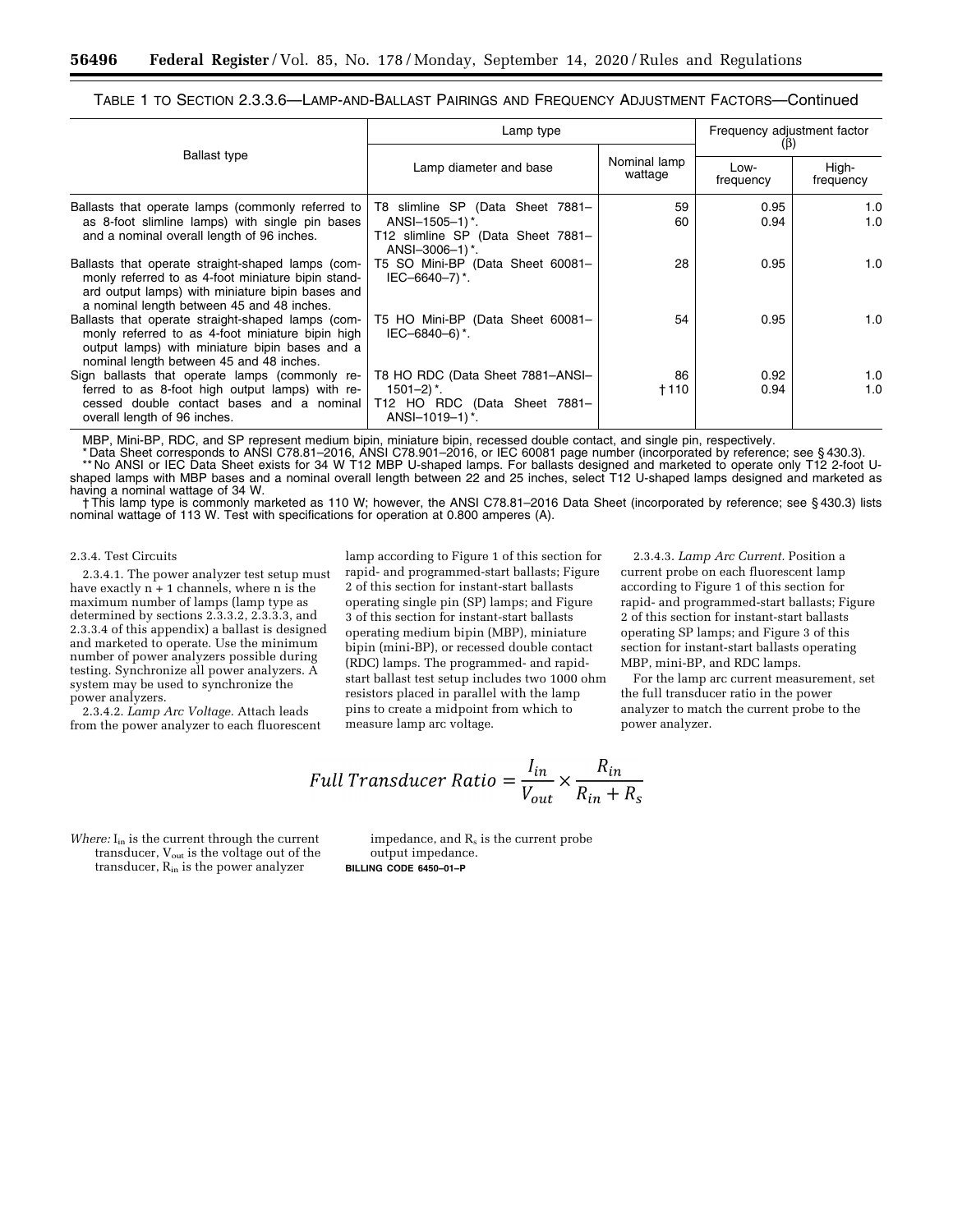TABLE 1 TO SECTION 2.3.3.6—LAMP-AND-BALLAST PAIRINGS AND FREQUENCY ADJUSTMENT FACTORS—Continued

| Ballast type | Lamp type | | Frequency adjustment factor (β) | |
|---|---|---|---|---|
| | Lamp diameter and base | Nominal lamp wattage | Low-frequency | High-frequency |
| Ballasts that operate lamps (commonly referred to as 8-foot slimline lamps) with single pin bases and a nominal overall length of 96 inches. | T8 slimline SP (Data Sheet 7881–ANSI–1505–1)*. | 59 | 0.95 | 1.0 |
| | T12 slimline SP (Data Sheet 7881–ANSI–3006–1)*. | 60 | 0.94 | 1.0 |
| Ballasts that operate straight-shaped lamps (commonly referred to as 4-foot miniature bipin standard output lamps) with miniature bipin bases and a nominal length between 45 and 48 inches. | T5 SO Mini-BP (Data Sheet 60081–IEC–6640–7)*. | 28 | 0.95 | 1.0 |
| Ballasts that operate straight-shaped lamps (commonly referred to as 4-foot miniature bipin high output lamps) with miniature bipin bases and a nominal length between 45 and 48 inches. | T5 HO Mini-BP (Data Sheet 60081–IEC–6840–6)*. | 54 | 0.95 | 1.0 |
| Sign ballasts that operate lamps (commonly referred to as 8-foot high output lamps) with recessed double contact bases and a nominal overall length of 96 inches. | T8 HO RDC (Data Sheet 7881–ANSI–1501–2)*. | 86 | 0.92 | 1.0 |
| | T12 HO RDC (Data Sheet 7881–ANSI–1019–1)*. | †110 | 0.94 | 1.0 |

MBP, Mini-BP, RDC, and SP represent medium bipin, miniature bipin, recessed double contact, and single pin, respectively.

\* Data Sheet corresponds to ANSI C78.81–2016, ANSI C78.901–2016, or IEC 60081 page number (incorporated by reference; see § 430.3).

\*\* No ANSI or IEC Data Sheet exists for 34 W T12 MBP U-shaped lamps. For ballasts designed and marketed to operate only T12 2-foot U-shaped lamps with MBP bases and a nominal overall length between 22 and 25 inches, select T12 U-shaped lamps designed and marketed as having a nominal wattage of 34 W.

† This lamp type is commonly marketed as 110 W; however, the ANSI C78.81–2016 Data Sheet (incorporated by reference; see § 430.3) lists nominal wattage of 113 W. Test with specifications for operation at 0.800 amperes (A).

2.3.4. Test Circuits

2.3.4.1. The power analyzer test setup must have exactly n + 1 channels, where n is the maximum number of lamps (lamp type as determined by sections 2.3.3.2, 2.3.3.3, and 2.3.3.4 of this appendix) a ballast is designed and marketed to operate. Use the minimum number of power analyzers possible during testing. Synchronize all power analyzers. A system may be used to synchronize the power analyzers.

2.3.4.2. *Lamp Arc Voltage.* Attach leads from the power analyzer to each fluorescent lamp according to Figure 1 of this section for rapid- and programmed-start ballasts; Figure 2 of this section for instant-start ballasts operating single pin (SP) lamps; and Figure 3 of this section for instant-start ballasts operating medium bipin (MBP), miniature bipin (mini-BP), or recessed double contact (RDC) lamps. The programmed- and rapid-start ballast test setup includes two 1000 ohm resistors placed in parallel with the lamp pins to create a midpoint from which to measure lamp arc voltage.

2.3.4.3. *Lamp Arc Current.* Position a current probe on each fluorescent lamp according to Figure 1 of this section for rapid- and programmed-start ballasts; Figure 2 of this section for instant-start ballasts operating SP lamps; and Figure 3 of this section for instant-start ballasts operating MBP, mini-BP, and RDC lamps.

For the lamp arc current measurement, set the full transducer ratio in the power analyzer to match the current probe to the power analyzer.

$$Full\ Transducer\ Ratio = \frac{I_{in}}{V_{out}} \times \frac{R_{in}}{R_{in} + R_s}$$

*Where:* $I_{in}$ is the current through the current transducer, $V_{out}$ is the voltage out of the transducer, $R_{in}$ is the power analyzer impedance, and $R_s$ is the current probe output impedance.

**BILLING CODE 6450–01–P**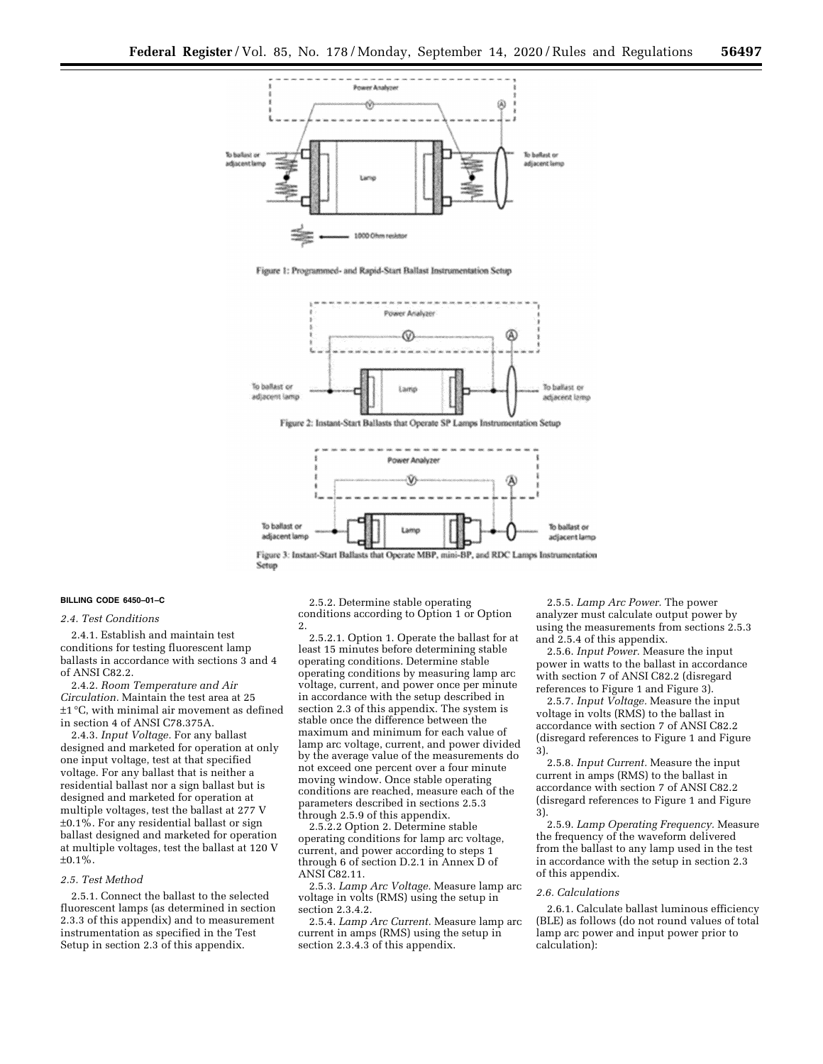Figure 1: Programmed- and Rapid-Start Ballast Instrumentation Setup

Figure 2: Instant-Start Ballasts that Operate SP Lamps Instrumentation Setup

Figure 3: Instant-Start Ballasts that Operate MBP, mini-BP, and RDC Lamps Instrumentation Setup

**BILLING CODE 6450–01–C**

*2.4. Test Conditions*

2.4.1. Establish and maintain test conditions for testing fluorescent lamp ballasts in accordance with sections 3 and 4 of ANSI C82.2.

2.4.2. *Room Temperature and Air Circulation.* Maintain the test area at 25 ±1 °C, with minimal air movement as defined in section 4 of ANSI C78.375A.

2.4.3. *Input Voltage.* For any ballast designed and marketed for operation at only one input voltage, test at that specified voltage. For any ballast that is neither a residential ballast nor a sign ballast but is designed and marketed for operation at multiple voltages, test the ballast at 277 V ±0.1%. For any residential ballast or sign ballast designed and marketed for operation at multiple voltages, test the ballast at 120 V ±0.1%.

*2.5. Test Method*

2.5.1. Connect the ballast to the selected fluorescent lamps (as determined in section 2.3.3 of this appendix) and to measurement instrumentation as specified in the Test Setup in section 2.3 of this appendix.

2.5.2. Determine stable operating conditions according to Option 1 or Option 2.

2.5.2.1. Option 1. Operate the ballast for at least 15 minutes before determining stable operating conditions. Determine stable operating conditions by measuring lamp arc voltage, current, and power once per minute in accordance with the setup described in section 2.3 of this appendix. The system is stable once the difference between the maximum and minimum for each value of lamp arc voltage, current, and power divided by the average value of the measurements do not exceed one percent over a four minute moving window. Once stable operating conditions are reached, measure each of the parameters described in sections 2.5.3 through 2.5.9 of this appendix.

2.5.2.2 Option 2. Determine stable operating conditions for lamp arc voltage, current, and power according to steps 1 through 6 of section D.2.1 in Annex D of ANSI C82.11.

2.5.3. *Lamp Arc Voltage.* Measure lamp arc voltage in volts (RMS) using the setup in section 2.3.4.2.

2.5.4. *Lamp Arc Current.* Measure lamp arc current in amps (RMS) using the setup in section 2.3.4.3 of this appendix.

2.5.5. *Lamp Arc Power.* The power analyzer must calculate output power by using the measurements from sections 2.5.3 and 2.5.4 of this appendix.

2.5.6. *Input Power.* Measure the input power in watts to the ballast in accordance with section 7 of ANSI C82.2 (disregard references to Figure 1 and Figure 3).

2.5.7. *Input Voltage.* Measure the input voltage in volts (RMS) to the ballast in accordance with section 7 of ANSI C82.2 (disregard references to Figure 1 and Figure 3).

2.5.8. *Input Current.* Measure the input current in amps (RMS) to the ballast in accordance with section 7 of ANSI C82.2 (disregard references to Figure 1 and Figure 3).

2.5.9. *Lamp Operating Frequency.* Measure the frequency of the waveform delivered from the ballast to any lamp used in the test in accordance with the setup in section 2.3 of this appendix.

*2.6. Calculations*

2.6.1. Calculate ballast luminous efficiency (BLE) as follows (do not round values of total lamp arc power and input power prior to calculation):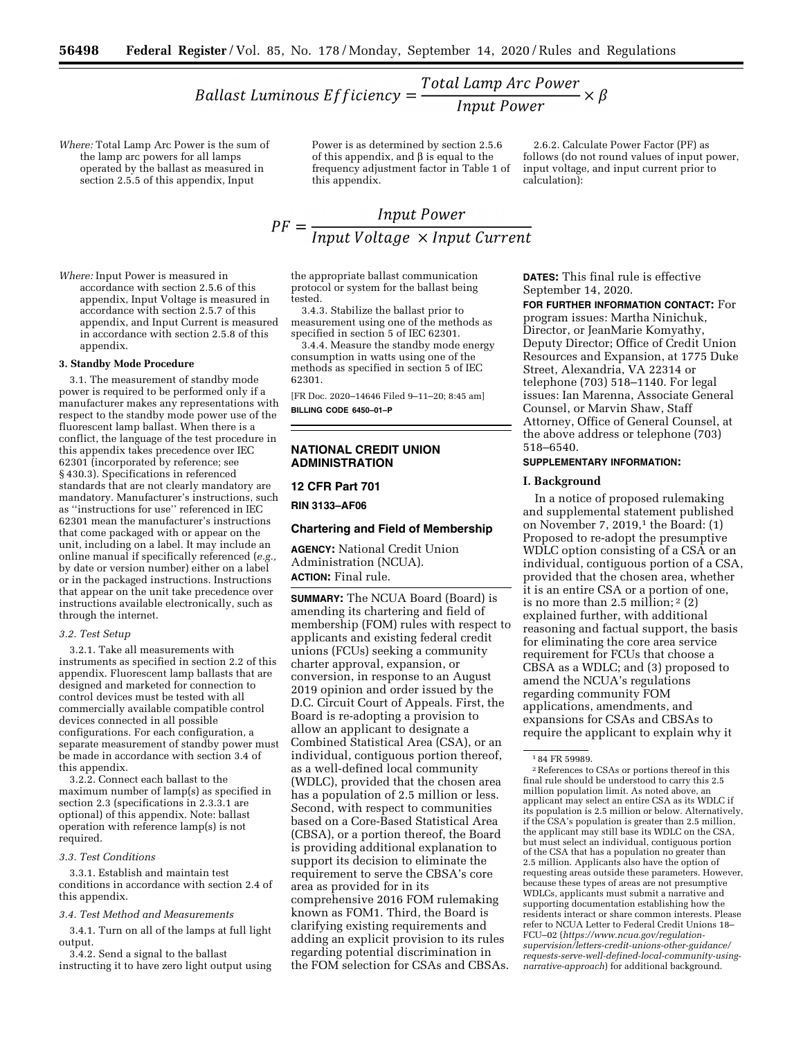$$Ballast\ Luminous\ Efficiency = \frac{Total\ Lamp\ Arc\ Power}{Input\ Power} \times \beta$$

*Where:* Total Lamp Arc Power is the sum of the lamp arc powers for all lamps operated by the ballast as measured in section 2.5.5 of this appendix, Input Power is as determined by section 2.5.6 of this appendix, and β is equal to the frequency adjustment factor in Table 1 of this appendix.

2.6.2. Calculate Power Factor (PF) as follows (do not round values of input power, input voltage, and input current prior to calculation):

$$PF = \frac{Input\ Power}{Input\ Voltage\ \times Input\ Current}$$

*Where:* Input Power is measured in accordance with section 2.5.6 of this appendix, Input Voltage is measured in accordance with section 2.5.7 of this appendix, and Input Current is measured in accordance with section 2.5.8 of this appendix.

**3. Standby Mode Procedure**

3.1. The measurement of standby mode power is required to be performed only if a manufacturer makes any representations with respect to the standby mode power use of the fluorescent lamp ballast. When there is a conflict, the language of the test procedure in this appendix takes precedence over IEC 62301 (incorporated by reference; see § 430.3). Specifications in referenced standards that are not clearly mandatory are mandatory. Manufacturer's instructions, such as ''instructions for use'' referenced in IEC 62301 mean the manufacturer's instructions that come packaged with or appear on the unit, including on a label. It may include an online manual if specifically referenced (*e.g.,* by date or version number) either on a label or in the packaged instructions. Instructions that appear on the unit take precedence over instructions available electronically, such as through the internet.

*3.2. Test Setup*

3.2.1. Take all measurements with instruments as specified in section 2.2 of this appendix. Fluorescent lamp ballasts that are designed and marketed for connection to control devices must be tested with all commercially available compatible control devices connected in all possible configurations. For each configuration, a separate measurement of standby power must be made in accordance with section 3.4 of this appendix.

3.2.2. Connect each ballast to the maximum number of lamp(s) as specified in section 2.3 (specifications in 2.3.3.1 are optional) of this appendix. Note: ballast operation with reference lamp(s) is not required.

*3.3. Test Conditions*

3.3.1. Establish and maintain test conditions in accordance with section 2.4 of this appendix.

*3.4. Test Method and Measurements*

3.4.1. Turn on all of the lamps at full light output.

3.4.2. Send a signal to the ballast instructing it to have zero light output using the appropriate ballast communication protocol or system for the ballast being tested.

3.4.3. Stabilize the ballast prior to measurement using one of the methods as specified in section 5 of IEC 62301.

3.4.4. Measure the standby mode energy consumption in watts using one of the methods as specified in section 5 of IEC 62301.

[FR Doc. 2020–14646 Filed 9–11–20; 8:45 am]

**BILLING CODE 6450–01–P**

---

## NATIONAL CREDIT UNION ADMINISTRATION

### 12 CFR Part 701

**RIN 3133–AF06**

### Chartering and Field of Membership

**AGENCY:** National Credit Union Administration (NCUA).

**ACTION:** Final rule.

**SUMMARY:** The NCUA Board (Board) is amending its chartering and field of membership (FOM) rules with respect to applicants and existing federal credit unions (FCUs) seeking a community charter approval, expansion, or conversion, in response to an August 2019 opinion and order issued by the D.C. Circuit Court of Appeals. First, the Board is re-adopting a provision to allow an applicant to designate a Combined Statistical Area (CSA), or an individual, contiguous portion thereof, as a well-defined local community (WDLC), provided that the chosen area has a population of 2.5 million or less. Second, with respect to communities based on a Core-Based Statistical Area (CBSA), or a portion thereof, the Board is providing additional explanation to support its decision to eliminate the requirement to serve the CBSA's core area as provided for in its comprehensive 2016 FOM rulemaking known as FOM1. Third, the Board is clarifying existing requirements and adding an explicit provision to its rules regarding potential discrimination in the FOM selection for CSAs and CBSAs.

**DATES:** This final rule is effective September 14, 2020.

**FOR FURTHER INFORMATION CONTACT:** For program issues: Martha Ninichuk, Director, or JeanMarie Komyathy, Deputy Director; Office of Credit Union Resources and Expansion, at 1775 Duke Street, Alexandria, VA 22314 or telephone (703) 518–1140. For legal issues: Ian Marenna, Associate General Counsel, or Marvin Shaw, Staff Attorney, Office of General Counsel, at the above address or telephone (703) 518–6540.

**SUPPLEMENTARY INFORMATION:**

#### I. Background

In a notice of proposed rulemaking and supplemental statement published on November 7, 2019,[1] the Board: (1) Proposed to re-adopt the presumptive WDLC option consisting of a CSA or an individual, contiguous portion of a CSA, provided that the chosen area, whether it is an entire CSA or a portion of one, is no more than 2.5 million;[2] (2) explained further, with additional reasoning and factual support, the basis for eliminating the core area service requirement for FCUs that choose a CBSA as a WDLC; and (3) proposed to amend the NCUA's regulations regarding community FOM applications, amendments, and expansions for CSAs and CBSAs to require the applicant to explain why it

---

[1] 84 FR 59989.

[2] References to CSAs or portions thereof in this final rule should be understood to carry this 2.5 million population limit. As noted above, an applicant may select an entire CSA as its WDLC if its population is 2.5 million or below. Alternatively, if the CSA's population is greater than 2.5 million, the applicant may still base its WDLC on the CSA, but must select an individual, contiguous portion of the CSA that has a population no greater than 2.5 million. Applicants also have the option of requesting areas outside these parameters. However, because these types of areas are not presumptive WDLCs, applicants must submit a narrative and supporting documentation establishing how the residents interact or share common interests. Please refer to NCUA Letter to Federal Credit Unions 18–FCU–02 (*https://www.ncua.gov/regulation-supervision/letters-credit-unions-other-guidance/requests-serve-well-defined-local-community-using-narrative-approach*) for additional background.